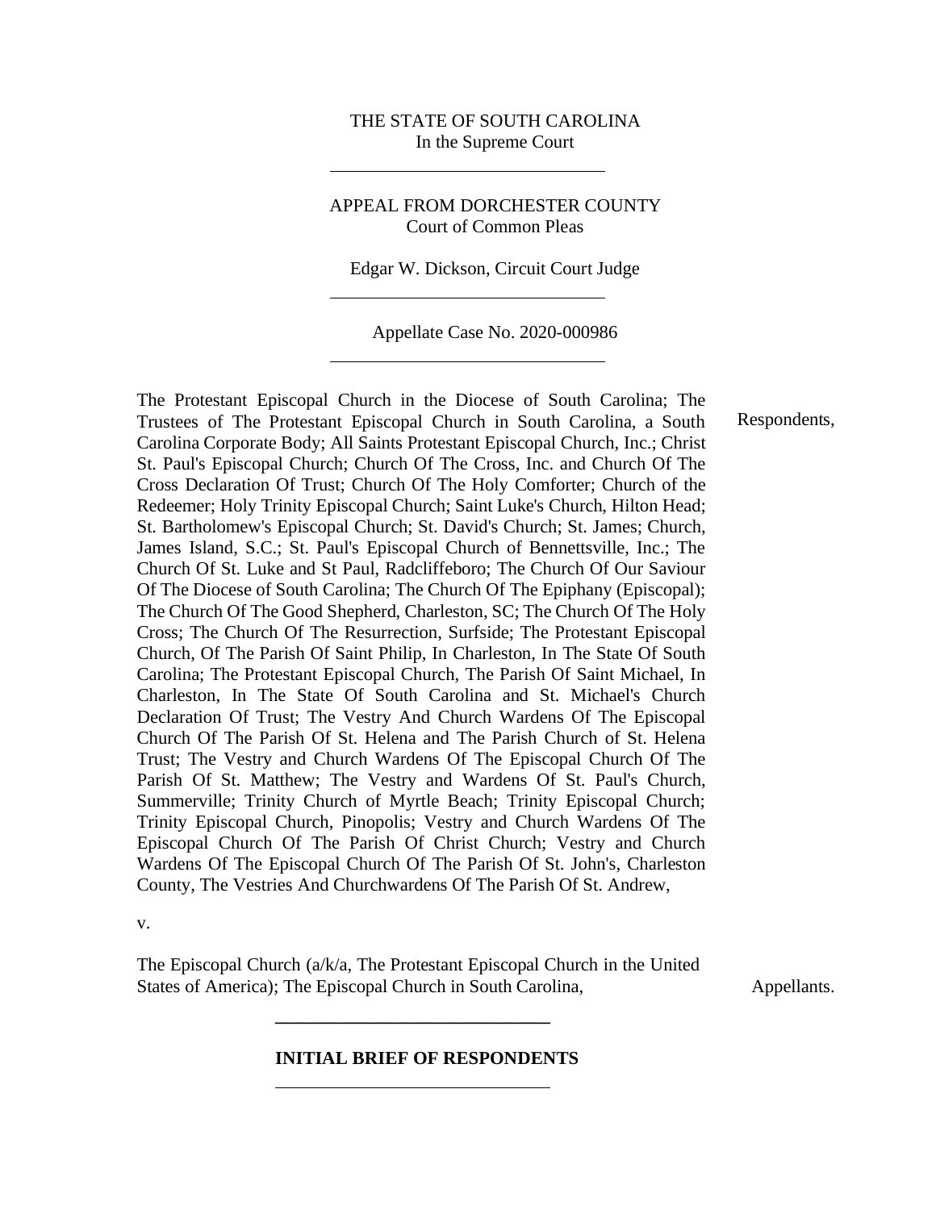THE STATE OF SOUTH CAROLINA
In the Supreme Court

---

APPEAL FROM DORCHESTER COUNTY
Court of Common Pleas

Edgar W. Dickson, Circuit Court Judge

---

Appellate Case No. 2020-000986

---

The Protestant Episcopal Church in the Diocese of South Carolina; The Trustees of The Protestant Episcopal Church in South Carolina, a South Carolina Corporate Body; All Saints Protestant Episcopal Church, Inc.; Christ St. Paul's Episcopal Church; Church Of The Cross, Inc. and Church Of The Cross Declaration Of Trust; Church Of The Holy Comforter; Church of the Redeemer; Holy Trinity Episcopal Church; Saint Luke's Church, Hilton Head; St. Bartholomew's Episcopal Church; St. David's Church; St. James; Church, James Island, S.C.; St. Paul's Episcopal Church of Bennettsville, Inc.; The Church Of St. Luke and St Paul, Radcliffeboro; The Church Of Our Saviour Of The Diocese of South Carolina; The Church Of The Epiphany (Episcopal); The Church Of The Good Shepherd, Charleston, SC; The Church Of The Holy Cross; The Church Of The Resurrection, Surfside; The Protestant Episcopal Church, Of The Parish Of Saint Philip, In Charleston, In The State Of South Carolina; The Protestant Episcopal Church, The Parish Of Saint Michael, In Charleston, In The State Of South Carolina and St. Michael's Church Declaration Of Trust; The Vestry And Church Wardens Of The Episcopal Church Of The Parish Of St. Helena and The Parish Church of St. Helena Trust; The Vestry and Church Wardens Of The Episcopal Church Of The Parish Of St. Matthew; The Vestry and Wardens Of St. Paul's Church, Summerville; Trinity Church of Myrtle Beach; Trinity Episcopal Church; Trinity Episcopal Church, Pinopolis; Vestry and Church Wardens Of The Episcopal Church Of The Parish Of Christ Church; Vestry and Church Wardens Of The Episcopal Church Of The Parish Of St. John's, Charleston County, The Vestries And Churchwardens Of The Parish Of St. Andrew, Respondents,

v.

The Episcopal Church (a/k/a, The Protestant Episcopal Church in the United States of America); The Episcopal Church in South Carolina, Appellants.

---

**INITIAL BRIEF OF RESPONDENTS**

---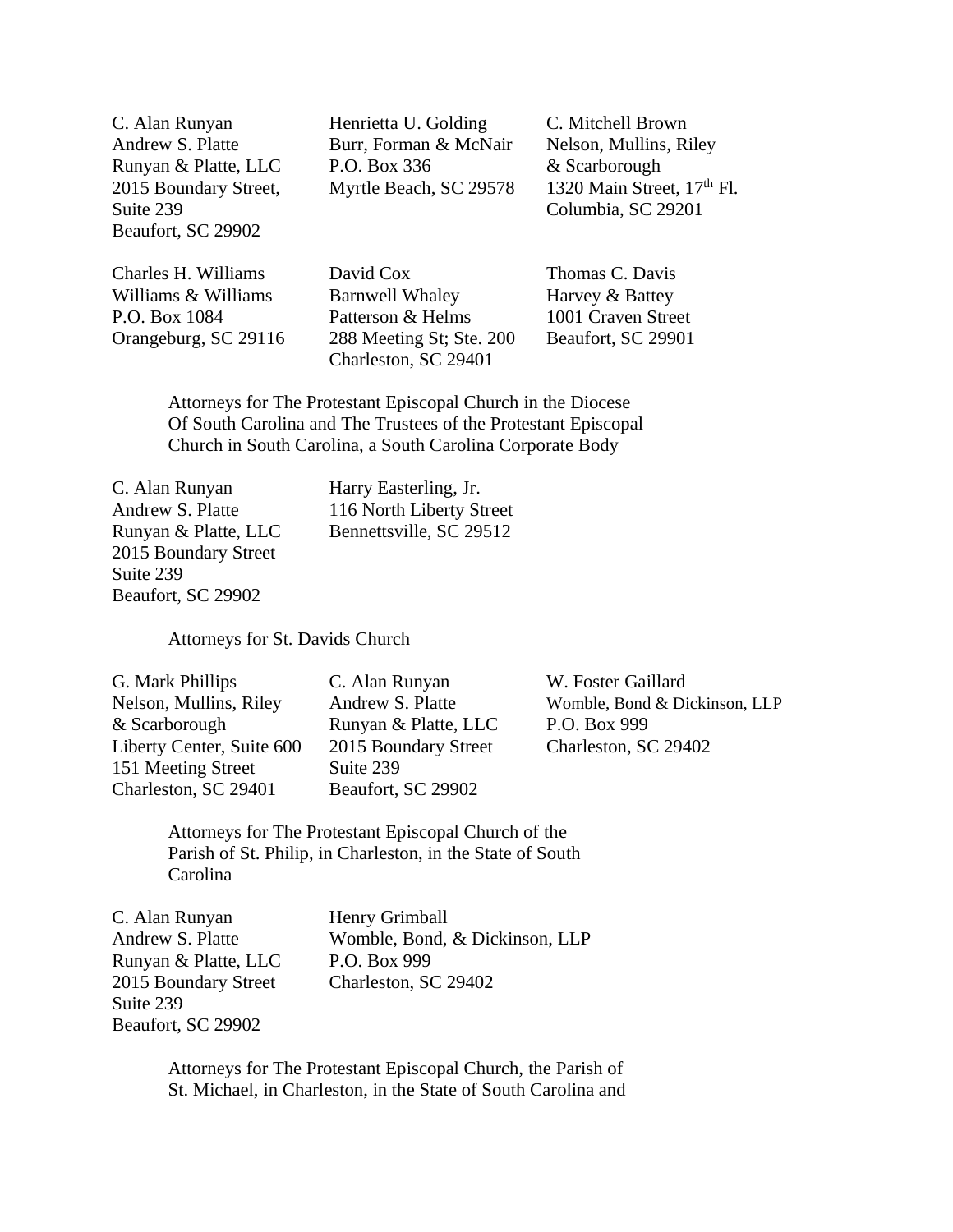C. Alan Runyan
Andrew S. Platte
Runyan & Platte, LLC
2015 Boundary Street,
Suite 239
Beaufort, SC 29902

Henrietta U. Golding
Burr, Forman & McNair
P.O. Box 336
Myrtle Beach, SC 29578

C. Mitchell Brown
Nelson, Mullins, Riley
& Scarborough
1320 Main Street, 17th Fl.
Columbia, SC 29201

Charles H. Williams
Williams & Williams
P.O. Box 1084
Orangeburg, SC 29116

David Cox
Barnwell Whaley
Patterson & Helms
288 Meeting St; Ste. 200
Charleston, SC 29401

Thomas C. Davis
Harvey & Battey
1001 Craven Street
Beaufort, SC 29901

Attorneys for The Protestant Episcopal Church in the Diocese Of South Carolina and The Trustees of the Protestant Episcopal Church in South Carolina, a South Carolina Corporate Body

C. Alan Runyan
Andrew S. Platte
Runyan & Platte, LLC
2015 Boundary Street
Suite 239
Beaufort, SC 29902

Harry Easterling, Jr.
116 North Liberty Street
Bennettsville, SC 29512

Attorneys for St. Davids Church

G. Mark Phillips
Nelson, Mullins, Riley
& Scarborough
Liberty Center, Suite 600
151 Meeting Street
Charleston, SC 29401

C. Alan Runyan
Andrew S. Platte
Runyan & Platte, LLC
2015 Boundary Street
Suite 239
Beaufort, SC 29902

W. Foster Gaillard
Womble, Bond & Dickinson, LLP
P.O. Box 999
Charleston, SC 29402

Attorneys for The Protestant Episcopal Church of the Parish of St. Philip, in Charleston, in the State of South Carolina

C. Alan Runyan
Andrew S. Platte
Runyan & Platte, LLC
2015 Boundary Street
Suite 239
Beaufort, SC 29902

Henry Grimball
Womble, Bond, & Dickinson, LLP
P.O. Box 999
Charleston, SC 29402

Attorneys for The Protestant Episcopal Church, the Parish of St. Michael, in Charleston, in the State of South Carolina and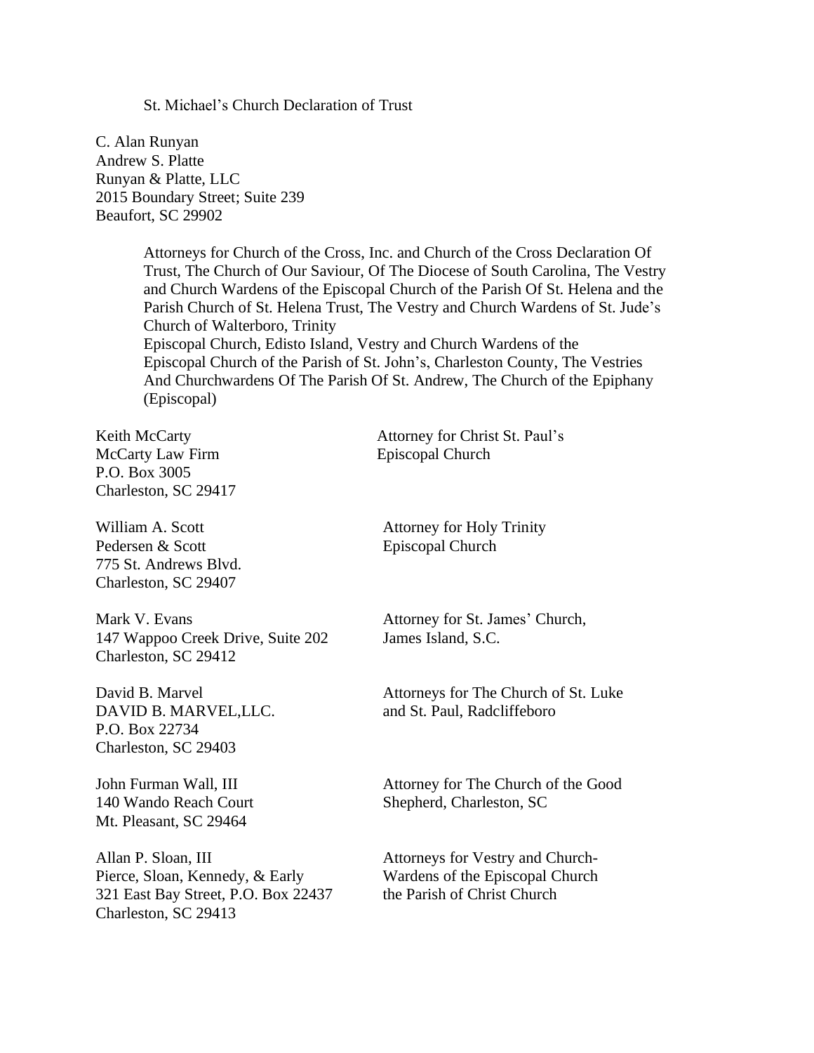St. Michael's Church Declaration of Trust

C. Alan Runyan
Andrew S. Platte
Runyan & Platte, LLC
2015 Boundary Street; Suite 239
Beaufort, SC 29902

> Attorneys for Church of the Cross, Inc. and Church of the Cross Declaration Of Trust, The Church of Our Saviour, Of The Diocese of South Carolina, The Vestry and Church Wardens of the Episcopal Church of the Parish Of St. Helena and the Parish Church of St. Helena Trust, The Vestry and Church Wardens of St. Jude's Church of Walterboro, Trinity
> Episcopal Church, Edisto Island, Vestry and Church Wardens of the Episcopal Church of the Parish of St. John's, Charleston County, The Vestries And Churchwardens Of The Parish Of St. Andrew, The Church of the Epiphany (Episcopal)

Keith McCarty
McCarty Law Firm
P.O. Box 3005
Charleston, SC 29417

Attorney for Christ St. Paul's Episcopal Church

William A. Scott
Pedersen & Scott
775 St. Andrews Blvd.
Charleston, SC 29407

Attorney for Holy Trinity Episcopal Church

Mark V. Evans
147 Wappoo Creek Drive, Suite 202
Charleston, SC 29412

Attorney for St. James' Church, James Island, S.C.

David B. Marvel
DAVID B. MARVEL,LLC.
P.O. Box 22734
Charleston, SC 29403

Attorneys for The Church of St. Luke and St. Paul, Radcliffeboro

John Furman Wall, III
140 Wando Reach Court
Mt. Pleasant, SC 29464

Attorney for The Church of the Good Shepherd, Charleston, SC

Allan P. Sloan, III
Pierce, Sloan, Kennedy, & Early
321 East Bay Street, P.O. Box 22437
Charleston, SC 29413

Attorneys for Vestry and Church-Wardens of the Episcopal Church the Parish of Christ Church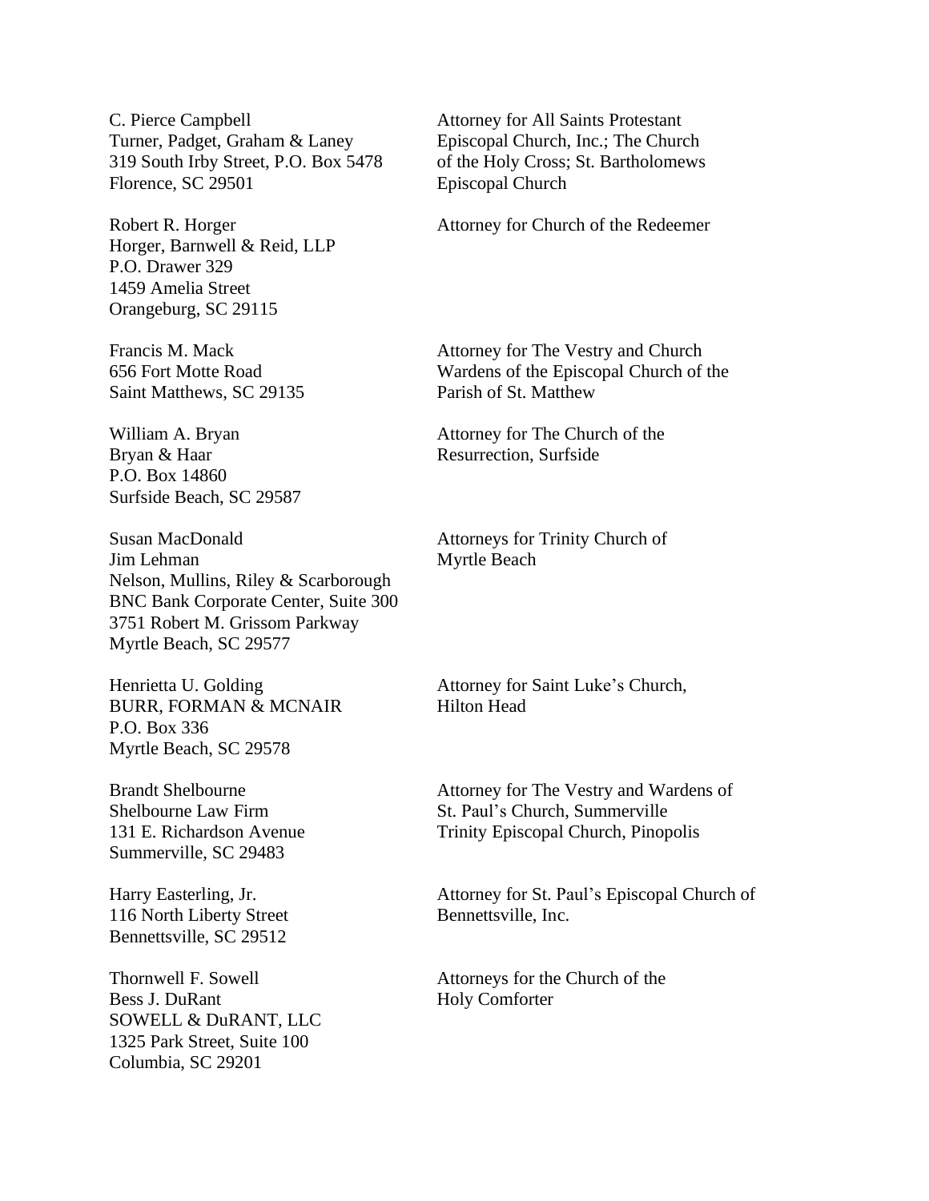C. Pierce Campbell
Turner, Padget, Graham & Laney
319 South Irby Street, P.O. Box 5478
Florence, SC 29501

Attorney for All Saints Protestant Episcopal Church, Inc.; The Church of the Holy Cross; St. Bartholomews Episcopal Church

Robert R. Horger
Horger, Barnwell & Reid, LLP
P.O. Drawer 329
1459 Amelia Street
Orangeburg, SC 29115

Attorney for Church of the Redeemer

Francis M. Mack
656 Fort Motte Road
Saint Matthews, SC 29135

Attorney for The Vestry and Church Wardens of the Episcopal Church of the Parish of St. Matthew

William A. Bryan
Bryan & Haar
P.O. Box 14860
Surfside Beach, SC 29587

Attorney for The Church of the Resurrection, Surfside

Susan MacDonald
Jim Lehman
Nelson, Mullins, Riley & Scarborough
BNC Bank Corporate Center, Suite 300
3751 Robert M. Grissom Parkway
Myrtle Beach, SC 29577

Attorneys for Trinity Church of Myrtle Beach

Henrietta U. Golding
BURR, FORMAN & MCNAIR
P.O. Box 336
Myrtle Beach, SC 29578

Attorney for Saint Luke's Church, Hilton Head

Brandt Shelbourne
Shelbourne Law Firm
131 E. Richardson Avenue
Summerville, SC 29483

Attorney for The Vestry and Wardens of St. Paul's Church, Summerville
Trinity Episcopal Church, Pinopolis

Harry Easterling, Jr.
116 North Liberty Street
Bennettsville, SC 29512

Attorney for St. Paul's Episcopal Church of Bennettsville, Inc.

Thornwell F. Sowell
Bess J. DuRant
SOWELL & DuRANT, LLC
1325 Park Street, Suite 100
Columbia, SC 29201

Attorneys for the Church of the Holy Comforter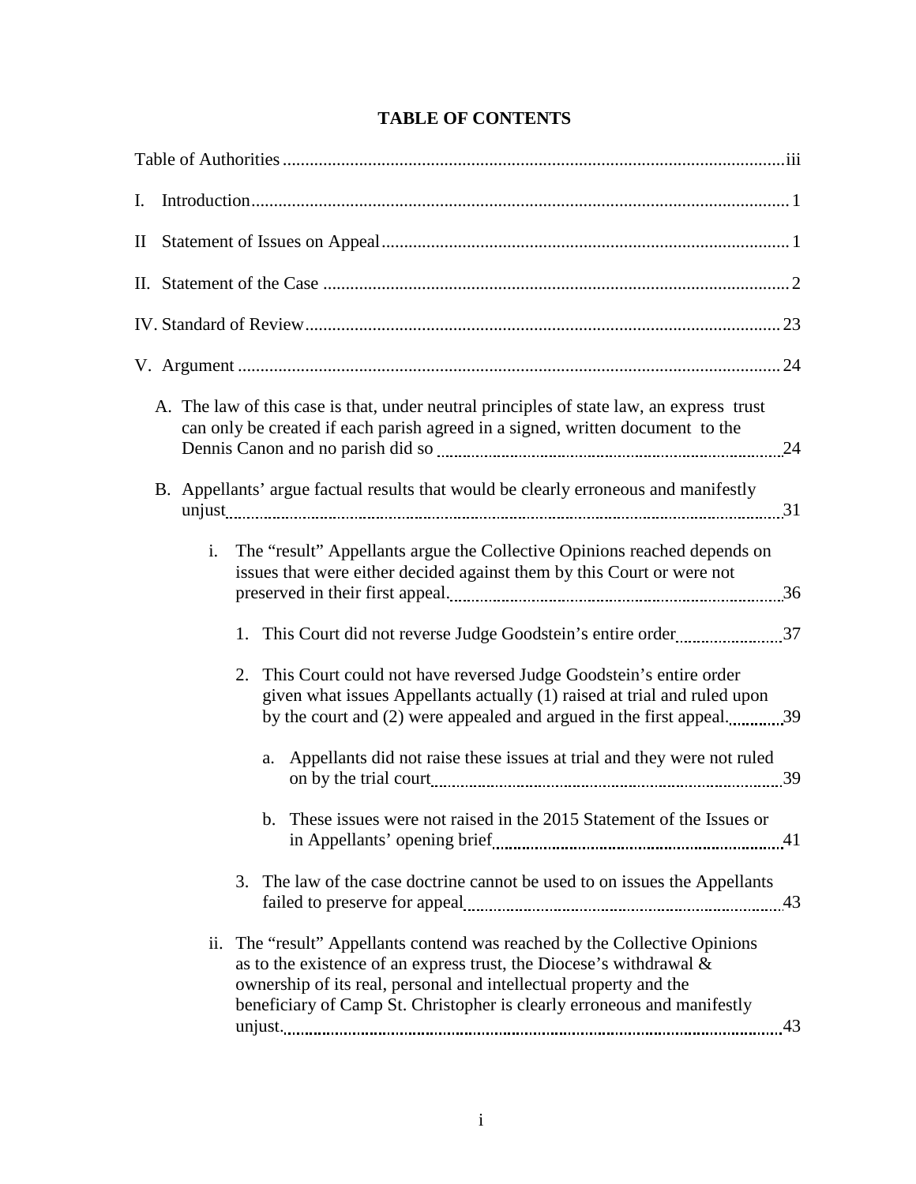# TABLE OF CONTENTS

Table of Authorities ................................................................ iii

I. Introduction ................................................................ 1

II Statement of Issues on Appeal ................................................................ 1

II. Statement of the Case ................................................................ 2

IV. Standard of Review ................................................................ 23

V. Argument ................................................................ 24

- A. The law of this case is that, under neutral principles of state law, an express trust can only be created if each parish agreed in a signed, written document to the Dennis Canon and no parish did so ................................................................ 24
- B. Appellants' argue factual results that would be clearly erroneous and manifestly unjust ................................................................ 31
  - i. The "result" Appellants argue the Collective Opinions reached depends on issues that were either decided against them by this Court or were not preserved in their first appeal. ................................................................ 36
    - 1. This Court did not reverse Judge Goodstein's entire order ................................................................ 37
    - 2. This Court could not have reversed Judge Goodstein's entire order given what issues Appellants actually (1) raised at trial and ruled upon by the court and (2) were appealed and argued in the first appeal. ................................................................ 39
      - a. Appellants did not raise these issues at trial and they were not ruled on by the trial court ................................................................ 39
      - b. These issues were not raised in the 2015 Statement of the Issues or in Appellants' opening brief ................................................................ 41
    - 3. The law of the case doctrine cannot be used to on issues the Appellants failed to preserve for appeal ................................................................ 43
  - ii. The "result" Appellants contend was reached by the Collective Opinions as to the existence of an express trust, the Diocese's withdrawal & ownership of its real, personal and intellectual property and the beneficiary of Camp St. Christopher is clearly erroneous and manifestly unjust. ................................................................ 43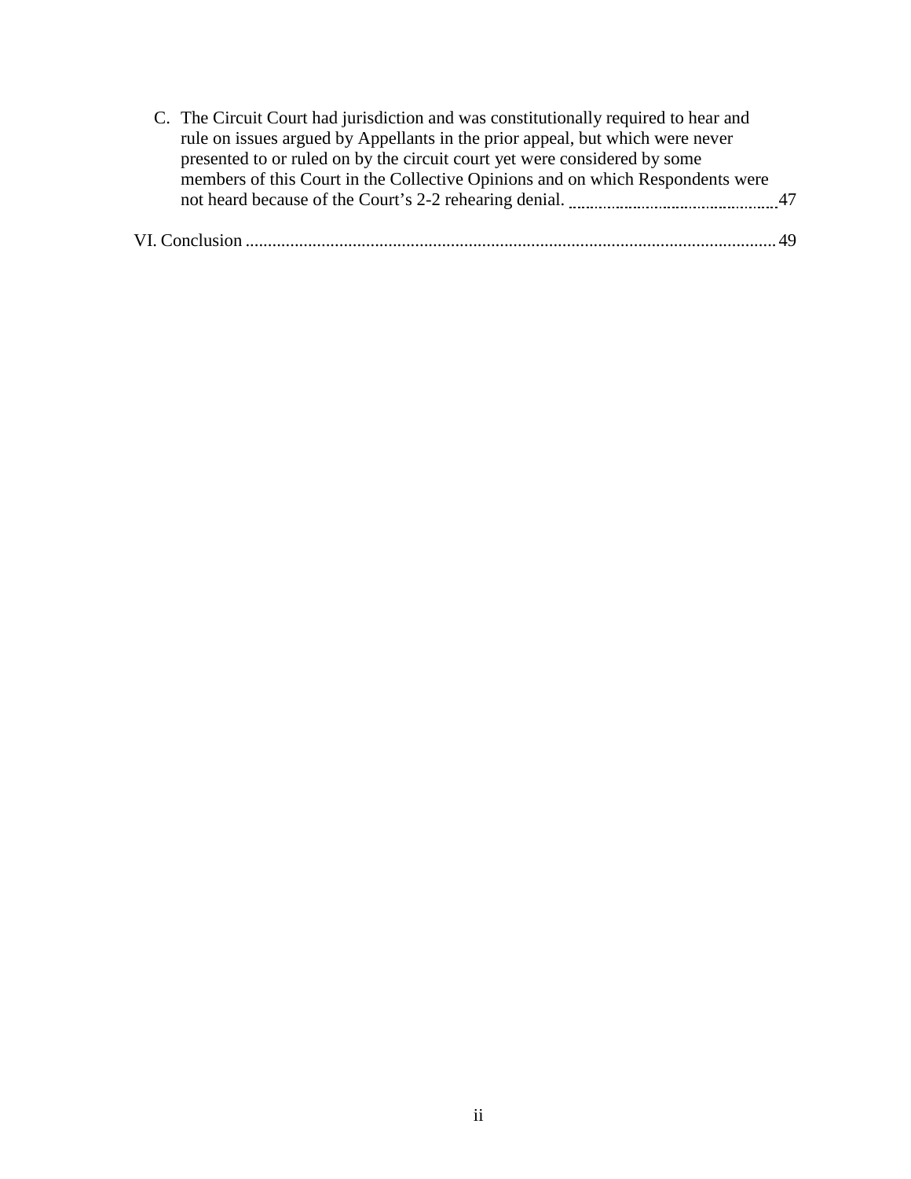C. The Circuit Court had jurisdiction and was constitutionally required to hear and rule on issues argued by Appellants in the prior appeal, but which were never presented to or ruled on by the circuit court yet were considered by some members of this Court in the Collective Opinions and on which Respondents were not heard because of the Court's 2-2 rehearing denial. ........ 47

VI. Conclusion ........ 49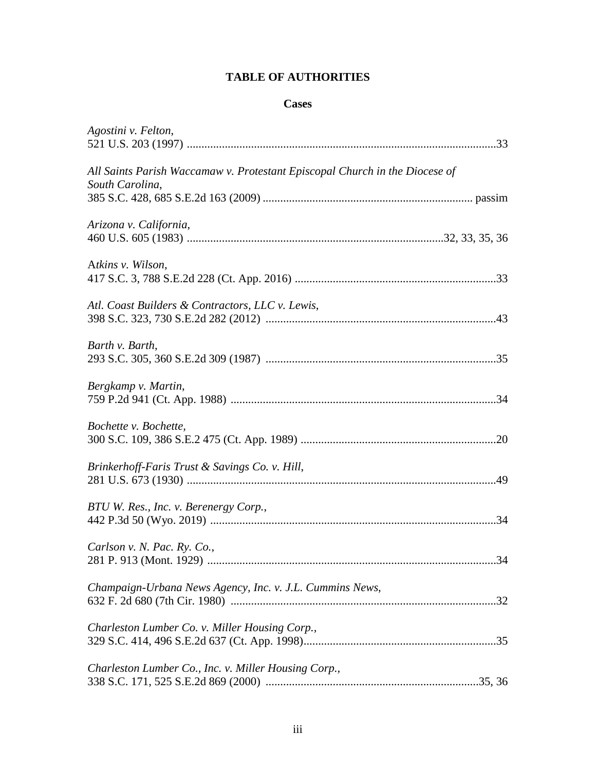# TABLE OF AUTHORITIES

## Cases

*Agostini v. Felton*,
521 U.S. 203 (1997) ........................................................................................................33

*All Saints Parish Waccamaw v. Protestant Episcopal Church in the Diocese of South Carolina*,
385 S.C. 428, 685 S.E.2d 163 (2009) ....................................................................... passim

*Arizona v. California*,
460 U.S. 605 (1983) .......................................................................................32, 33, 35, 36

A*tkins v. Wilson*,
417 S.C. 3, 788 S.E.2d 228 (Ct. App. 2016) ....................................................................33

*Atl. Coast Builders & Contractors, LLC v. Lewis*,
398 S.C. 323, 730 S.E.2d 282 (2012) ..............................................................................43

*Barth v. Barth*,
293 S.C. 305, 360 S.E.2d 309 (1987) ..............................................................................35

*Bergkamp v. Martin*,
759 P.2d 941 (Ct. App. 1988) ...........................................................................................34

*Bochette v. Bochette*,
300 S.C. 109, 386 S.E.2 475 (Ct. App. 1989) ..................................................................20

*Brinkerhoff-Faris Trust & Savings Co. v. Hill*,
281 U.S. 673 (1930) .........................................................................................................49

*BTU W. Res., Inc. v. Berenergy Corp.*,
442 P.3d 50 (Wyo. 2019) .................................................................................................34

*Carlson v. N. Pac. Ry. Co.*,
281 P. 913 (Mont. 1929) ..................................................................................................34

*Champaign-Urbana News Agency, Inc. v. J.L. Cummins News*,
632 F. 2d 680 (7th Cir. 1980) ...........................................................................................32

*Charleston Lumber Co. v. Miller Housing Corp.*,
329 S.C. 414, 496 S.E.2d 637 (Ct. App. 1998).................................................................35

*Charleston Lumber Co., Inc. v. Miller Housing Corp.*,
338 S.C. 171, 525 S.E.2d 869 (2000) .........................................................................35, 36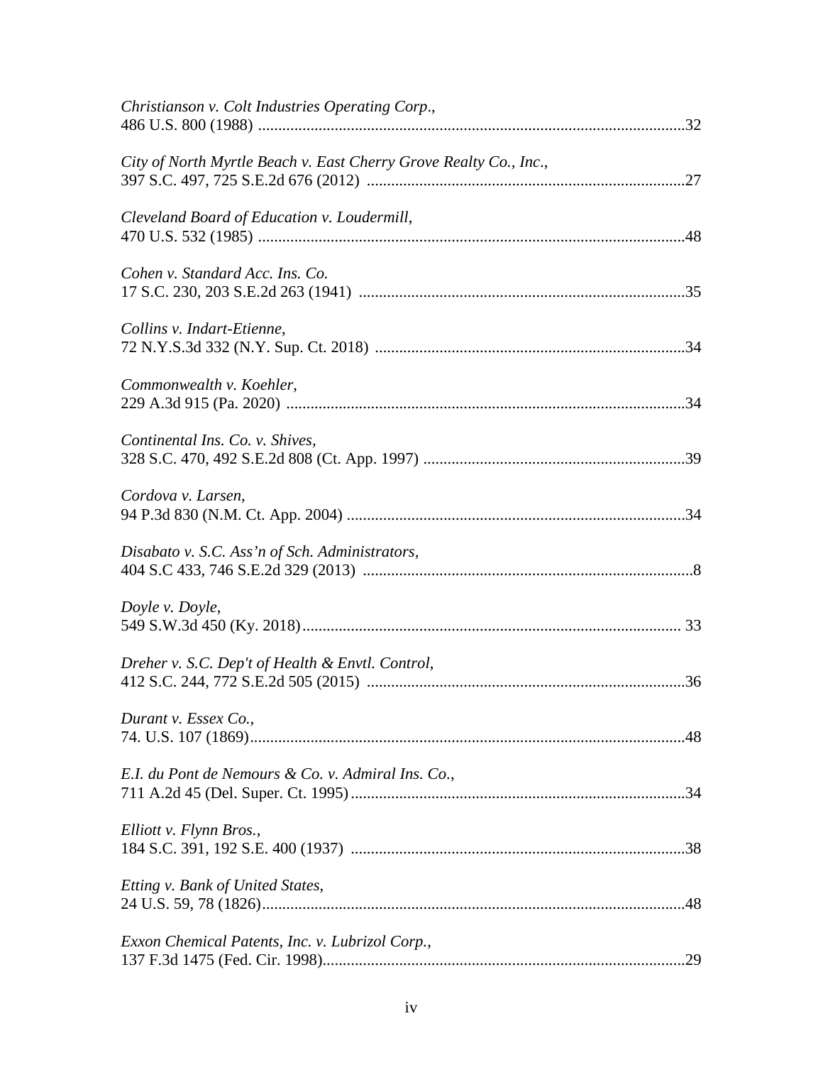*Christianson v. Colt Industries Operating Corp.*,
486 U.S. 800 (1988) ..........................................................................................................32

*City of North Myrtle Beach v. East Cherry Grove Realty Co., Inc.*,
397 S.C. 497, 725 S.E.2d 676 (2012) ..............................................................................27

*Cleveland Board of Education v. Loudermill*,
470 U.S. 532 (1985) ..........................................................................................................48

*Cohen v. Standard Acc. Ins. Co.*
17 S.C. 230, 203 S.E.2d 263 (1941) .................................................................................35

*Collins v. Indart-Etienne*,
72 N.Y.S.3d 332 (N.Y. Sup. Ct. 2018) .............................................................................34

*Commonwealth v. Koehler*,
229 A.3d 915 (Pa. 2020) ...................................................................................................34

*Continental Ins. Co. v. Shives*,
328 S.C. 470, 492 S.E.2d 808 (Ct. App. 1997) .................................................................39

*Cordova v. Larsen*,
94 P.3d 830 (N.M. Ct. App. 2004) ....................................................................................34

*Disabato v. S.C. Ass'n of Sch. Administrators*,
404 S.C 433, 746 S.E.2d 329 (2013) ..................................................................................8

*Doyle v. Doyle*,
549 S.W.3d 450 (Ky. 2018)............................................................................................. 33

*Dreher v. S.C. Dep't of Health & Envtl. Control*,
412 S.C. 244, 772 S.E.2d 505 (2015) ...............................................................................36

*Durant v. Essex Co.*,
74. U.S. 107 (1869)............................................................................................................48

*E.I. du Pont de Nemours & Co. v. Admiral Ins. Co.*,
711 A.2d 45 (Del. Super. Ct. 1995)...................................................................................34

*Elliott v. Flynn Bros.*,
184 S.C. 391, 192 S.E. 400 (1937) ...................................................................................38

*Etting v. Bank of United States*,
24 U.S. 59, 78 (1826).........................................................................................................48

*Exxon Chemical Patents, Inc. v. Lubrizol Corp.*,
137 F.3d 1475 (Fed. Cir. 1998)...........................................................................................29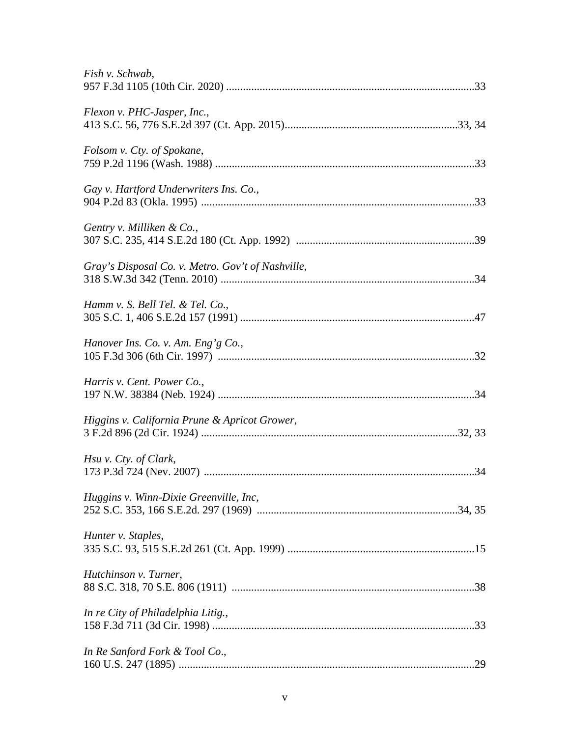*Fish v. Schwab*,
957 F.3d 1105 (10th Cir. 2020) ........................................................................................33

*Flexon v. PHC-Jasper, Inc.*,
413 S.C. 56, 776 S.E.2d 397 (Ct. App. 2015)..............................................................33, 34

*Folsom v. Cty. of Spokane*,
759 P.2d 1196 (Wash. 1988) ............................................................................................33

*Gay v. Hartford Underwriters Ins. Co.*,
904 P.2d 83 (Okla. 1995) .................................................................................................33

*Gentry v. Milliken & Co.*,
307 S.C. 235, 414 S.E.2d 180 (Ct. App. 1992) ...............................................................39

*Gray's Disposal Co. v. Metro. Gov't of Nashville*,
318 S.W.3d 342 (Tenn. 2010) ..........................................................................................34

*Hamm v. S. Bell Tel. & Tel. Co*.,
305 S.C. 1, 406 S.E.2d 157 (1991) ...................................................................................47

*Hanover Ins. Co. v. Am. Eng'g Co.*,
105 F.3d 306 (6th Cir. 1997) ...........................................................................................32

*Harris v. Cent. Power Co.*,
197 N.W. 38384 (Neb. 1924) ...........................................................................................34

*Higgins v. California Prune & Apricot Grower*,
3 F.2d 896 (2d Cir. 1924) ............................................................................................32, 33

*Hsu v. Cty. of Clark*,
173 P.3d 724 (Nev. 2007) ................................................................................................34

*Huggins v. Winn-Dixie Greenville, Inc*,
252 S.C. 353, 166 S.E.2d. 297 (1969) .......................................................................34, 35

*Hunter v. Staples*,
335 S.C. 93, 515 S.E.2d 261 (Ct. App. 1999) .................................................................15

*Hutchinson v. Turner*,
88 S.C. 318, 70 S.E. 806 (1911) ......................................................................................38

*In re City of Philadelphia Litig.*,
158 F.3d 711 (3d Cir. 1998) .............................................................................................33

*In Re Sanford Fork & Tool Co*.,
160 U.S. 247 (1895) .........................................................................................................29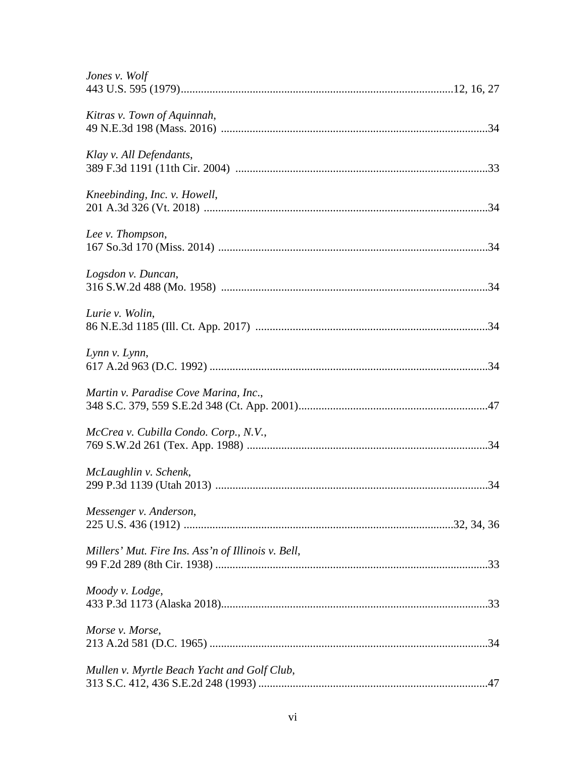*Jones v. Wolf*
443 U.S. 595 (1979)..............................................................................................12, 16, 27

*Kitras v. Town of Aquinnah*,
49 N.E.3d 198 (Mass. 2016) ............................................................................................34

*Klay v. All Defendants*,
389 F.3d 1191 (11th Cir. 2004) .......................................................................................33

*Kneebinding, Inc. v. Howell*,
201 A.3d 326 (Vt. 2018) ..................................................................................................34

*Lee v. Thompson*,
167 So.3d 170 (Miss. 2014) .............................................................................................34

*Logsdon v. Duncan*,
316 S.W.2d 488 (Mo. 1958) ............................................................................................34

*Lurie v. Wolin*,
86 N.E.3d 1185 (Ill. Ct. App. 2017) ................................................................................34

*Lynn v. Lynn*,
617 A.2d 963 (D.C. 1992) ................................................................................................34

*Martin v. Paradise Cove Marina, Inc.*,
348 S.C. 379, 559 S.E.2d 348 (Ct. App. 2001).................................................................47

*McCrea v. Cubilla Condo. Corp., N.V.*,
769 S.W.2d 261 (Tex. App. 1988) ...................................................................................34

*McLaughlin v. Schenk*,
299 P.3d 1139 (Utah 2013) ..............................................................................................34

*Messenger v. Anderson*,
225 U.S. 436 (1912) ............................................................................................32, 34, 36

*Millers' Mut. Fire Ins. Ass'n of Illinois v. Bell*,
99 F.2d 289 (8th Cir. 1938) ..............................................................................................33

*Moody v. Lodge*,
433 P.3d 1173 (Alaska 2018)............................................................................................33

*Morse v. Morse*,
213 A.2d 581 (D.C. 1965) ................................................................................................34

*Mullen v. Myrtle Beach Yacht and Golf Club*,
313 S.C. 412, 436 S.E.2d 248 (1993) ...............................................................................47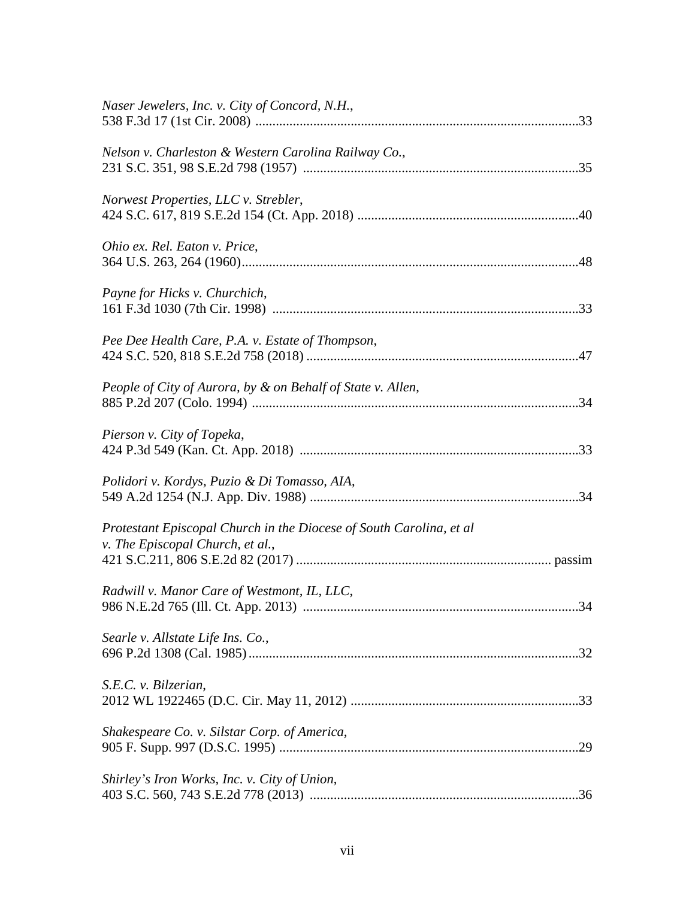*Naser Jewelers, Inc. v. City of Concord, N.H.*,
538 F.3d 17 (1st Cir. 2008) ..............................................................................................33

*Nelson v. Charleston & Western Carolina Railway Co.*,
231 S.C. 351, 98 S.E.2d 798 (1957) ................................................................................35

*Norwest Properties, LLC v. Strebler*,
424 S.C. 617, 819 S.E.2d 154 (Ct. App. 2018) .................................................................40

*Ohio ex. Rel. Eaton v. Price*,
364 U.S. 263, 264 (1960)..................................................................................................48

*Payne for Hicks v. Churchich*,
161 F.3d 1030 (7th Cir. 1998) .........................................................................................33

*Pee Dee Health Care, P.A. v. Estate of Thompson*,
424 S.C. 520, 818 S.E.2d 758 (2018) ...............................................................................47

*People of City of Aurora, by & on Behalf of State v. Allen*,
885 P.2d 207 (Colo. 1994) ...............................................................................................34

*Pierson v. City of Topeka*,
424 P.3d 549 (Kan. Ct. App. 2018) .................................................................................33

*Polidori v. Kordys, Puzio & Di Tomasso, AIA*,
549 A.2d 1254 (N.J. App. Div. 1988) ..............................................................................34

*Protestant Episcopal Church in the Diocese of South Carolina, et al v. The Episcopal Church, et al.*,
421 S.C.211, 806 S.E.2d 82 (2017) ......................................................................... passim

*Radwill v. Manor Care of Westmont, IL, LLC*,
986 N.E.2d 765 (Ill. Ct. App. 2013) ................................................................................34

*Searle v. Allstate Life Ins. Co.*,
696 P.2d 1308 (Cal. 1985)................................................................................................32

*S.E.C. v. Bilzerian*,
2012 WL 1922465 (D.C. Cir. May 11, 2012) ..................................................................33

*Shakespeare Co. v. Silstar Corp. of America*,
905 F. Supp. 997 (D.S.C. 1995) .......................................................................................29

*Shirley's Iron Works, Inc. v. City of Union*,
403 S.C. 560, 743 S.E.2d 778 (2013) ..............................................................................36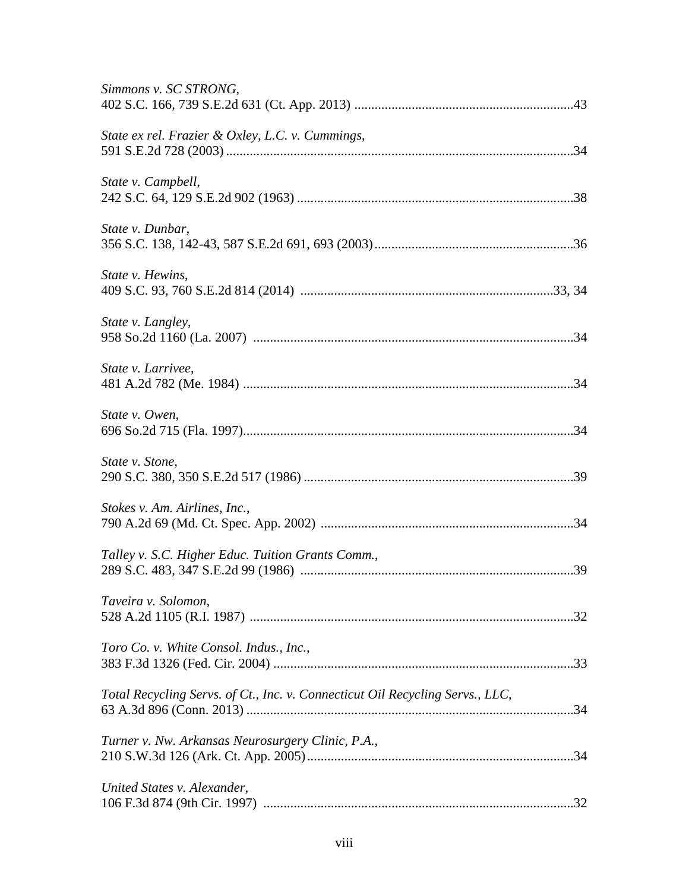*Simmons v. SC STRONG*,
402 S.C. 166, 739 S.E.2d 631 (Ct. App. 2013) ....................................................................43

*State ex rel. Frazier & Oxley, L.C. v. Cummings*,
591 S.E.2d 728 (2003) ..........................................................................................................34

*State v. Campbell*,
242 S.C. 64, 129 S.E.2d 902 (1963) .....................................................................................38

*State v. Dunbar*,
356 S.C. 138, 142-43, 587 S.E.2d 691, 693 (2003).............................................................36

*State v. Hewins*,
409 S.C. 93, 760 S.E.2d 814 (2014) .............................................................................33, 34

*State v. Langley*,
958 So.2d 1160 (La. 2007) ..................................................................................................34

*State v. Larrivee*,
481 A.2d 782 (Me. 1984) .....................................................................................................34

*State v. Owen*,
696 So.2d 715 (Fla. 1997)....................................................................................................34

*State v. Stone*,
290 S.C. 380, 350 S.E.2d 517 (1986) ...................................................................................39

*Stokes v. Am. Airlines, Inc.*,
790 A.2d 69 (Md. Ct. Spec. App. 2002) .............................................................................34

*Talley v. S.C. Higher Educ. Tuition Grants Comm.*,
289 S.C. 483, 347 S.E.2d 99 (1986) ...................................................................................39

*Taveira v. Solomon*,
528 A.2d 1105 (R.I. 1987) ..................................................................................................32

*Toro Co. v. White Consol. Indus., Inc.*,
383 F.3d 1326 (Fed. Cir. 2004) ...........................................................................................33

*Total Recycling Servs. of Ct., Inc. v. Connecticut Oil Recycling Servs., LLC*,
63 A.3d 896 (Conn. 2013) ...................................................................................................34

*Turner v. Nw. Arkansas Neurosurgery Clinic, P.A.*,
210 S.W.3d 126 (Ark. Ct. App. 2005).................................................................................34

*United States v. Alexander*,
106 F.3d 874 (9th Cir. 1997) ..............................................................................................32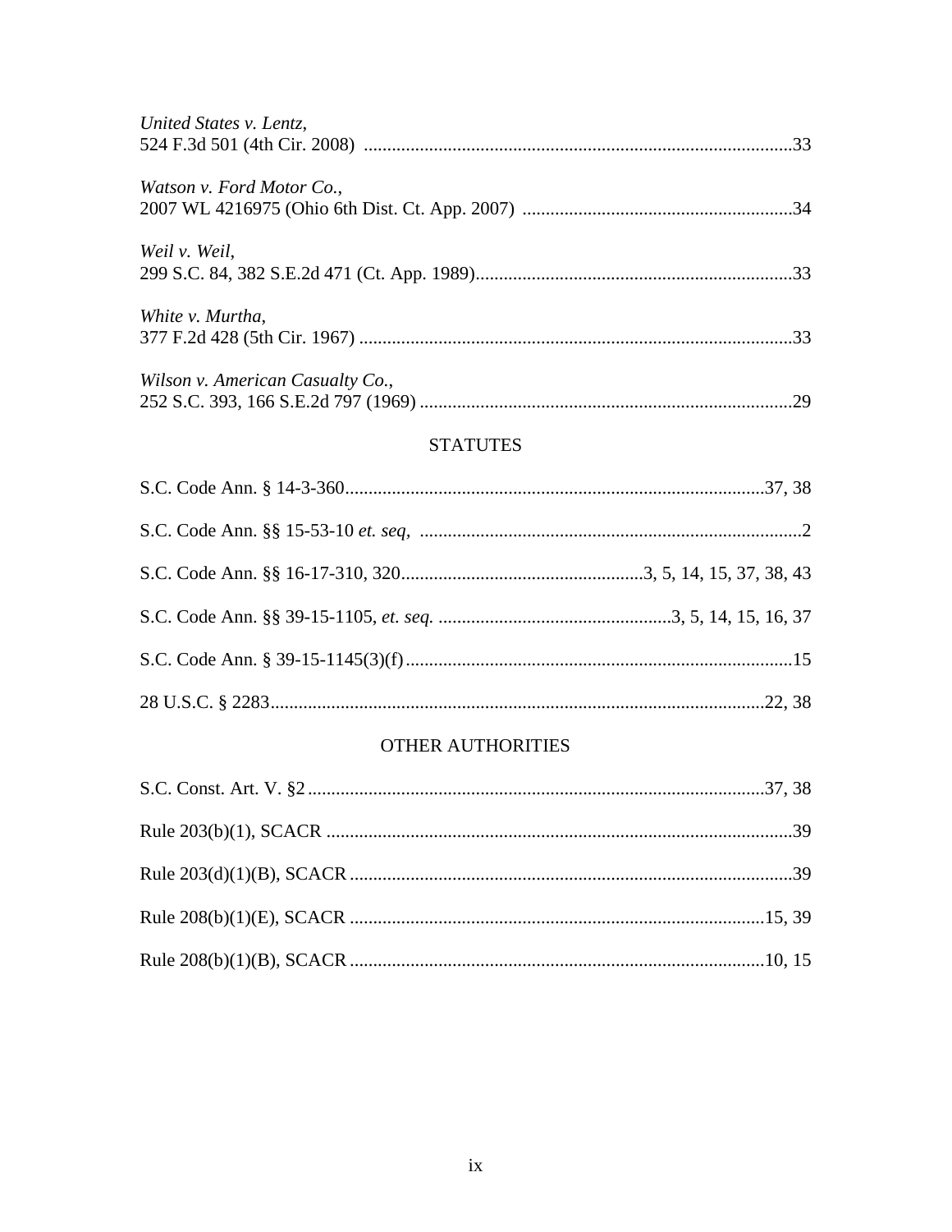*United States v. Lentz*,
524 F.3d 501 (4th Cir. 2008) ............................................................................................33

*Watson v. Ford Motor Co.*,
2007 WL 4216975 (Ohio 6th Dist. Ct. App. 2007) ..........................................................34

*Weil v. Weil*,
299 S.C. 84, 382 S.E.2d 471 (Ct. App. 1989)....................................................................33

*White v. Murtha*,
377 F.2d 428 (5th Cir. 1967) ............................................................................................33

*Wilson v. American Casualty Co.*,
252 S.C. 393, 166 S.E.2d 797 (1969) ...............................................................................29

## STATUTES

S.C. Code Ann. § 14-3-360..........................................................................................37, 38

S.C. Code Ann. §§ 15-53-10 *et. seq,* .................................................................................2

S.C. Code Ann. §§ 16-17-310, 320....................................................3, 5, 14, 15, 37, 38, 43

S.C. Code Ann. §§ 39-15-1105, *et. seq.* ..................................................3, 5, 14, 15, 16, 37

S.C. Code Ann. § 39-15-1145(3)(f)...................................................................................15

28 U.S.C. § 2283.........................................................................................................22, 38

## OTHER AUTHORITIES

S.C. Const. Art. V. §2..................................................................................................37, 38

Rule 203(b)(1), SCACR ....................................................................................................39

Rule 203(d)(1)(B), SCACR ...............................................................................................39

Rule 208(b)(1)(E), SCACR .........................................................................................15, 39

Rule 208(b)(1)(B), SCACR .........................................................................................10, 15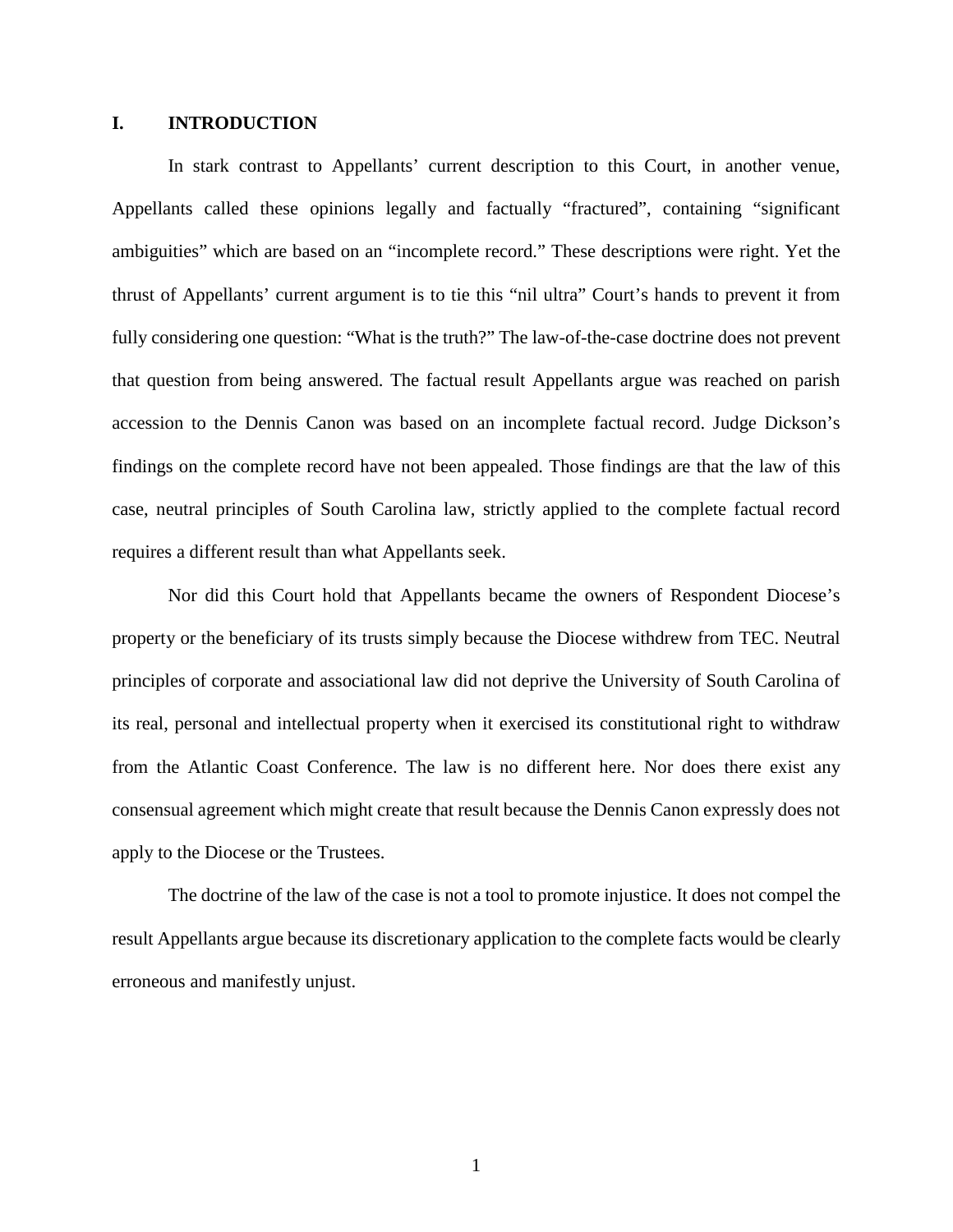## I. INTRODUCTION

In stark contrast to Appellants' current description to this Court, in another venue, Appellants called these opinions legally and factually "fractured", containing "significant ambiguities" which are based on an "incomplete record." These descriptions were right. Yet the thrust of Appellants' current argument is to tie this "nil ultra" Court's hands to prevent it from fully considering one question: "What is the truth?" The law-of-the-case doctrine does not prevent that question from being answered. The factual result Appellants argue was reached on parish accession to the Dennis Canon was based on an incomplete factual record. Judge Dickson's findings on the complete record have not been appealed. Those findings are that the law of this case, neutral principles of South Carolina law, strictly applied to the complete factual record requires a different result than what Appellants seek.

Nor did this Court hold that Appellants became the owners of Respondent Diocese's property or the beneficiary of its trusts simply because the Diocese withdrew from TEC. Neutral principles of corporate and associational law did not deprive the University of South Carolina of its real, personal and intellectual property when it exercised its constitutional right to withdraw from the Atlantic Coast Conference. The law is no different here. Nor does there exist any consensual agreement which might create that result because the Dennis Canon expressly does not apply to the Diocese or the Trustees.

The doctrine of the law of the case is not a tool to promote injustice. It does not compel the result Appellants argue because its discretionary application to the complete facts would be clearly erroneous and manifestly unjust.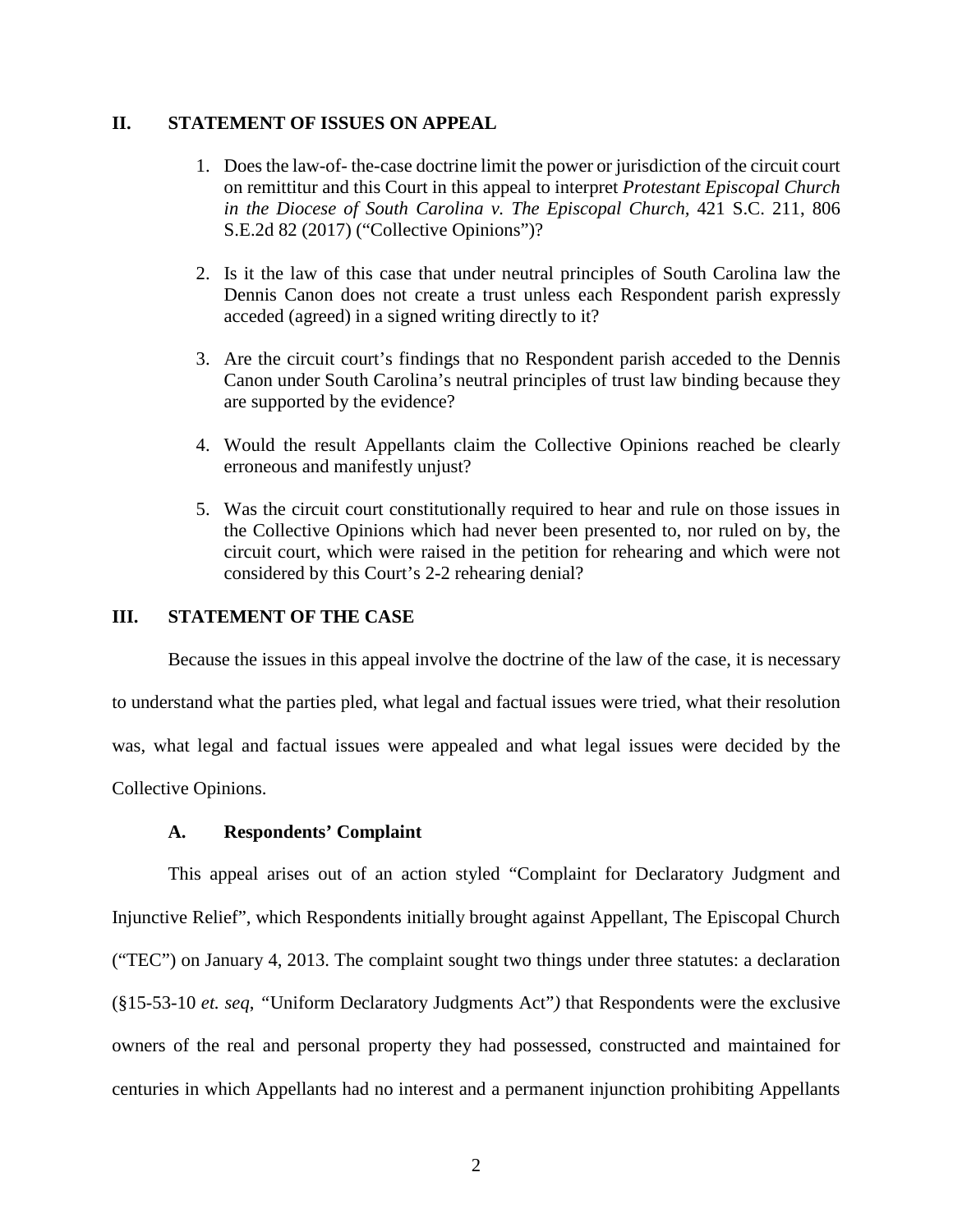## II. STATEMENT OF ISSUES ON APPEAL

1. Does the law-of- the-case doctrine limit the power or jurisdiction of the circuit court on remittitur and this Court in this appeal to interpret *Protestant Episcopal Church in the Diocese of South Carolina v. The Episcopal Church*, 421 S.C. 211, 806 S.E.2d 82 (2017) ("Collective Opinions")?

2. Is it the law of this case that under neutral principles of South Carolina law the Dennis Canon does not create a trust unless each Respondent parish expressly acceded (agreed) in a signed writing directly to it?

3. Are the circuit court's findings that no Respondent parish acceded to the Dennis Canon under South Carolina's neutral principles of trust law binding because they are supported by the evidence?

4. Would the result Appellants claim the Collective Opinions reached be clearly erroneous and manifestly unjust?

5. Was the circuit court constitutionally required to hear and rule on those issues in the Collective Opinions which had never been presented to, nor ruled on by, the circuit court, which were raised in the petition for rehearing and which were not considered by this Court's 2-2 rehearing denial?

## III. STATEMENT OF THE CASE

Because the issues in this appeal involve the doctrine of the law of the case, it is necessary to understand what the parties pled, what legal and factual issues were tried, what their resolution was, what legal and factual issues were appealed and what legal issues were decided by the Collective Opinions.

### A. Respondents' Complaint

This appeal arises out of an action styled "Complaint for Declaratory Judgment and Injunctive Relief", which Respondents initially brought against Appellant, The Episcopal Church ("TEC") on January 4, 2013. The complaint sought two things under three statutes: a declaration (§15-53-10 *et. seq*, "Uniform Declaratory Judgments Act"*)* that Respondents were the exclusive owners of the real and personal property they had possessed, constructed and maintained for centuries in which Appellants had no interest and a permanent injunction prohibiting Appellants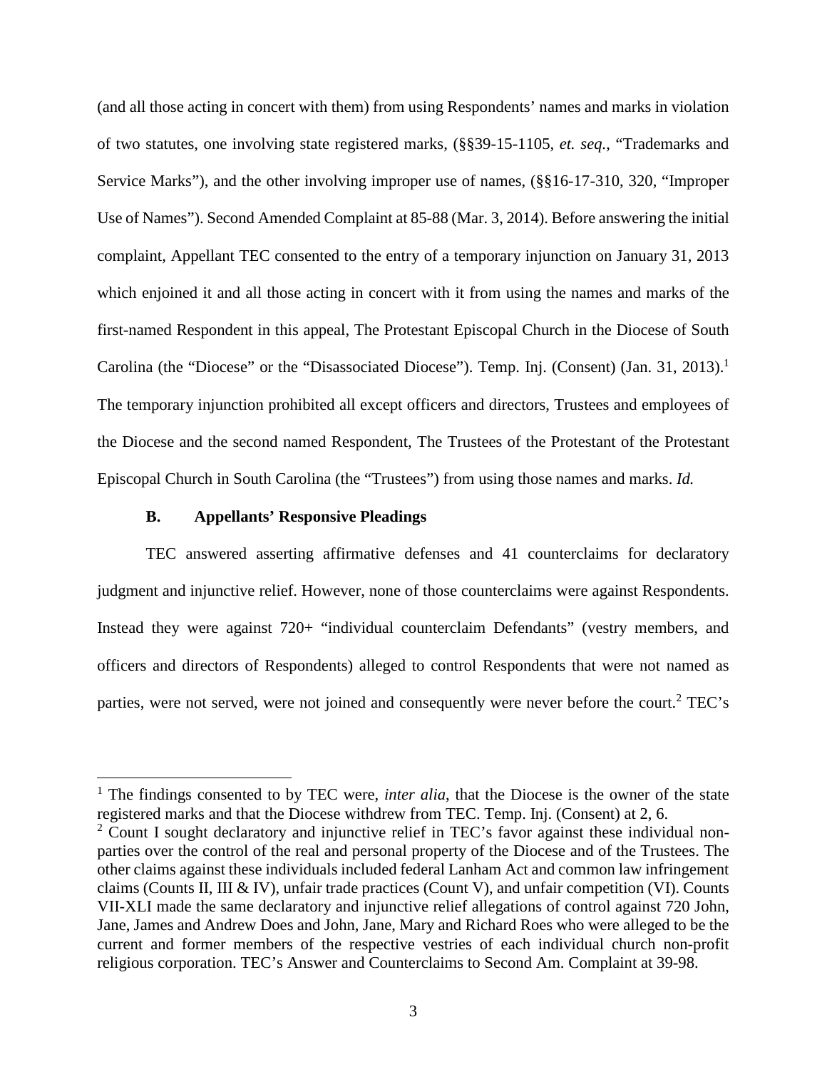(and all those acting in concert with them) from using Respondents' names and marks in violation of two statutes, one involving state registered marks, (§§39-15-1105, *et. seq.*, "Trademarks and Service Marks"), and the other involving improper use of names, (§§16-17-310, 320, "Improper Use of Names"). Second Amended Complaint at 85-88 (Mar. 3, 2014). Before answering the initial complaint, Appellant TEC consented to the entry of a temporary injunction on January 31, 2013 which enjoined it and all those acting in concert with it from using the names and marks of the first-named Respondent in this appeal, The Protestant Episcopal Church in the Diocese of South Carolina (the "Diocese" or the "Disassociated Diocese"). Temp. Inj. (Consent) (Jan. 31, 2013).[1] The temporary injunction prohibited all except officers and directors, Trustees and employees of the Diocese and the second named Respondent, The Trustees of the Protestant of the Protestant Episcopal Church in South Carolina (the "Trustees") from using those names and marks. *Id.*

### B. Appellants' Responsive Pleadings

TEC answered asserting affirmative defenses and 41 counterclaims for declaratory judgment and injunctive relief. However, none of those counterclaims were against Respondents. Instead they were against 720+ "individual counterclaim Defendants" (vestry members, and officers and directors of Respondents) alleged to control Respondents that were not named as parties, were not served, were not joined and consequently were never before the court.[2] TEC's

---

[1] The findings consented to by TEC were, *inter alia*, that the Diocese is the owner of the state registered marks and that the Diocese withdrew from TEC. Temp. Inj. (Consent) at 2, 6.

[2] Count I sought declaratory and injunctive relief in TEC's favor against these individual non-parties over the control of the real and personal property of the Diocese and of the Trustees. The other claims against these individuals included federal Lanham Act and common law infringement claims (Counts II, III & IV), unfair trade practices (Count V), and unfair competition (VI). Counts VII-XLI made the same declaratory and injunctive relief allegations of control against 720 John, Jane, James and Andrew Does and John, Jane, Mary and Richard Roes who were alleged to be the current and former members of the respective vestries of each individual church non-profit religious corporation. TEC's Answer and Counterclaims to Second Am. Complaint at 39-98.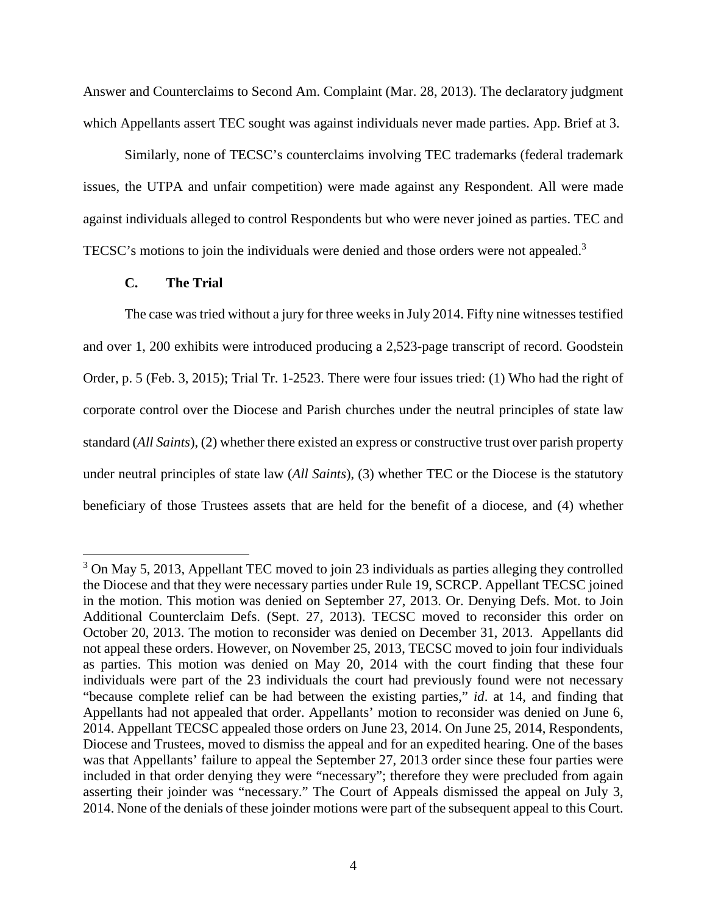Answer and Counterclaims to Second Am. Complaint (Mar. 28, 2013). The declaratory judgment which Appellants assert TEC sought was against individuals never made parties. App. Brief at 3.

Similarly, none of TECSC's counterclaims involving TEC trademarks (federal trademark issues, the UTPA and unfair competition) were made against any Respondent. All were made against individuals alleged to control Respondents but who were never joined as parties. TEC and TECSC's motions to join the individuals were denied and those orders were not appealed.[3]

### C. The Trial

The case was tried without a jury for three weeks in July 2014. Fifty nine witnesses testified and over 1, 200 exhibits were introduced producing a 2,523-page transcript of record. Goodstein Order, p. 5 (Feb. 3, 2015); Trial Tr. 1-2523. There were four issues tried: (1) Who had the right of corporate control over the Diocese and Parish churches under the neutral principles of state law standard (*All Saints*), (2) whether there existed an express or constructive trust over parish property under neutral principles of state law (*All Saints*), (3) whether TEC or the Diocese is the statutory beneficiary of those Trustees assets that are held for the benefit of a diocese, and (4) whether

---

[3] On May 5, 2013, Appellant TEC moved to join 23 individuals as parties alleging they controlled the Diocese and that they were necessary parties under Rule 19, SCRCP. Appellant TECSC joined in the motion. This motion was denied on September 27, 2013. Or. Denying Defs. Mot. to Join Additional Counterclaim Defs. (Sept. 27, 2013). TECSC moved to reconsider this order on October 20, 2013. The motion to reconsider was denied on December 31, 2013. Appellants did not appeal these orders. However, on November 25, 2013, TECSC moved to join four individuals as parties. This motion was denied on May 20, 2014 with the court finding that these four individuals were part of the 23 individuals the court had previously found were not necessary "because complete relief can be had between the existing parties," *id*. at 14, and finding that Appellants had not appealed that order. Appellants' motion to reconsider was denied on June 6, 2014. Appellant TECSC appealed those orders on June 23, 2014. On June 25, 2014, Respondents, Diocese and Trustees, moved to dismiss the appeal and for an expedited hearing. One of the bases was that Appellants' failure to appeal the September 27, 2013 order since these four parties were included in that order denying they were "necessary"; therefore they were precluded from again asserting their joinder was "necessary." The Court of Appeals dismissed the appeal on July 3, 2014. None of the denials of these joinder motions were part of the subsequent appeal to this Court.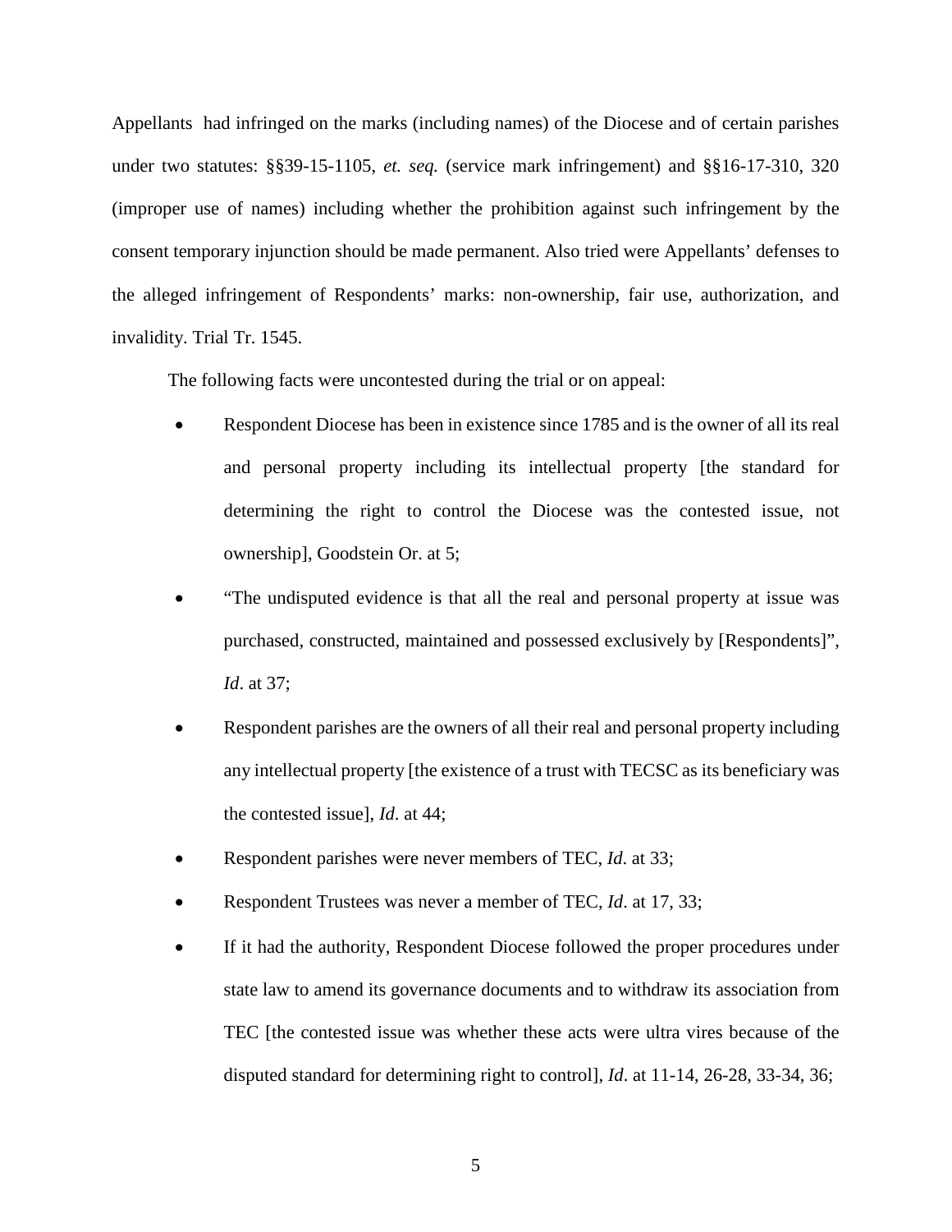Appellants had infringed on the marks (including names) of the Diocese and of certain parishes under two statutes: §§39-15-1105, *et. seq.* (service mark infringement) and §§16-17-310, 320 (improper use of names) including whether the prohibition against such infringement by the consent temporary injunction should be made permanent. Also tried were Appellants' defenses to the alleged infringement of Respondents' marks: non-ownership, fair use, authorization, and invalidity. Trial Tr. 1545.

The following facts were uncontested during the trial or on appeal:

- Respondent Diocese has been in existence since 1785 and is the owner of all its real and personal property including its intellectual property [the standard for determining the right to control the Diocese was the contested issue, not ownership], Goodstein Or. at 5;
- "The undisputed evidence is that all the real and personal property at issue was purchased, constructed, maintained and possessed exclusively by [Respondents]", *Id*. at 37;
- Respondent parishes are the owners of all their real and personal property including any intellectual property [the existence of a trust with TECSC as its beneficiary was the contested issue], *Id*. at 44;
- Respondent parishes were never members of TEC, *Id*. at 33;
- Respondent Trustees was never a member of TEC, *Id*. at 17, 33;
- If it had the authority, Respondent Diocese followed the proper procedures under state law to amend its governance documents and to withdraw its association from TEC [the contested issue was whether these acts were ultra vires because of the disputed standard for determining right to control], *Id*. at 11-14, 26-28, 33-34, 36;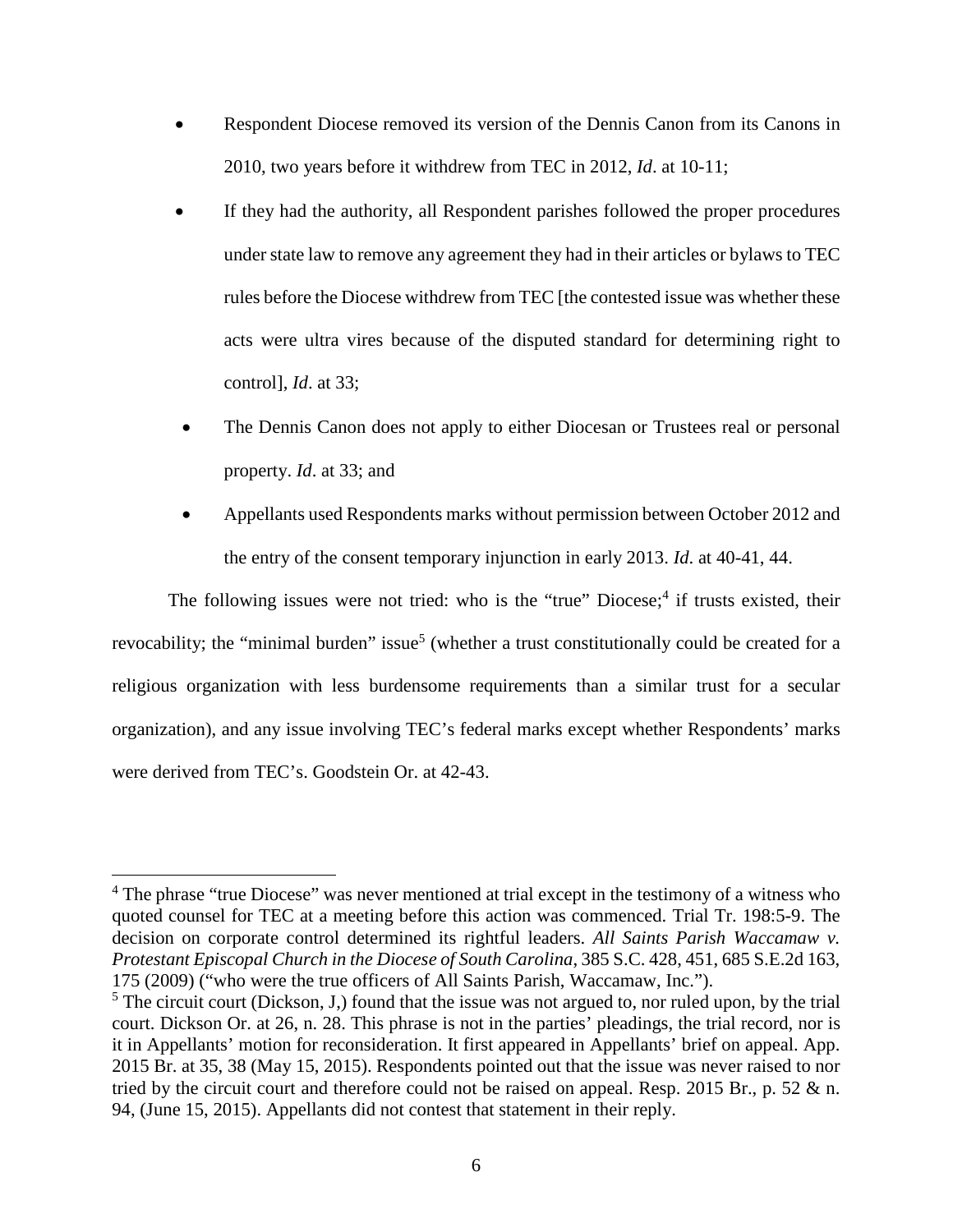- Respondent Diocese removed its version of the Dennis Canon from its Canons in 2010, two years before it withdrew from TEC in 2012, *Id*. at 10-11;
- If they had the authority, all Respondent parishes followed the proper procedures under state law to remove any agreement they had in their articles or bylaws to TEC rules before the Diocese withdrew from TEC [the contested issue was whether these acts were ultra vires because of the disputed standard for determining right to control], *Id*. at 33;
- The Dennis Canon does not apply to either Diocesan or Trustees real or personal property. *Id*. at 33; and
- Appellants used Respondents marks without permission between October 2012 and the entry of the consent temporary injunction in early 2013. *Id*. at 40-41, 44.

The following issues were not tried: who is the "true" Diocese;[4] if trusts existed, their revocability; the "minimal burden" issue[5] (whether a trust constitutionally could be created for a religious organization with less burdensome requirements than a similar trust for a secular organization), and any issue involving TEC's federal marks except whether Respondents' marks were derived from TEC's. Goodstein Or. at 42-43.

---

[4] The phrase "true Diocese" was never mentioned at trial except in the testimony of a witness who quoted counsel for TEC at a meeting before this action was commenced. Trial Tr. 198:5-9. The decision on corporate control determined its rightful leaders. *All Saints Parish Waccamaw v. Protestant Episcopal Church in the Diocese of South Carolina*, 385 S.C. 428, 451, 685 S.E.2d 163, 175 (2009) ("who were the true officers of All Saints Parish, Waccamaw, Inc.").

[5] The circuit court (Dickson, J,) found that the issue was not argued to, nor ruled upon, by the trial court. Dickson Or. at 26, n. 28. This phrase is not in the parties' pleadings, the trial record, nor is it in Appellants' motion for reconsideration. It first appeared in Appellants' brief on appeal. App. 2015 Br. at 35, 38 (May 15, 2015). Respondents pointed out that the issue was never raised to nor tried by the circuit court and therefore could not be raised on appeal. Resp. 2015 Br., p. 52 & n. 94, (June 15, 2015). Appellants did not contest that statement in their reply.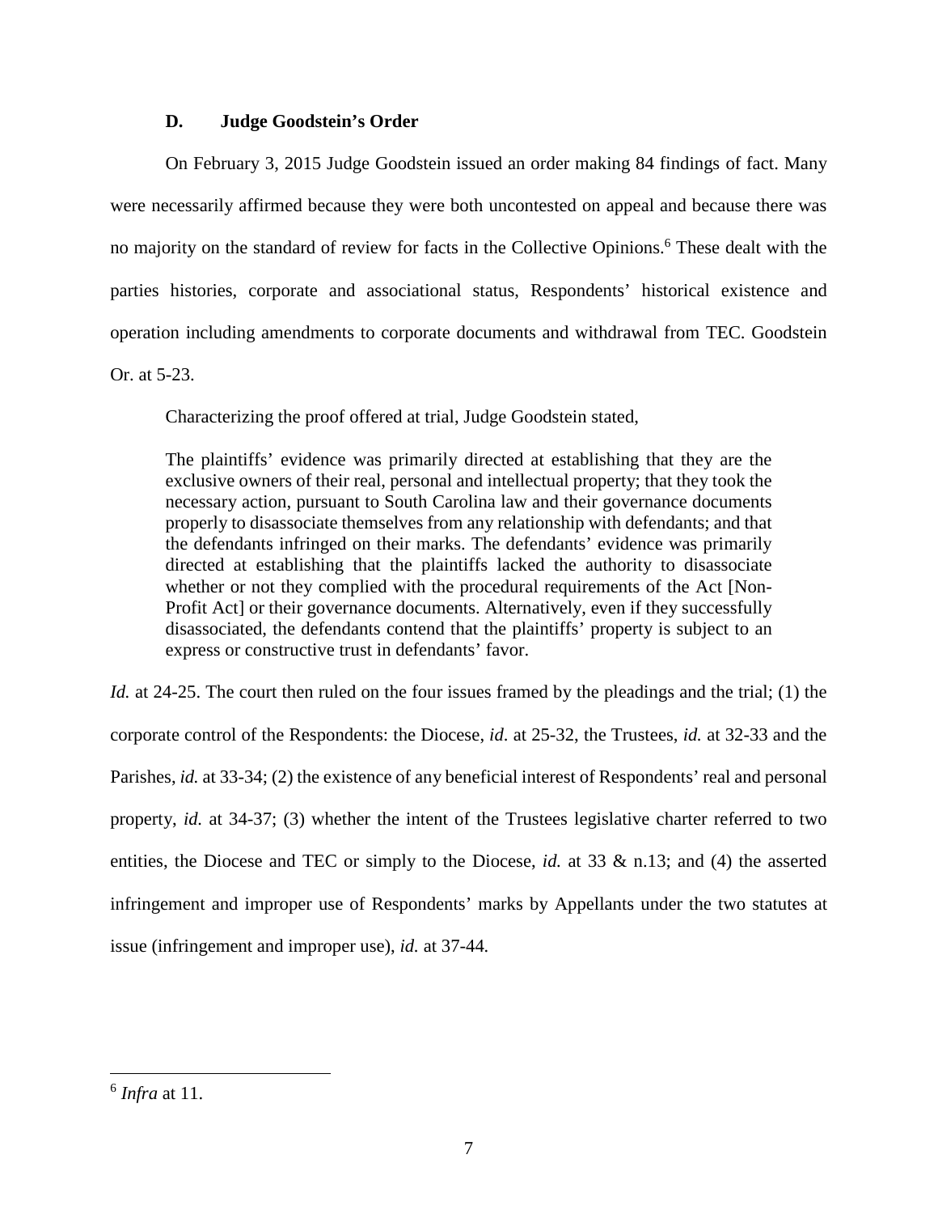### D. Judge Goodstein's Order

On February 3, 2015 Judge Goodstein issued an order making 84 findings of fact. Many were necessarily affirmed because they were both uncontested on appeal and because there was no majority on the standard of review for facts in the Collective Opinions.[6] These dealt with the parties histories, corporate and associational status, Respondents' historical existence and operation including amendments to corporate documents and withdrawal from TEC. Goodstein Or. at 5-23.

Characterizing the proof offered at trial, Judge Goodstein stated,

> The plaintiffs' evidence was primarily directed at establishing that they are the exclusive owners of their real, personal and intellectual property; that they took the necessary action, pursuant to South Carolina law and their governance documents properly to disassociate themselves from any relationship with defendants; and that the defendants infringed on their marks. The defendants' evidence was primarily directed at establishing that the plaintiffs lacked the authority to disassociate whether or not they complied with the procedural requirements of the Act [Non-Profit Act] or their governance documents. Alternatively, even if they successfully disassociated, the defendants contend that the plaintiffs' property is subject to an express or constructive trust in defendants' favor.

*Id.* at 24-25. The court then ruled on the four issues framed by the pleadings and the trial; (1) the corporate control of the Respondents: the Diocese, *id*. at 25-32, the Trustees, *id.* at 32-33 and the Parishes, *id.* at 33-34; (2) the existence of any beneficial interest of Respondents' real and personal property, *id.* at 34-37; (3) whether the intent of the Trustees legislative charter referred to two entities, the Diocese and TEC or simply to the Diocese, *id.* at 33 & n.13; and (4) the asserted infringement and improper use of Respondents' marks by Appellants under the two statutes at issue (infringement and improper use), *id.* at 37-44.

---

[6] *Infra* at 11.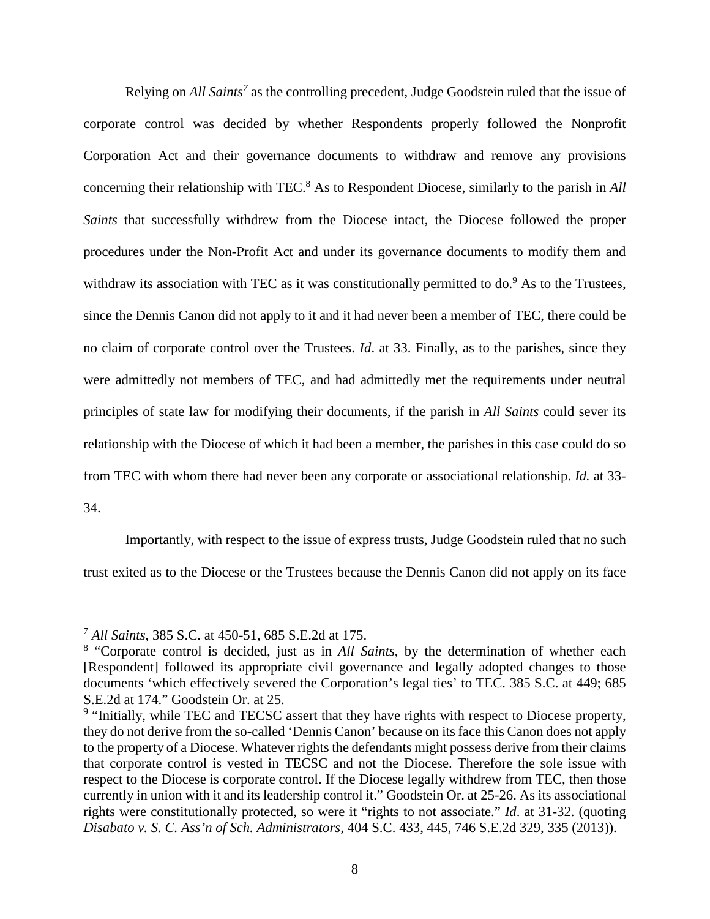Relying on *All Saints*[7] as the controlling precedent, Judge Goodstein ruled that the issue of corporate control was decided by whether Respondents properly followed the Nonprofit Corporation Act and their governance documents to withdraw and remove any provisions concerning their relationship with TEC.[8] As to Respondent Diocese, similarly to the parish in *All Saints* that successfully withdrew from the Diocese intact, the Diocese followed the proper procedures under the Non-Profit Act and under its governance documents to modify them and withdraw its association with TEC as it was constitutionally permitted to do.[9] As to the Trustees, since the Dennis Canon did not apply to it and it had never been a member of TEC, there could be no claim of corporate control over the Trustees. *Id*. at 33. Finally, as to the parishes, since they were admittedly not members of TEC, and had admittedly met the requirements under neutral principles of state law for modifying their documents, if the parish in *All Saints* could sever its relationship with the Diocese of which it had been a member, the parishes in this case could do so from TEC with whom there had never been any corporate or associational relationship. *Id.* at 33-34.

Importantly, with respect to the issue of express trusts, Judge Goodstein ruled that no such trust exited as to the Diocese or the Trustees because the Dennis Canon did not apply on its face

---

[7] *All Saints*, 385 S.C. at 450-51, 685 S.E.2d at 175.

[8] "Corporate control is decided, just as in *All Saints*, by the determination of whether each [Respondent] followed its appropriate civil governance and legally adopted changes to those documents 'which effectively severed the Corporation's legal ties' to TEC. 385 S.C. at 449; 685 S.E.2d at 174." Goodstein Or. at 25.

[9] "Initially, while TEC and TECSC assert that they have rights with respect to Diocese property, they do not derive from the so-called 'Dennis Canon' because on its face this Canon does not apply to the property of a Diocese. Whatever rights the defendants might possess derive from their claims that corporate control is vested in TECSC and not the Diocese. Therefore the sole issue with respect to the Diocese is corporate control. If the Diocese legally withdrew from TEC, then those currently in union with it and its leadership control it." Goodstein Or. at 25-26. As its associational rights were constitutionally protected, so were it "rights to not associate." *Id*. at 31-32. (quoting *Disabato v. S. C. Ass'n of Sch. Administrators*, 404 S.C. 433, 445, 746 S.E.2d 329, 335 (2013)).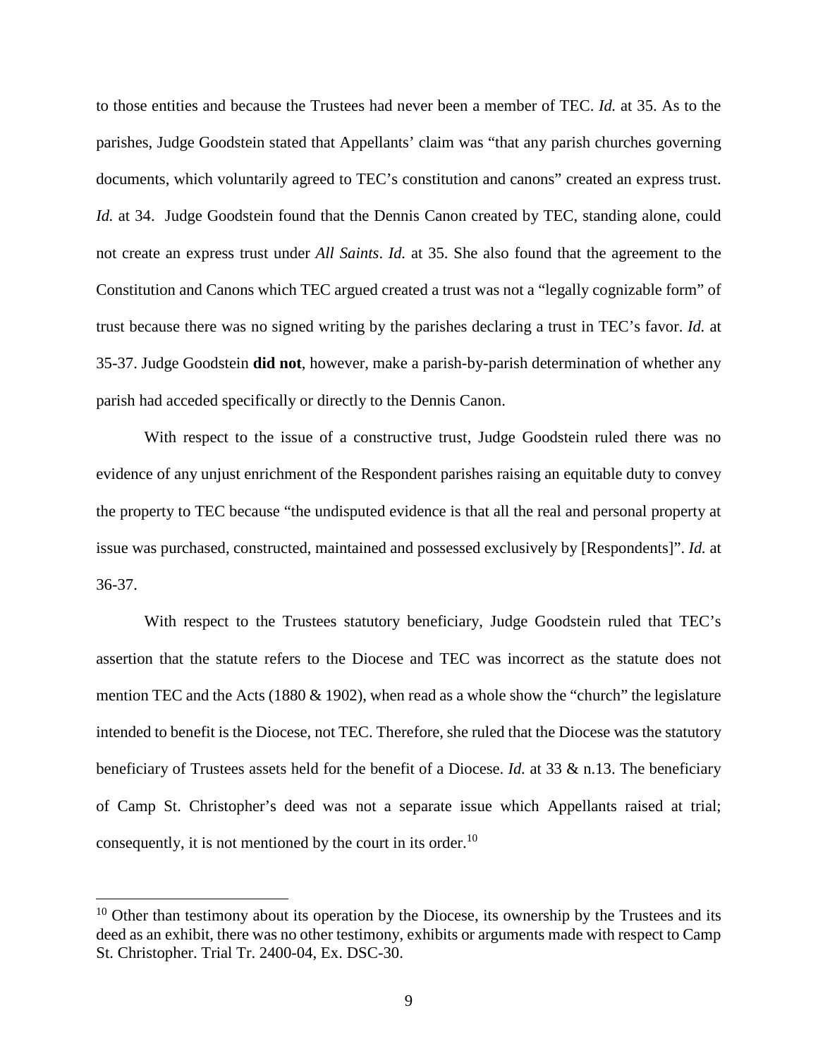to those entities and because the Trustees had never been a member of TEC. *Id.* at 35. As to the parishes, Judge Goodstein stated that Appellants' claim was "that any parish churches governing documents, which voluntarily agreed to TEC's constitution and canons" created an express trust. *Id.* at 34. Judge Goodstein found that the Dennis Canon created by TEC, standing alone, could not create an express trust under *All Saints*. *Id.* at 35. She also found that the agreement to the Constitution and Canons which TEC argued created a trust was not a "legally cognizable form" of trust because there was no signed writing by the parishes declaring a trust in TEC's favor. *Id.* at 35-37. Judge Goodstein **did not**, however, make a parish-by-parish determination of whether any parish had acceded specifically or directly to the Dennis Canon.

With respect to the issue of a constructive trust, Judge Goodstein ruled there was no evidence of any unjust enrichment of the Respondent parishes raising an equitable duty to convey the property to TEC because "the undisputed evidence is that all the real and personal property at issue was purchased, constructed, maintained and possessed exclusively by [Respondents]". *Id.* at 36-37.

With respect to the Trustees statutory beneficiary, Judge Goodstein ruled that TEC's assertion that the statute refers to the Diocese and TEC was incorrect as the statute does not mention TEC and the Acts (1880 & 1902), when read as a whole show the "church" the legislature intended to benefit is the Diocese, not TEC. Therefore, she ruled that the Diocese was the statutory beneficiary of Trustees assets held for the benefit of a Diocese. *Id.* at 33 & n.13. The beneficiary of Camp St. Christopher's deed was not a separate issue which Appellants raised at trial; consequently, it is not mentioned by the court in its order.[10]

[10] Other than testimony about its operation by the Diocese, its ownership by the Trustees and its deed as an exhibit, there was no other testimony, exhibits or arguments made with respect to Camp St. Christopher. Trial Tr. 2400-04, Ex. DSC-30.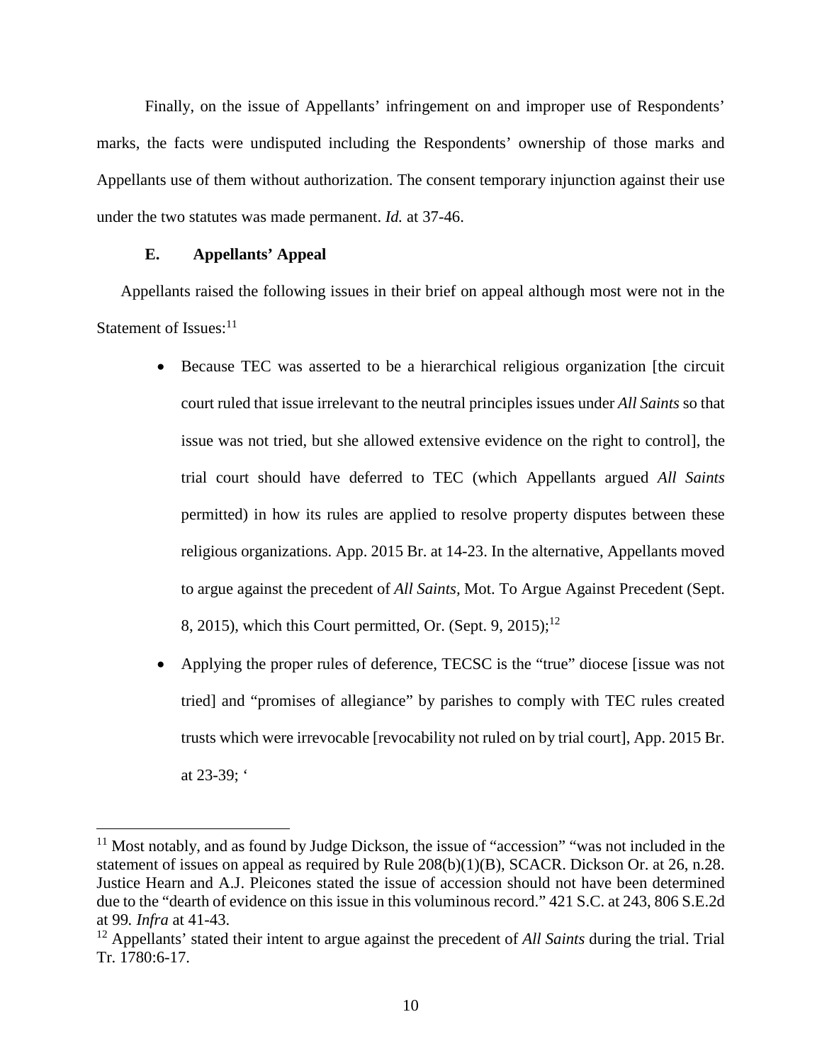Finally, on the issue of Appellants' infringement on and improper use of Respondents' marks, the facts were undisputed including the Respondents' ownership of those marks and Appellants use of them without authorization. The consent temporary injunction against their use under the two statutes was made permanent. *Id.* at 37-46.

### E. Appellants' Appeal

Appellants raised the following issues in their brief on appeal although most were not in the Statement of Issues:[11]

- Because TEC was asserted to be a hierarchical religious organization [the circuit court ruled that issue irrelevant to the neutral principles issues under *All Saints* so that issue was not tried, but she allowed extensive evidence on the right to control], the trial court should have deferred to TEC (which Appellants argued *All Saints* permitted) in how its rules are applied to resolve property disputes between these religious organizations. App. 2015 Br. at 14-23. In the alternative, Appellants moved to argue against the precedent of *All Saints*, Mot. To Argue Against Precedent (Sept. 8, 2015), which this Court permitted, Or. (Sept. 9, 2015);[12]
- Applying the proper rules of deference, TECSC is the "true" diocese [issue was not tried] and "promises of allegiance" by parishes to comply with TEC rules created trusts which were irrevocable [revocability not ruled on by trial court], App. 2015 Br. at 23-39; '

---

[11] Most notably, and as found by Judge Dickson, the issue of "accession" "was not included in the statement of issues on appeal as required by Rule 208(b)(1)(B), SCACR. Dickson Or. at 26, n.28. Justice Hearn and A.J. Pleicones stated the issue of accession should not have been determined due to the "dearth of evidence on this issue in this voluminous record." 421 S.C. at 243, 806 S.E.2d at 99. *Infra* at 41-43.

[12] Appellants' stated their intent to argue against the precedent of *All Saints* during the trial. Trial Tr. 1780:6-17.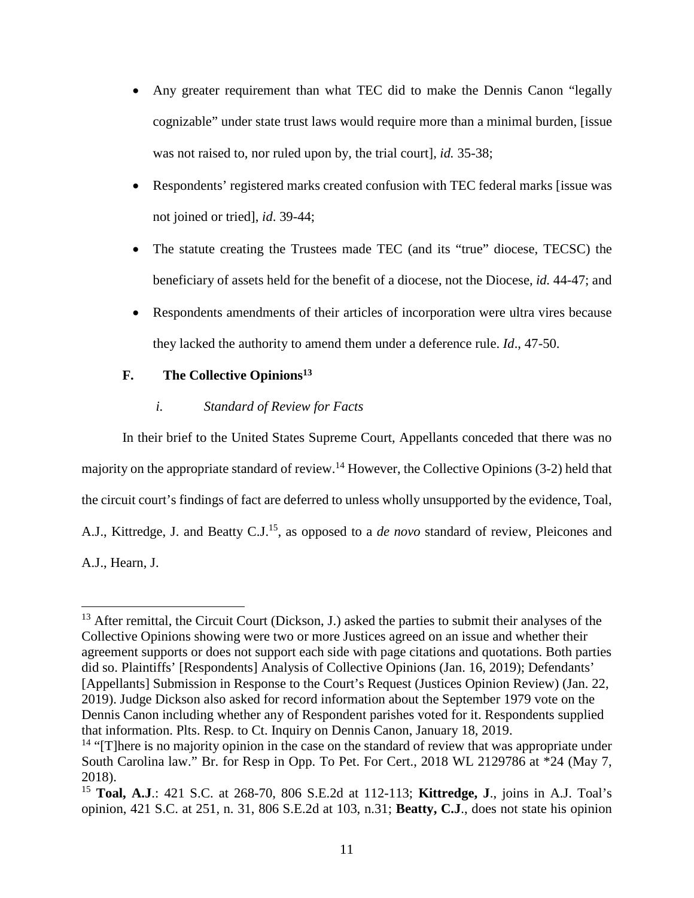- Any greater requirement than what TEC did to make the Dennis Canon "legally cognizable" under state trust laws would require more than a minimal burden, [issue was not raised to, nor ruled upon by, the trial court], *id.* 35-38;
- Respondents' registered marks created confusion with TEC federal marks [issue was not joined or tried], *id*. 39-44;
- The statute creating the Trustees made TEC (and its "true" diocese, TECSC) the beneficiary of assets held for the benefit of a diocese, not the Diocese, *id.* 44-47; and
- Respondents amendments of their articles of incorporation were ultra vires because they lacked the authority to amend them under a deference rule. *Id*., 47-50.

## F. The Collective Opinions[13]

### *i. Standard of Review for Facts*

In their brief to the United States Supreme Court, Appellants conceded that there was no majority on the appropriate standard of review.[14] However, the Collective Opinions (3-2) held that the circuit court's findings of fact are deferred to unless wholly unsupported by the evidence, Toal, A.J., Kittredge, J. and Beatty C.J.[15], as opposed to a *de novo* standard of review, Pleicones and A.J., Hearn, J.

---

[13] After remittal, the Circuit Court (Dickson, J.) asked the parties to submit their analyses of the Collective Opinions showing were two or more Justices agreed on an issue and whether their agreement supports or does not support each side with page citations and quotations. Both parties did so. Plaintiffs' [Respondents] Analysis of Collective Opinions (Jan. 16, 2019); Defendants' [Appellants] Submission in Response to the Court's Request (Justices Opinion Review) (Jan. 22, 2019). Judge Dickson also asked for record information about the September 1979 vote on the Dennis Canon including whether any of Respondent parishes voted for it. Respondents supplied that information. Plts. Resp. to Ct. Inquiry on Dennis Canon, January 18, 2019.

[14] "[T]here is no majority opinion in the case on the standard of review that was appropriate under South Carolina law." Br. for Resp in Opp. To Pet. For Cert., 2018 WL 2129786 at *24 (May 7, 2018).

[15] **Toal, A.J**.: 421 S.C. at 268-70, 806 S.E.2d at 112-113; **Kittredge, J**., joins in A.J. Toal's opinion, 421 S.C. at 251, n. 31, 806 S.E.2d at 103, n.31; **Beatty, C.J**., does not state his opinion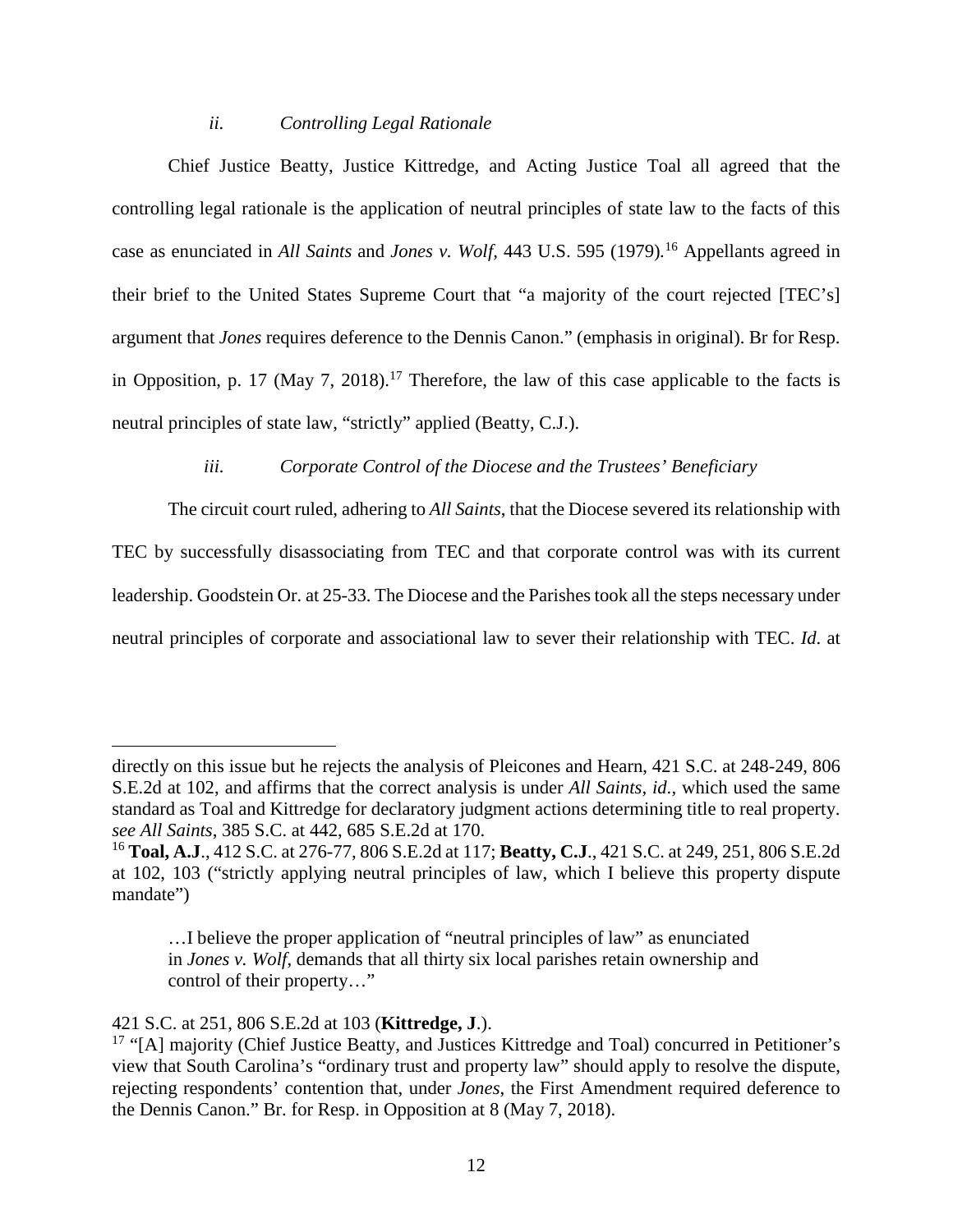### *ii. Controlling Legal Rationale*

Chief Justice Beatty, Justice Kittredge, and Acting Justice Toal all agreed that the controlling legal rationale is the application of neutral principles of state law to the facts of this case as enunciated in *All Saints* and *Jones v. Wolf*, 443 U.S. 595 (1979).[16] Appellants agreed in their brief to the United States Supreme Court that "a majority of the court rejected [TEC's] argument that *Jones* requires deference to the Dennis Canon." (emphasis in original). Br for Resp. in Opposition, p. 17 (May 7, 2018).[17] Therefore, the law of this case applicable to the facts is neutral principles of state law, "strictly" applied (Beatty, C.J.).

### *iii. Corporate Control of the Diocese and the Trustees' Beneficiary*

The circuit court ruled, adhering to *All Saints*, that the Diocese severed its relationship with TEC by successfully disassociating from TEC and that corporate control was with its current leadership. Goodstein Or. at 25-33. The Diocese and the Parishes took all the steps necessary under neutral principles of corporate and associational law to sever their relationship with TEC. *Id*. at

---

directly on this issue but he rejects the analysis of Pleicones and Hearn, 421 S.C. at 248-249, 806 S.E.2d at 102, and affirms that the correct analysis is under *All Saints*, *id.,* which used the same standard as Toal and Kittredge for declaratory judgment actions determining title to real property. *see All Saints*, 385 S.C. at 442, 685 S.E.2d at 170.

[16] **Toal, A.J**., 412 S.C. at 276-77, 806 S.E.2d at 117; **Beatty, C.J**., 421 S.C. at 249, 251, 806 S.E.2d at 102, 103 ("strictly applying neutral principles of law, which I believe this property dispute mandate")

> …I believe the proper application of "neutral principles of law" as enunciated in *Jones v. Wolf*, demands that all thirty six local parishes retain ownership and control of their property…"

421 S.C. at 251, 806 S.E.2d at 103 (**Kittredge, J**.).

[17] "[A] majority (Chief Justice Beatty, and Justices Kittredge and Toal) concurred in Petitioner's view that South Carolina's "ordinary trust and property law" should apply to resolve the dispute, rejecting respondents' contention that, under *Jones*, the First Amendment required deference to the Dennis Canon." Br. for Resp. in Opposition at 8 (May 7, 2018).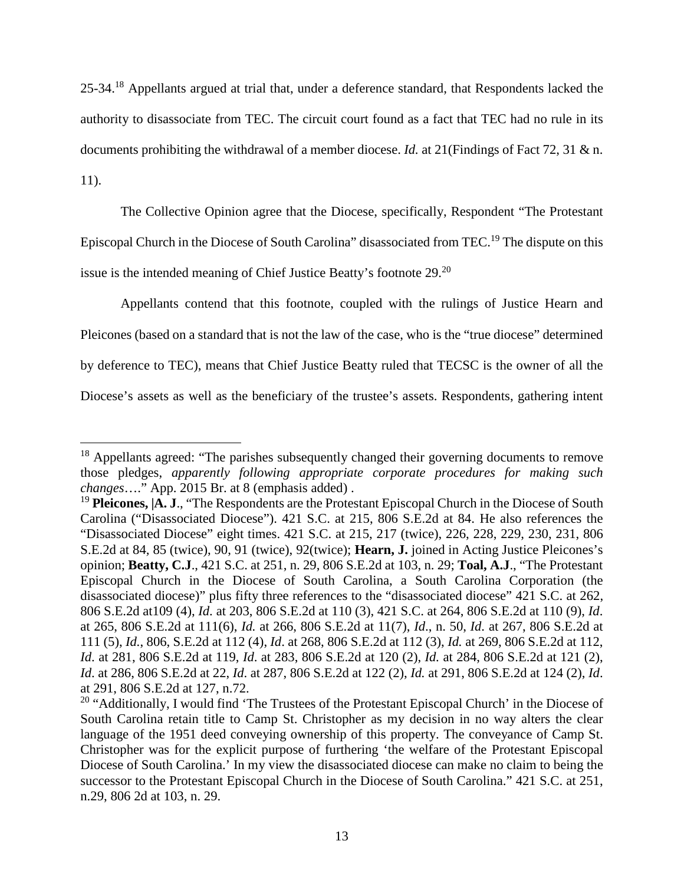25-34.[18] Appellants argued at trial that, under a deference standard, that Respondents lacked the authority to disassociate from TEC. The circuit court found as a fact that TEC had no rule in its documents prohibiting the withdrawal of a member diocese. *Id.* at 21(Findings of Fact 72, 31 & n. 11).

The Collective Opinion agree that the Diocese, specifically, Respondent "The Protestant Episcopal Church in the Diocese of South Carolina" disassociated from TEC.[19] The dispute on this issue is the intended meaning of Chief Justice Beatty's footnote 29.[20]

Appellants contend that this footnote, coupled with the rulings of Justice Hearn and Pleicones (based on a standard that is not the law of the case, who is the "true diocese" determined by deference to TEC), means that Chief Justice Beatty ruled that TECSC is the owner of all the Diocese's assets as well as the beneficiary of the trustee's assets. Respondents, gathering intent

---

[18] Appellants agreed: "The parishes subsequently changed their governing documents to remove those pledges, *apparently following appropriate corporate procedures for making such changes*…." App. 2015 Br. at 8 (emphasis added) .

[19] **Pleicones, |A. J**., "The Respondents are the Protestant Episcopal Church in the Diocese of South Carolina ("Disassociated Diocese"). 421 S.C. at 215, 806 S.E.2d at 84. He also references the "Disassociated Diocese" eight times. 421 S.C. at 215, 217 (twice), 226, 228, 229, 230, 231, 806 S.E.2d at 84, 85 (twice), 90, 91 (twice), 92(twice); **Hearn, J.** joined in Acting Justice Pleicones's opinion; **Beatty, C.J**., 421 S.C. at 251, n. 29, 806 S.E.2d at 103, n. 29; **Toal, A.J**., "The Protestant Episcopal Church in the Diocese of South Carolina, a South Carolina Corporation (the disassociated diocese)" plus fifty three references to the "disassociated diocese" 421 S.C. at 262, 806 S.E.2d at109 (4), *Id*. at 203, 806 S.E.2d at 110 (3), 421 S.C. at 264, 806 S.E.2d at 110 (9), *Id*. at 265, 806 S.E.2d at 111(6), *Id.* at 266, 806 S.E.2d at 11(7), *Id*., n. 50, *Id.* at 267, 806 S.E.2d at 111 (5), *Id.*, 806, S.E.2d at 112 (4), *Id*. at 268, 806 S.E.2d at 112 (3), *Id.* at 269, 806 S.E.2d at 112, *Id*. at 281, 806 S.E.2d at 119, *Id*. at 283, 806 S.E.2d at 120 (2), *Id.* at 284, 806 S.E.2d at 121 (2), *Id.* at 286, 806 S.E.2d at 22, *Id*. at 287, 806 S.E.2d at 122 (2), *Id.* at 291, 806 S.E.2d at 124 (2), *Id*. at 291, 806 S.E.2d at 127, n.72.

[20] "Additionally, I would find 'The Trustees of the Protestant Episcopal Church' in the Diocese of South Carolina retain title to Camp St. Christopher as my decision in no way alters the clear language of the 1951 deed conveying ownership of this property. The conveyance of Camp St. Christopher was for the explicit purpose of furthering 'the welfare of the Protestant Episcopal Diocese of South Carolina.' In my view the disassociated diocese can make no claim to being the successor to the Protestant Episcopal Church in the Diocese of South Carolina." 421 S.C. at 251, n.29, 806 2d at 103, n. 29.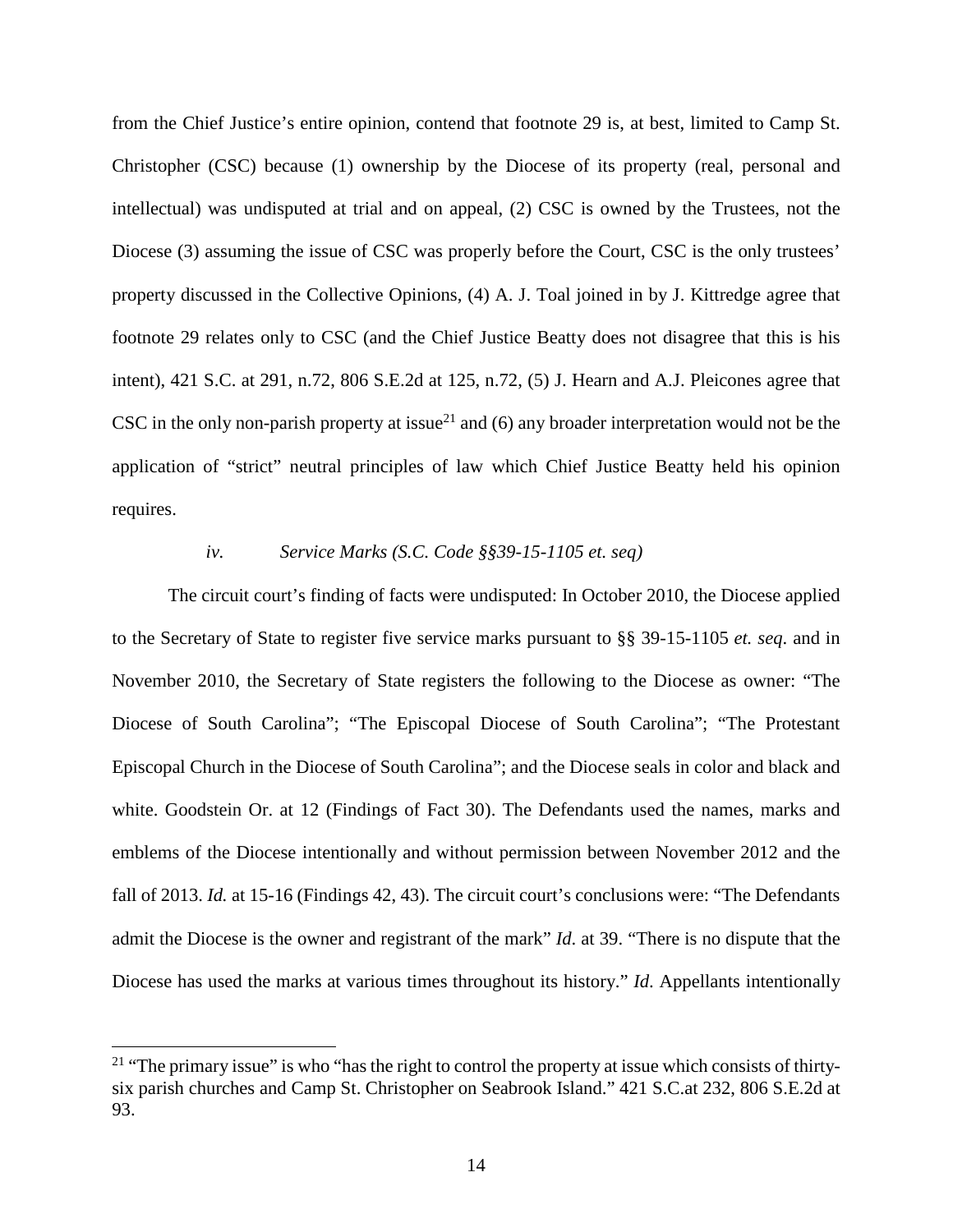from the Chief Justice's entire opinion, contend that footnote 29 is, at best, limited to Camp St. Christopher (CSC) because (1) ownership by the Diocese of its property (real, personal and intellectual) was undisputed at trial and on appeal, (2) CSC is owned by the Trustees, not the Diocese (3) assuming the issue of CSC was properly before the Court, CSC is the only trustees' property discussed in the Collective Opinions, (4) A. J. Toal joined in by J. Kittredge agree that footnote 29 relates only to CSC (and the Chief Justice Beatty does not disagree that this is his intent), 421 S.C. at 291, n.72, 806 S.E.2d at 125, n.72, (5) J. Hearn and A.J. Pleicones agree that CSC in the only non-parish property at issue[21] and (6) any broader interpretation would not be the application of "strict" neutral principles of law which Chief Justice Beatty held his opinion requires.

*iv. Service Marks (S.C. Code §§39-15-1105 et. seq)*

The circuit court's finding of facts were undisputed: In October 2010, the Diocese applied to the Secretary of State to register five service marks pursuant to §§ 39-15-1105 *et. seq.* and in November 2010, the Secretary of State registers the following to the Diocese as owner: "The Diocese of South Carolina"; "The Episcopal Diocese of South Carolina"; "The Protestant Episcopal Church in the Diocese of South Carolina"; and the Diocese seals in color and black and white. Goodstein Or. at 12 (Findings of Fact 30). The Defendants used the names, marks and emblems of the Diocese intentionally and without permission between November 2012 and the fall of 2013. *Id.* at 15-16 (Findings 42, 43). The circuit court's conclusions were: "The Defendants admit the Diocese is the owner and registrant of the mark" *Id*. at 39. "There is no dispute that the Diocese has used the marks at various times throughout its history." *Id*. Appellants intentionally

[21] "The primary issue" is who "has the right to control the property at issue which consists of thirty-six parish churches and Camp St. Christopher on Seabrook Island." 421 S.C.at 232, 806 S.E.2d at 93.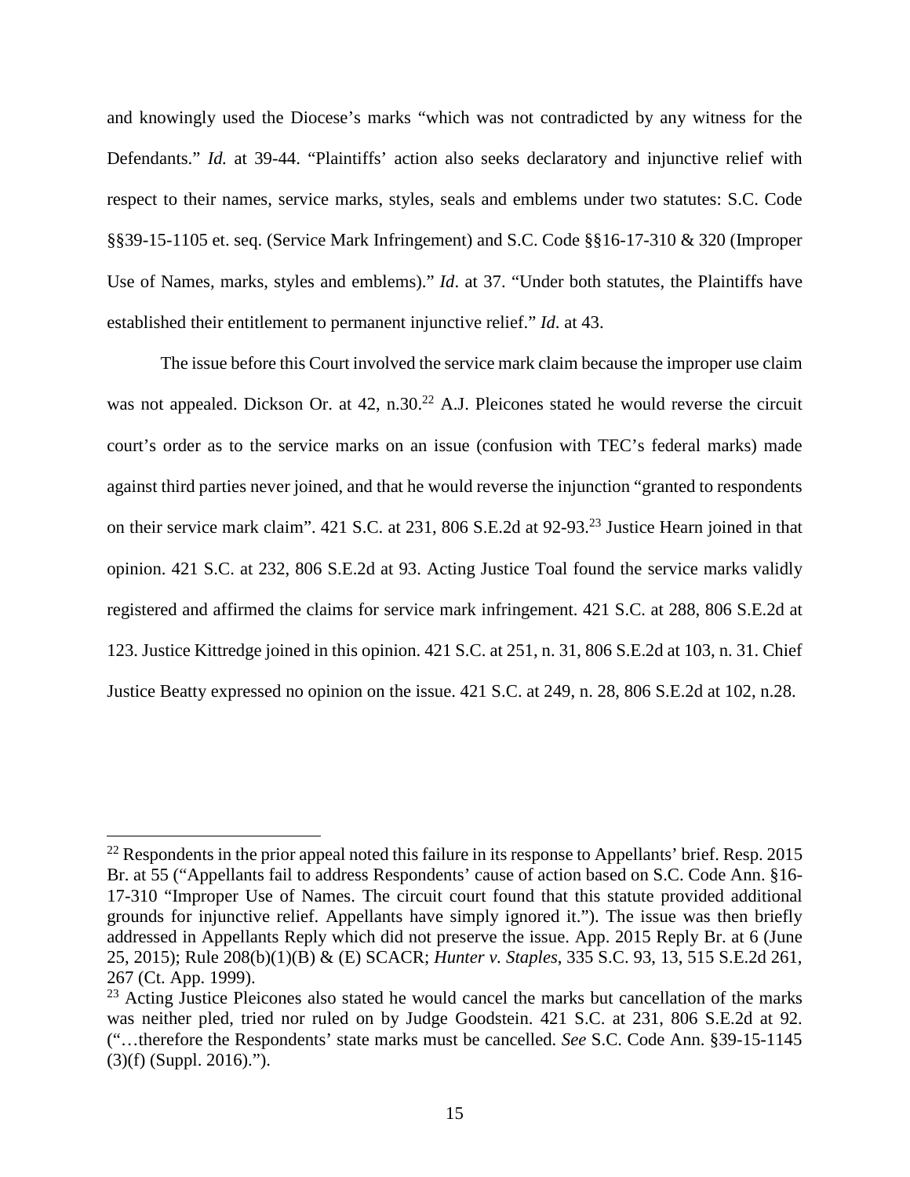and knowingly used the Diocese's marks "which was not contradicted by any witness for the Defendants." *Id.* at 39-44. "Plaintiffs' action also seeks declaratory and injunctive relief with respect to their names, service marks, styles, seals and emblems under two statutes: S.C. Code §§39-15-1105 et. seq. (Service Mark Infringement) and S.C. Code §§16-17-310 & 320 (Improper Use of Names, marks, styles and emblems)." *Id*. at 37. "Under both statutes, the Plaintiffs have established their entitlement to permanent injunctive relief." *Id*. at 43.

The issue before this Court involved the service mark claim because the improper use claim was not appealed. Dickson Or. at 42, n.30.[22] A.J. Pleicones stated he would reverse the circuit court's order as to the service marks on an issue (confusion with TEC's federal marks) made against third parties never joined, and that he would reverse the injunction "granted to respondents on their service mark claim". 421 S.C. at 231, 806 S.E.2d at 92-93.[23] Justice Hearn joined in that opinion. 421 S.C. at 232, 806 S.E.2d at 93. Acting Justice Toal found the service marks validly registered and affirmed the claims for service mark infringement. 421 S.C. at 288, 806 S.E.2d at 123. Justice Kittredge joined in this opinion. 421 S.C. at 251, n. 31, 806 S.E.2d at 103, n. 31. Chief Justice Beatty expressed no opinion on the issue. 421 S.C. at 249, n. 28, 806 S.E.2d at 102, n.28.

---

[22] Respondents in the prior appeal noted this failure in its response to Appellants' brief. Resp. 2015 Br. at 55 ("Appellants fail to address Respondents' cause of action based on S.C. Code Ann. §16-17-310 "Improper Use of Names. The circuit court found that this statute provided additional grounds for injunctive relief. Appellants have simply ignored it."). The issue was then briefly addressed in Appellants Reply which did not preserve the issue. App. 2015 Reply Br. at 6 (June 25, 2015); Rule 208(b)(1)(B) & (E) SCACR; *Hunter v. Staples*, 335 S.C. 93, 13, 515 S.E.2d 261, 267 (Ct. App. 1999).

[23] Acting Justice Pleicones also stated he would cancel the marks but cancellation of the marks was neither pled, tried nor ruled on by Judge Goodstein. 421 S.C. at 231, 806 S.E.2d at 92. ("…therefore the Respondents' state marks must be cancelled. *See* S.C. Code Ann. §39-15-1145 (3)(f) (Suppl. 2016).").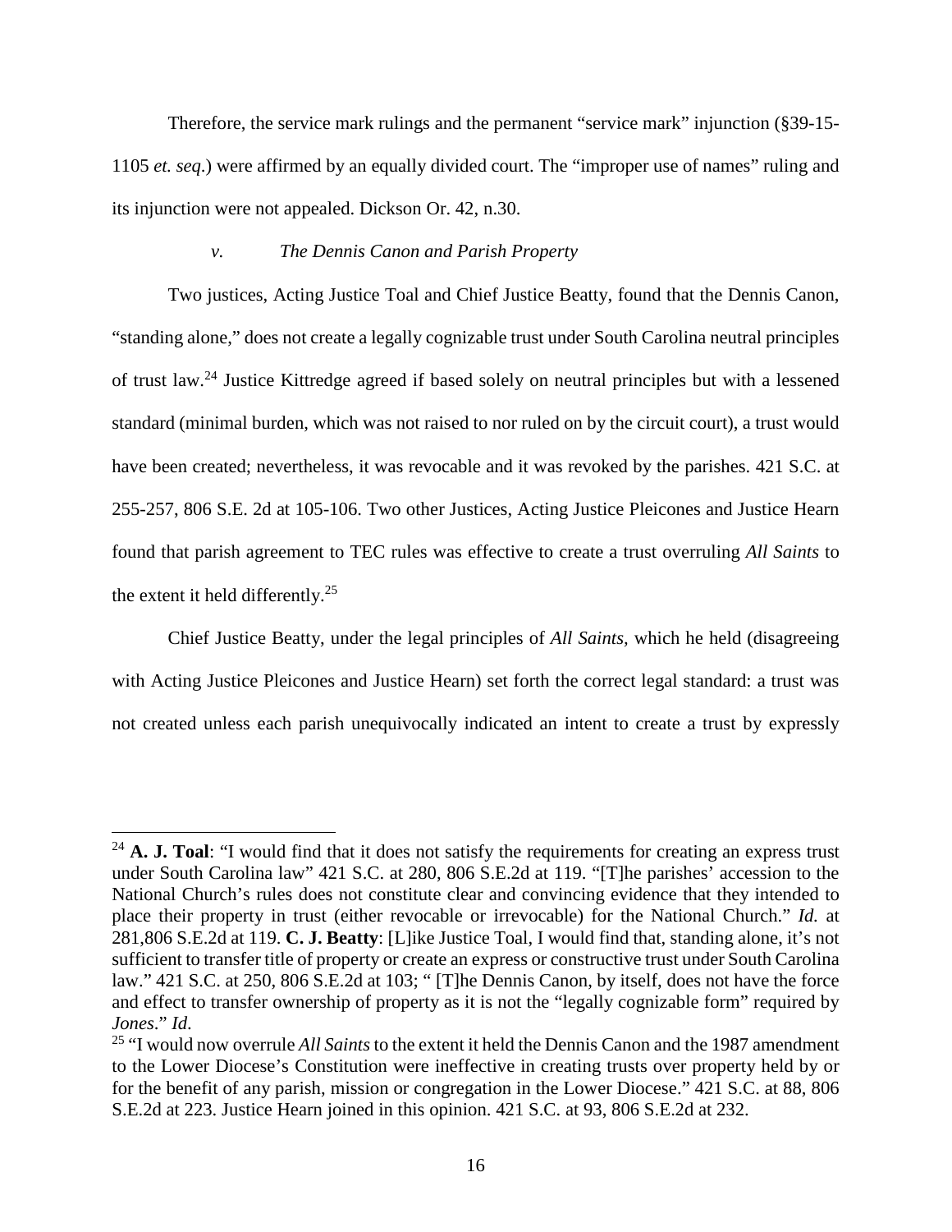Therefore, the service mark rulings and the permanent "service mark" injunction (§39-15-1105 *et. seq*.) were affirmed by an equally divided court. The "improper use of names" ruling and its injunction were not appealed. Dickson Or. 42, n.30.

### *v. The Dennis Canon and Parish Property*

Two justices, Acting Justice Toal and Chief Justice Beatty, found that the Dennis Canon, "standing alone," does not create a legally cognizable trust under South Carolina neutral principles of trust law.[24] Justice Kittredge agreed if based solely on neutral principles but with a lessened standard (minimal burden, which was not raised to nor ruled on by the circuit court), a trust would have been created; nevertheless, it was revocable and it was revoked by the parishes. 421 S.C. at 255-257, 806 S.E. 2d at 105-106. Two other Justices, Acting Justice Pleicones and Justice Hearn found that parish agreement to TEC rules was effective to create a trust overruling *All Saints* to the extent it held differently.[25]

Chief Justice Beatty, under the legal principles of *All Saints,* which he held (disagreeing with Acting Justice Pleicones and Justice Hearn) set forth the correct legal standard: a trust was not created unless each parish unequivocally indicated an intent to create a trust by expressly

---

[24] **A. J. Toal**: "I would find that it does not satisfy the requirements for creating an express trust under South Carolina law" 421 S.C. at 280, 806 S.E.2d at 119. "[T]he parishes' accession to the National Church's rules does not constitute clear and convincing evidence that they intended to place their property in trust (either revocable or irrevocable) for the National Church." *Id.* at 281,806 S.E.2d at 119. **C. J. Beatty**: [L]ike Justice Toal, I would find that, standing alone, it's not sufficient to transfer title of property or create an express or constructive trust under South Carolina law." 421 S.C. at 250, 806 S.E.2d at 103; " [T]he Dennis Canon, by itself, does not have the force and effect to transfer ownership of property as it is not the "legally cognizable form" required by *Jones*." *Id*.

[25] "I would now overrule *All Saints* to the extent it held the Dennis Canon and the 1987 amendment to the Lower Diocese's Constitution were ineffective in creating trusts over property held by or for the benefit of any parish, mission or congregation in the Lower Diocese." 421 S.C. at 88, 806 S.E.2d at 223. Justice Hearn joined in this opinion. 421 S.C. at 93, 806 S.E.2d at 232.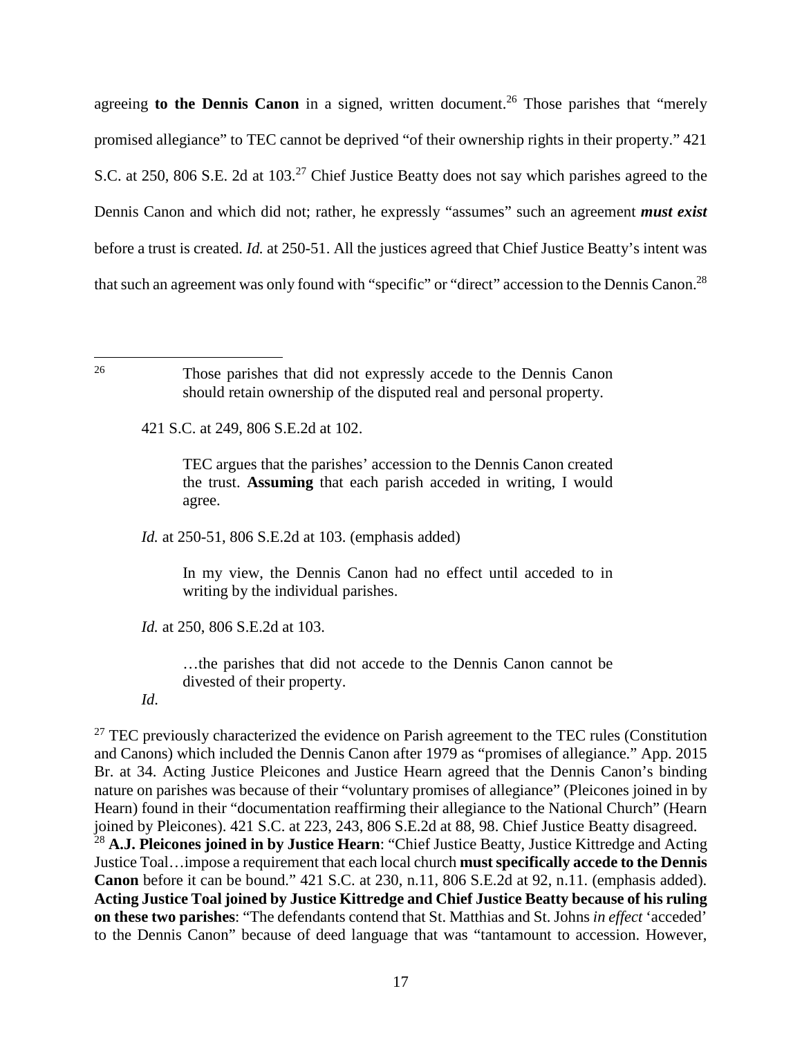agreeing **to the Dennis Canon** in a signed, written document.[26] Those parishes that "merely promised allegiance" to TEC cannot be deprived "of their ownership rights in their property." 421 S.C. at 250, 806 S.E. 2d at 103.[27] Chief Justice Beatty does not say which parishes agreed to the Dennis Canon and which did not; rather, he expressly "assumes" such an agreement ***must exist*** before a trust is created. *Id.* at 250-51. All the justices agreed that Chief Justice Beatty's intent was that such an agreement was only found with "specific" or "direct" accession to the Dennis Canon.[28]

---

[26]

> Those parishes that did not expressly accede to the Dennis Canon should retain ownership of the disputed real and personal property.

421 S.C. at 249, 806 S.E.2d at 102.

> TEC argues that the parishes' accession to the Dennis Canon created the trust. **Assuming** that each parish acceded in writing, I would agree.

*Id.* at 250-51, 806 S.E.2d at 103. (emphasis added)

> In my view, the Dennis Canon had no effect until acceded to in writing by the individual parishes.

*Id.* at 250, 806 S.E.2d at 103.

> …the parishes that did not accede to the Dennis Canon cannot be divested of their property.

*Id*.

[27] TEC previously characterized the evidence on Parish agreement to the TEC rules (Constitution and Canons) which included the Dennis Canon after 1979 as "promises of allegiance." App. 2015 Br. at 34. Acting Justice Pleicones and Justice Hearn agreed that the Dennis Canon's binding nature on parishes was because of their "voluntary promises of allegiance" (Pleicones joined in by Hearn) found in their "documentation reaffirming their allegiance to the National Church" (Hearn joined by Pleicones). 421 S.C. at 223, 243, 806 S.E.2d at 88, 98. Chief Justice Beatty disagreed.

[28] **A.J. Pleicones joined in by Justice Hearn**: "Chief Justice Beatty, Justice Kittredge and Acting Justice Toal…impose a requirement that each local church **must specifically accede to the Dennis Canon** before it can be bound." 421 S.C. at 230, n.11, 806 S.E.2d at 92, n.11. (emphasis added). **Acting Justice Toal joined by Justice Kittredge and Chief Justice Beatty because of his ruling on these two parishes**: "The defendants contend that St. Matthias and St. Johns *in effect* 'acceded' to the Dennis Canon" because of deed language that was "tantamount to accession. However,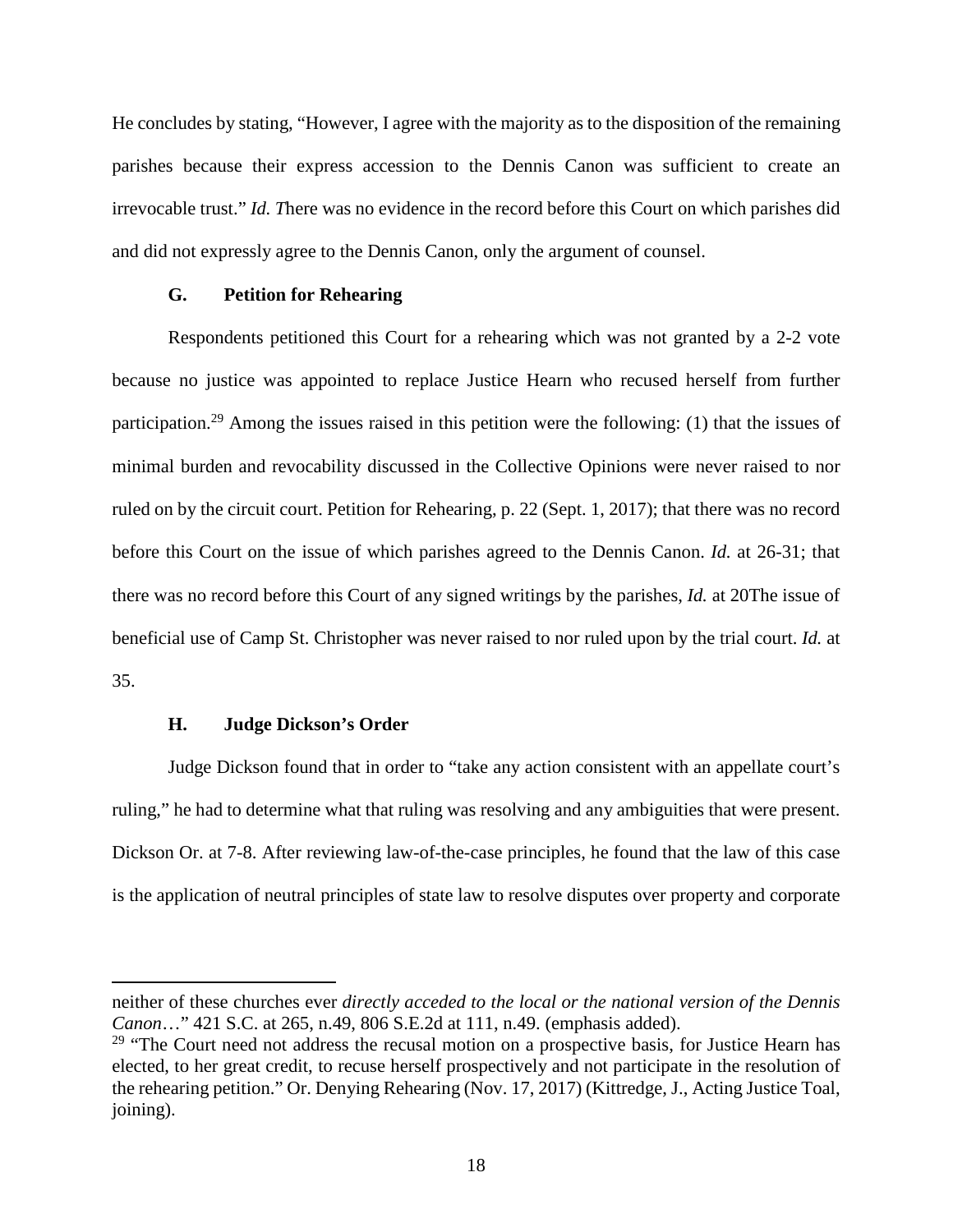He concludes by stating, "However, I agree with the majority as to the disposition of the remaining parishes because their express accession to the Dennis Canon was sufficient to create an irrevocable trust." *Id. T*here was no evidence in the record before this Court on which parishes did and did not expressly agree to the Dennis Canon, only the argument of counsel.

### G. Petition for Rehearing

Respondents petitioned this Court for a rehearing which was not granted by a 2-2 vote because no justice was appointed to replace Justice Hearn who recused herself from further participation.[29] Among the issues raised in this petition were the following: (1) that the issues of minimal burden and revocability discussed in the Collective Opinions were never raised to nor ruled on by the circuit court. Petition for Rehearing, p. 22 (Sept. 1, 2017); that there was no record before this Court on the issue of which parishes agreed to the Dennis Canon. *Id.* at 26-31; that there was no record before this Court of any signed writings by the parishes, *Id.* at 20The issue of beneficial use of Camp St. Christopher was never raised to nor ruled upon by the trial court. *Id.* at 35.

### H. Judge Dickson's Order

Judge Dickson found that in order to "take any action consistent with an appellate court's ruling," he had to determine what that ruling was resolving and any ambiguities that were present. Dickson Or. at 7-8. After reviewing law-of-the-case principles, he found that the law of this case is the application of neutral principles of state law to resolve disputes over property and corporate

---

neither of these churches ever *directly acceded to the local or the national version of the Dennis Canon*…" 421 S.C. at 265, n.49, 806 S.E.2d at 111, n.49. (emphasis added).

[29] "The Court need not address the recusal motion on a prospective basis, for Justice Hearn has elected, to her great credit, to recuse herself prospectively and not participate in the resolution of the rehearing petition." Or. Denying Rehearing (Nov. 17, 2017) (Kittredge, J., Acting Justice Toal, joining).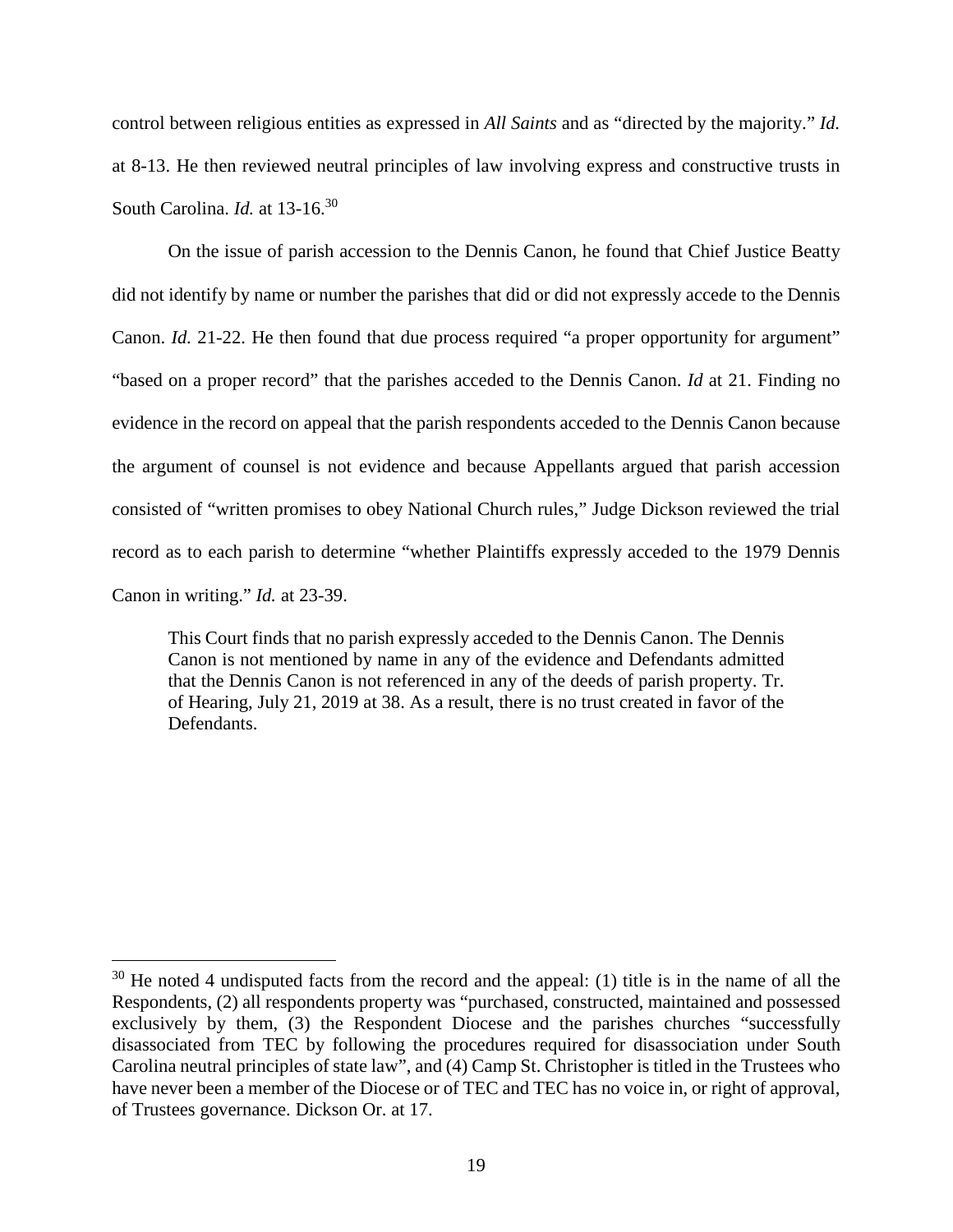control between religious entities as expressed in *All Saints* and as "directed by the majority." *Id.* at 8-13. He then reviewed neutral principles of law involving express and constructive trusts in South Carolina. *Id.* at 13-16.[30]

On the issue of parish accession to the Dennis Canon, he found that Chief Justice Beatty did not identify by name or number the parishes that did or did not expressly accede to the Dennis Canon. *Id.* 21-22. He then found that due process required "a proper opportunity for argument" "based on a proper record" that the parishes acceded to the Dennis Canon. *Id* at 21. Finding no evidence in the record on appeal that the parish respondents acceded to the Dennis Canon because the argument of counsel is not evidence and because Appellants argued that parish accession consisted of "written promises to obey National Church rules," Judge Dickson reviewed the trial record as to each parish to determine "whether Plaintiffs expressly acceded to the 1979 Dennis Canon in writing." *Id.* at 23-39.

> This Court finds that no parish expressly acceded to the Dennis Canon. The Dennis Canon is not mentioned by name in any of the evidence and Defendants admitted that the Dennis Canon is not referenced in any of the deeds of parish property. Tr. of Hearing, July 21, 2019 at 38. As a result, there is no trust created in favor of the Defendants.

---

[30] He noted 4 undisputed facts from the record and the appeal: (1) title is in the name of all the Respondents, (2) all respondents property was "purchased, constructed, maintained and possessed exclusively by them, (3) the Respondent Diocese and the parishes churches "successfully disassociated from TEC by following the procedures required for disassociation under South Carolina neutral principles of state law", and (4) Camp St. Christopher is titled in the Trustees who have never been a member of the Diocese or of TEC and TEC has no voice in, or right of approval, of Trustees governance. Dickson Or. at 17.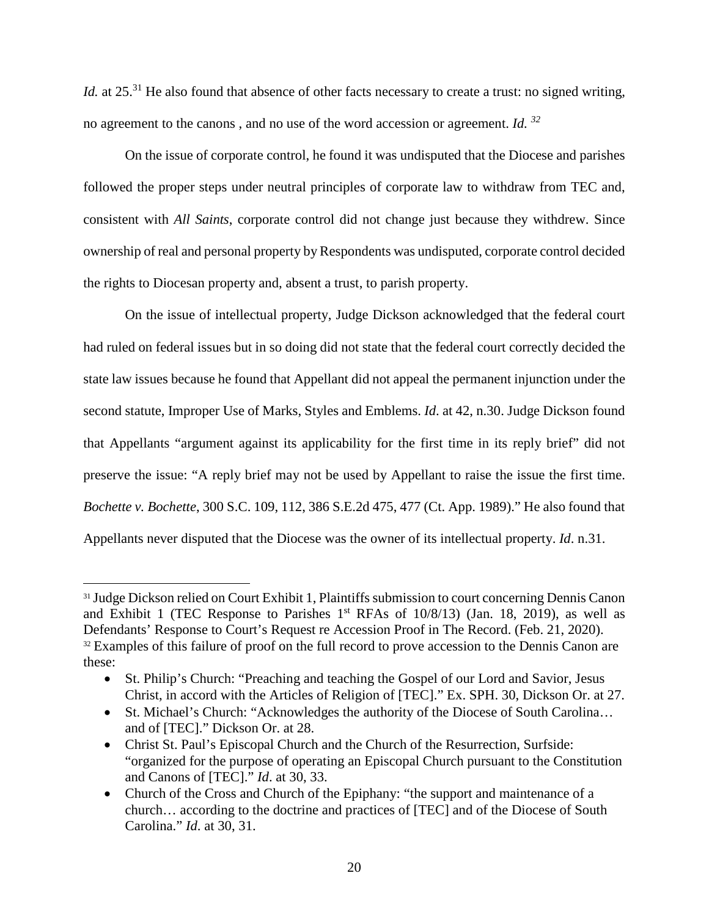*Id.* at 25.[31] He also found that absence of other facts necessary to create a trust: no signed writing, no agreement to the canons , and no use of the word accession or agreement. *Id.* [32]

On the issue of corporate control, he found it was undisputed that the Diocese and parishes followed the proper steps under neutral principles of corporate law to withdraw from TEC and, consistent with *All Saints*, corporate control did not change just because they withdrew. Since ownership of real and personal property by Respondents was undisputed, corporate control decided the rights to Diocesan property and, absent a trust, to parish property.

On the issue of intellectual property, Judge Dickson acknowledged that the federal court had ruled on federal issues but in so doing did not state that the federal court correctly decided the state law issues because he found that Appellant did not appeal the permanent injunction under the second statute, Improper Use of Marks, Styles and Emblems. *Id*. at 42, n.30. Judge Dickson found that Appellants "argument against its applicability for the first time in its reply brief" did not preserve the issue: "A reply brief may not be used by Appellant to raise the issue the first time. *Bochette v. Bochette*, 300 S.C. 109, 112, 386 S.E.2d 475, 477 (Ct. App. 1989)." He also found that Appellants never disputed that the Diocese was the owner of its intellectual property. *Id*. n.31.

---

[31] Judge Dickson relied on Court Exhibit 1, Plaintiffs submission to court concerning Dennis Canon and Exhibit 1 (TEC Response to Parishes 1st RFAs of 10/8/13) (Jan. 18, 2019), as well as Defendants' Response to Court's Request re Accession Proof in The Record. (Feb. 21, 2020).

[32] Examples of this failure of proof on the full record to prove accession to the Dennis Canon are these:

- St. Philip's Church: "Preaching and teaching the Gospel of our Lord and Savior, Jesus Christ, in accord with the Articles of Religion of [TEC]." Ex. SPH. 30, Dickson Or. at 27.
- St. Michael's Church: "Acknowledges the authority of the Diocese of South Carolina… and of [TEC]." Dickson Or. at 28.
- Christ St. Paul's Episcopal Church and the Church of the Resurrection, Surfside: "organized for the purpose of operating an Episcopal Church pursuant to the Constitution and Canons of [TEC]." *Id*. at 30, 33.
- Church of the Cross and Church of the Epiphany: "the support and maintenance of a church… according to the doctrine and practices of [TEC] and of the Diocese of South Carolina." *Id.* at 30, 31.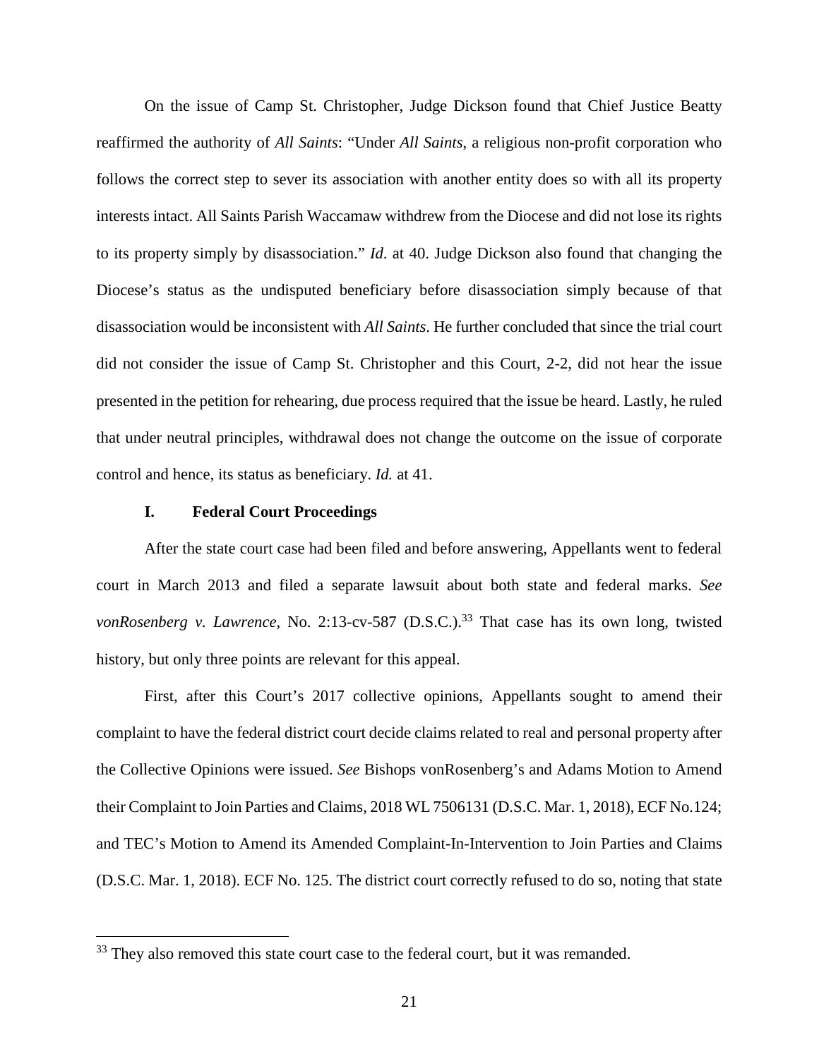On the issue of Camp St. Christopher, Judge Dickson found that Chief Justice Beatty reaffirmed the authority of *All Saints*: "Under *All Saints*, a religious non-profit corporation who follows the correct step to sever its association with another entity does so with all its property interests intact. All Saints Parish Waccamaw withdrew from the Diocese and did not lose its rights to its property simply by disassociation." *Id*. at 40. Judge Dickson also found that changing the Diocese's status as the undisputed beneficiary before disassociation simply because of that disassociation would be inconsistent with *All Saints*. He further concluded that since the trial court did not consider the issue of Camp St. Christopher and this Court, 2-2, did not hear the issue presented in the petition for rehearing, due process required that the issue be heard. Lastly, he ruled that under neutral principles, withdrawal does not change the outcome on the issue of corporate control and hence, its status as beneficiary. *Id.* at 41.

### I. Federal Court Proceedings

After the state court case had been filed and before answering, Appellants went to federal court in March 2013 and filed a separate lawsuit about both state and federal marks. *See vonRosenberg v. Lawrence*, No. 2:13-cv-587 (D.S.C.).[33] That case has its own long, twisted history, but only three points are relevant for this appeal.

First, after this Court's 2017 collective opinions, Appellants sought to amend their complaint to have the federal district court decide claims related to real and personal property after the Collective Opinions were issued. *See* Bishops vonRosenberg's and Adams Motion to Amend their Complaint to Join Parties and Claims, 2018 WL 7506131 (D.S.C. Mar. 1, 2018), ECF No.124; and TEC's Motion to Amend its Amended Complaint-In-Intervention to Join Parties and Claims (D.S.C. Mar. 1, 2018). ECF No. 125. The district court correctly refused to do so, noting that state

[33] They also removed this state court case to the federal court, but it was remanded.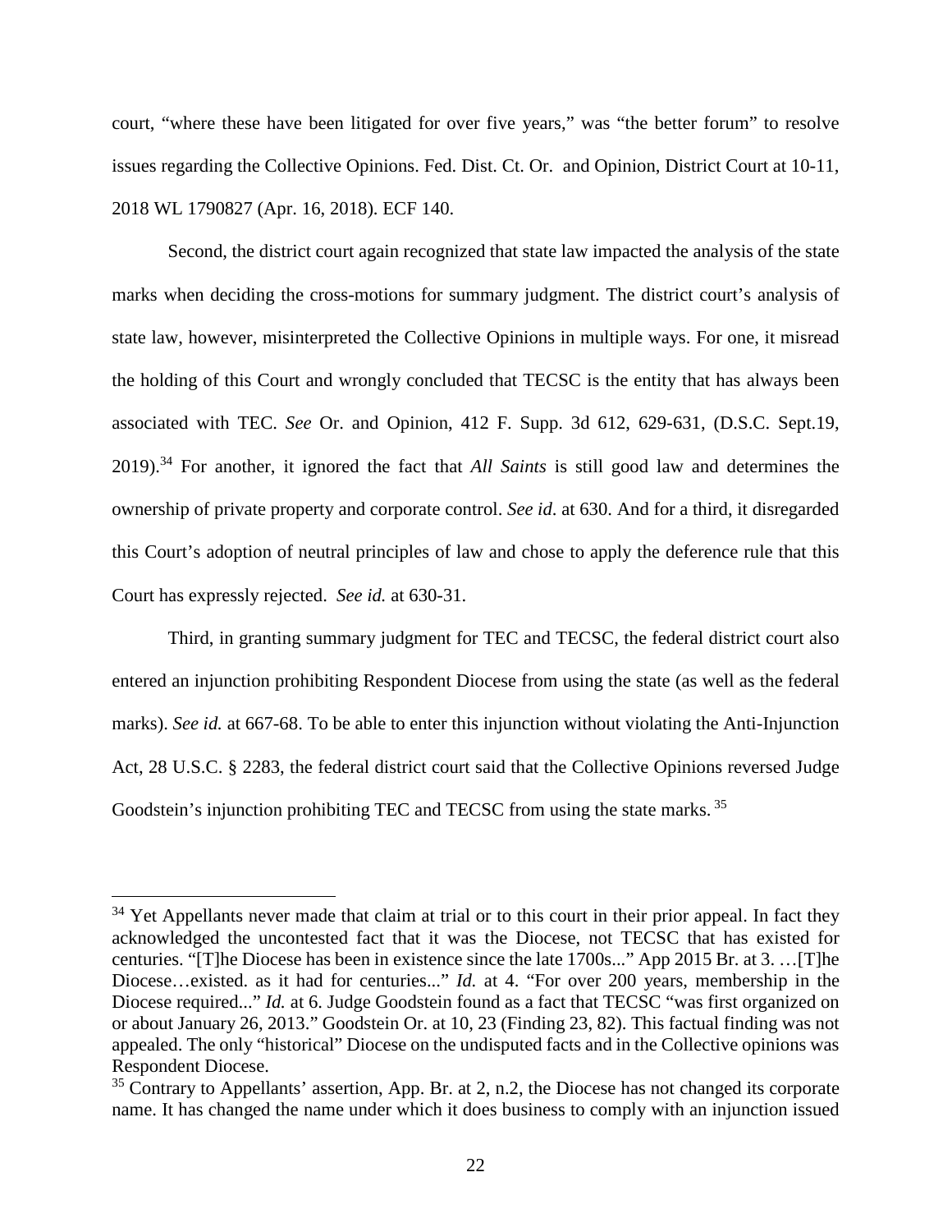court, "where these have been litigated for over five years," was "the better forum" to resolve issues regarding the Collective Opinions. Fed. Dist. Ct. Or. and Opinion, District Court at 10-11, 2018 WL 1790827 (Apr. 16, 2018). ECF 140.

Second, the district court again recognized that state law impacted the analysis of the state marks when deciding the cross-motions for summary judgment. The district court's analysis of state law, however, misinterpreted the Collective Opinions in multiple ways. For one, it misread the holding of this Court and wrongly concluded that TECSC is the entity that has always been associated with TEC. *See* Or. and Opinion, 412 F. Supp. 3d 612, 629-631, (D.S.C. Sept.19, 2019).[34] For another, it ignored the fact that *All Saints* is still good law and determines the ownership of private property and corporate control. *See id*. at 630. And for a third, it disregarded this Court's adoption of neutral principles of law and chose to apply the deference rule that this Court has expressly rejected. *See id.* at 630-31.

Third, in granting summary judgment for TEC and TECSC, the federal district court also entered an injunction prohibiting Respondent Diocese from using the state (as well as the federal marks). *See id.* at 667-68. To be able to enter this injunction without violating the Anti-Injunction Act, 28 U.S.C. § 2283, the federal district court said that the Collective Opinions reversed Judge Goodstein's injunction prohibiting TEC and TECSC from using the state marks.[35]

---

[34] Yet Appellants never made that claim at trial or to this court in their prior appeal. In fact they acknowledged the uncontested fact that it was the Diocese, not TECSC that has existed for centuries. "[T]he Diocese has been in existence since the late 1700s..." App 2015 Br. at 3. …[T]he Diocese…existed. as it had for centuries..." *Id.* at 4. "For over 200 years, membership in the Diocese required..." *Id.* at 6. Judge Goodstein found as a fact that TECSC "was first organized on or about January 26, 2013." Goodstein Or. at 10, 23 (Finding 23, 82). This factual finding was not appealed. The only "historical" Diocese on the undisputed facts and in the Collective opinions was Respondent Diocese.

[35] Contrary to Appellants' assertion, App. Br. at 2, n.2, the Diocese has not changed its corporate name. It has changed the name under which it does business to comply with an injunction issued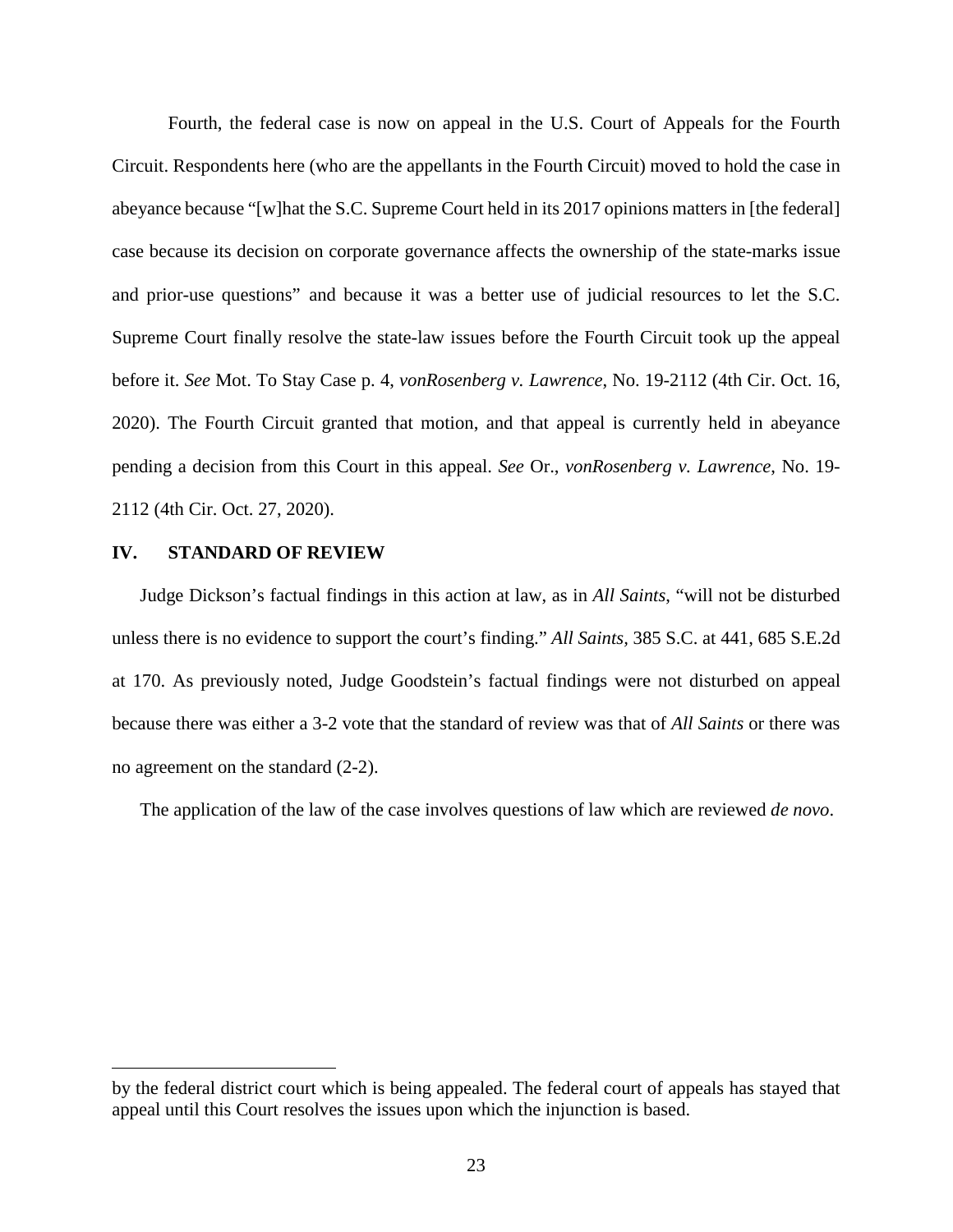Fourth, the federal case is now on appeal in the U.S. Court of Appeals for the Fourth Circuit. Respondents here (who are the appellants in the Fourth Circuit) moved to hold the case in abeyance because "[w]hat the S.C. Supreme Court held in its 2017 opinions matters in [the federal] case because its decision on corporate governance affects the ownership of the state-marks issue and prior-use questions" and because it was a better use of judicial resources to let the S.C. Supreme Court finally resolve the state-law issues before the Fourth Circuit took up the appeal before it. *See* Mot. To Stay Case p. 4, *vonRosenberg v. Lawrence*, No. 19-2112 (4th Cir. Oct. 16, 2020). The Fourth Circuit granted that motion, and that appeal is currently held in abeyance pending a decision from this Court in this appeal. *See* Or., *vonRosenberg v. Lawrence*, No. 19-2112 (4th Cir. Oct. 27, 2020).

## IV. STANDARD OF REVIEW

Judge Dickson's factual findings in this action at law, as in *All Saints*, "will not be disturbed unless there is no evidence to support the court's finding." *All Saints*, 385 S.C. at 441, 685 S.E.2d at 170. As previously noted, Judge Goodstein's factual findings were not disturbed on appeal because there was either a 3-2 vote that the standard of review was that of *All Saints* or there was no agreement on the standard (2-2).

The application of the law of the case involves questions of law which are reviewed *de novo*.

---

by the federal district court which is being appealed. The federal court of appeals has stayed that appeal until this Court resolves the issues upon which the injunction is based.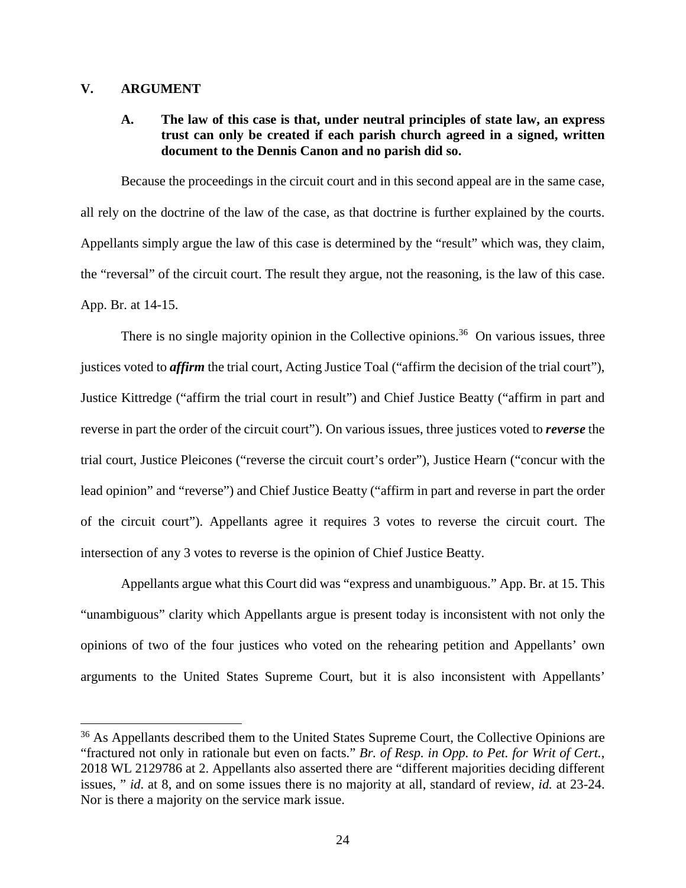## V. ARGUMENT

### A. The law of this case is that, under neutral principles of state law, an express trust can only be created if each parish church agreed in a signed, written document to the Dennis Canon and no parish did so.

Because the proceedings in the circuit court and in this second appeal are in the same case, all rely on the doctrine of the law of the case, as that doctrine is further explained by the courts. Appellants simply argue the law of this case is determined by the "result" which was, they claim, the "reversal" of the circuit court. The result they argue, not the reasoning, is the law of this case. App. Br. at 14-15.

There is no single majority opinion in the Collective opinions.[36] On various issues, three justices voted to ***affirm*** the trial court, Acting Justice Toal ("affirm the decision of the trial court"), Justice Kittredge ("affirm the trial court in result") and Chief Justice Beatty ("affirm in part and reverse in part the order of the circuit court"). On various issues, three justices voted to ***reverse*** the trial court, Justice Pleicones ("reverse the circuit court's order"), Justice Hearn ("concur with the lead opinion" and "reverse") and Chief Justice Beatty ("affirm in part and reverse in part the order of the circuit court"). Appellants agree it requires 3 votes to reverse the circuit court. The intersection of any 3 votes to reverse is the opinion of Chief Justice Beatty.

Appellants argue what this Court did was "express and unambiguous." App. Br. at 15. This "unambiguous" clarity which Appellants argue is present today is inconsistent with not only the opinions of two of the four justices who voted on the rehearing petition and Appellants' own arguments to the United States Supreme Court, but it is also inconsistent with Appellants'

---

[36] As Appellants described them to the United States Supreme Court, the Collective Opinions are "fractured not only in rationale but even on facts." *Br. of Resp. in Opp. to Pet. for Writ of Cert.*, 2018 WL 2129786 at 2. Appellants also asserted there are "different majorities deciding different issues, " *id*. at 8, and on some issues there is no majority at all, standard of review, *id.* at 23-24. Nor is there a majority on the service mark issue.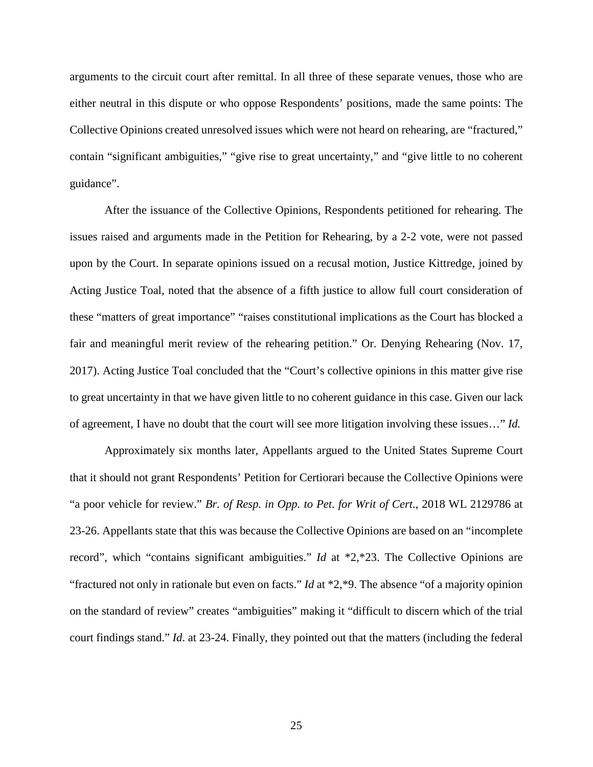arguments to the circuit court after remittal. In all three of these separate venues, those who are either neutral in this dispute or who oppose Respondents' positions, made the same points: The Collective Opinions created unresolved issues which were not heard on rehearing, are "fractured," contain "significant ambiguities," "give rise to great uncertainty," and "give little to no coherent guidance".

After the issuance of the Collective Opinions, Respondents petitioned for rehearing. The issues raised and arguments made in the Petition for Rehearing, by a 2-2 vote, were not passed upon by the Court. In separate opinions issued on a recusal motion, Justice Kittredge, joined by Acting Justice Toal, noted that the absence of a fifth justice to allow full court consideration of these "matters of great importance" "raises constitutional implications as the Court has blocked a fair and meaningful merit review of the rehearing petition." Or. Denying Rehearing (Nov. 17, 2017). Acting Justice Toal concluded that the "Court's collective opinions in this matter give rise to great uncertainty in that we have given little to no coherent guidance in this case. Given our lack of agreement, I have no doubt that the court will see more litigation involving these issues…" *Id.*

Approximately six months later, Appellants argued to the United States Supreme Court that it should not grant Respondents' Petition for Certiorari because the Collective Opinions were "a poor vehicle for review." *Br. of Resp. in Opp. to Pet. for Writ of Cert.*, 2018 WL 2129786 at 23-26. Appellants state that this was because the Collective Opinions are based on an "incomplete record", which "contains significant ambiguities." *Id* at *2,*23. The Collective Opinions are "fractured not only in rationale but even on facts." *Id* at *2,*9. The absence "of a majority opinion on the standard of review" creates "ambiguities" making it "difficult to discern which of the trial court findings stand." *Id*. at 23-24. Finally, they pointed out that the matters (including the federal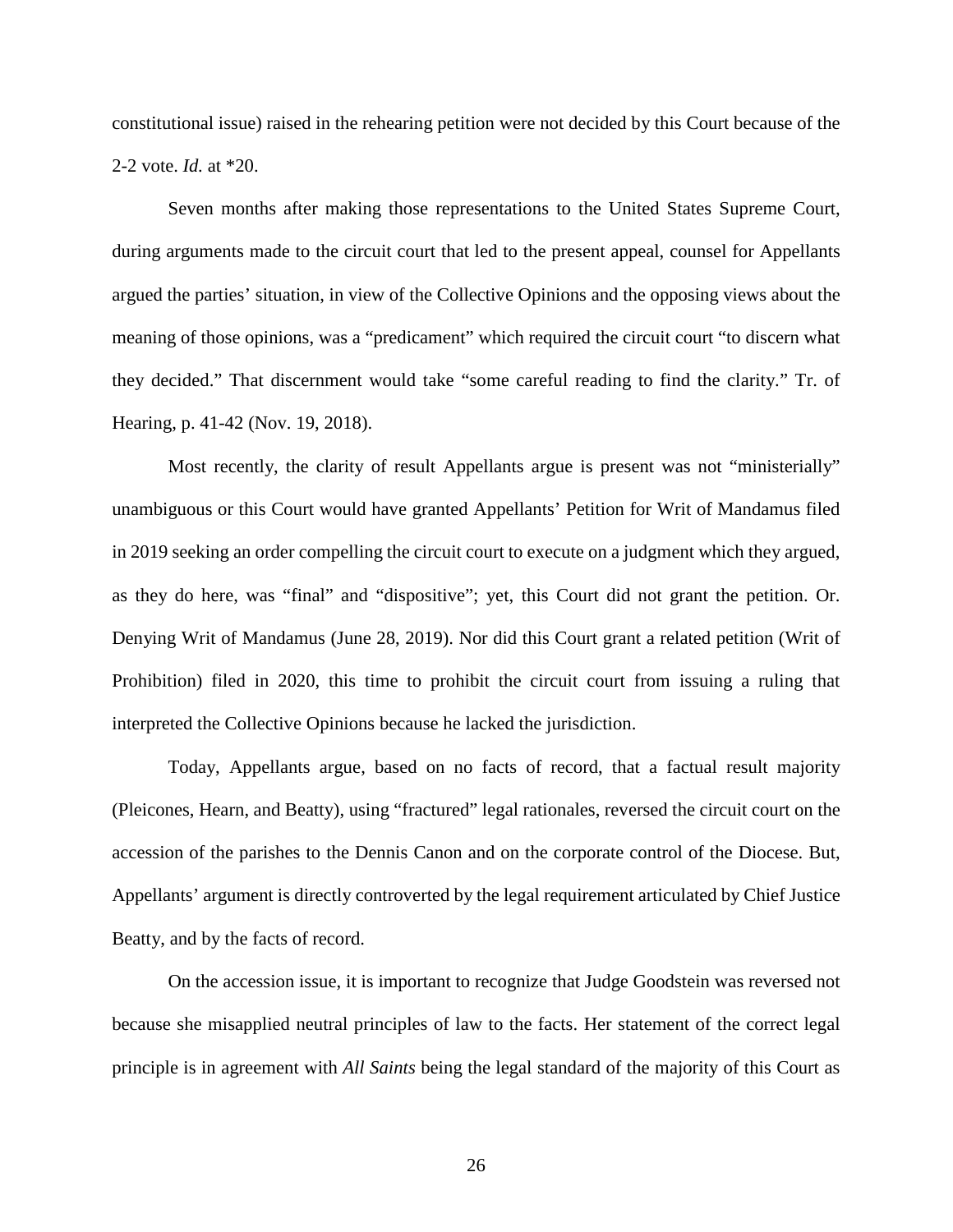constitutional issue) raised in the rehearing petition were not decided by this Court because of the 2-2 vote. *Id.* at *20.

Seven months after making those representations to the United States Supreme Court, during arguments made to the circuit court that led to the present appeal, counsel for Appellants argued the parties' situation, in view of the Collective Opinions and the opposing views about the meaning of those opinions, was a "predicament" which required the circuit court "to discern what they decided." That discernment would take "some careful reading to find the clarity." Tr. of Hearing, p. 41-42 (Nov. 19, 2018).

Most recently, the clarity of result Appellants argue is present was not "ministerially" unambiguous or this Court would have granted Appellants' Petition for Writ of Mandamus filed in 2019 seeking an order compelling the circuit court to execute on a judgment which they argued, as they do here, was "final" and "dispositive"; yet, this Court did not grant the petition. Or. Denying Writ of Mandamus (June 28, 2019). Nor did this Court grant a related petition (Writ of Prohibition) filed in 2020, this time to prohibit the circuit court from issuing a ruling that interpreted the Collective Opinions because he lacked the jurisdiction.

Today, Appellants argue, based on no facts of record, that a factual result majority (Pleicones, Hearn, and Beatty), using "fractured" legal rationales, reversed the circuit court on the accession of the parishes to the Dennis Canon and on the corporate control of the Diocese. But, Appellants' argument is directly controverted by the legal requirement articulated by Chief Justice Beatty, and by the facts of record.

On the accession issue, it is important to recognize that Judge Goodstein was reversed not because she misapplied neutral principles of law to the facts. Her statement of the correct legal principle is in agreement with *All Saints* being the legal standard of the majority of this Court as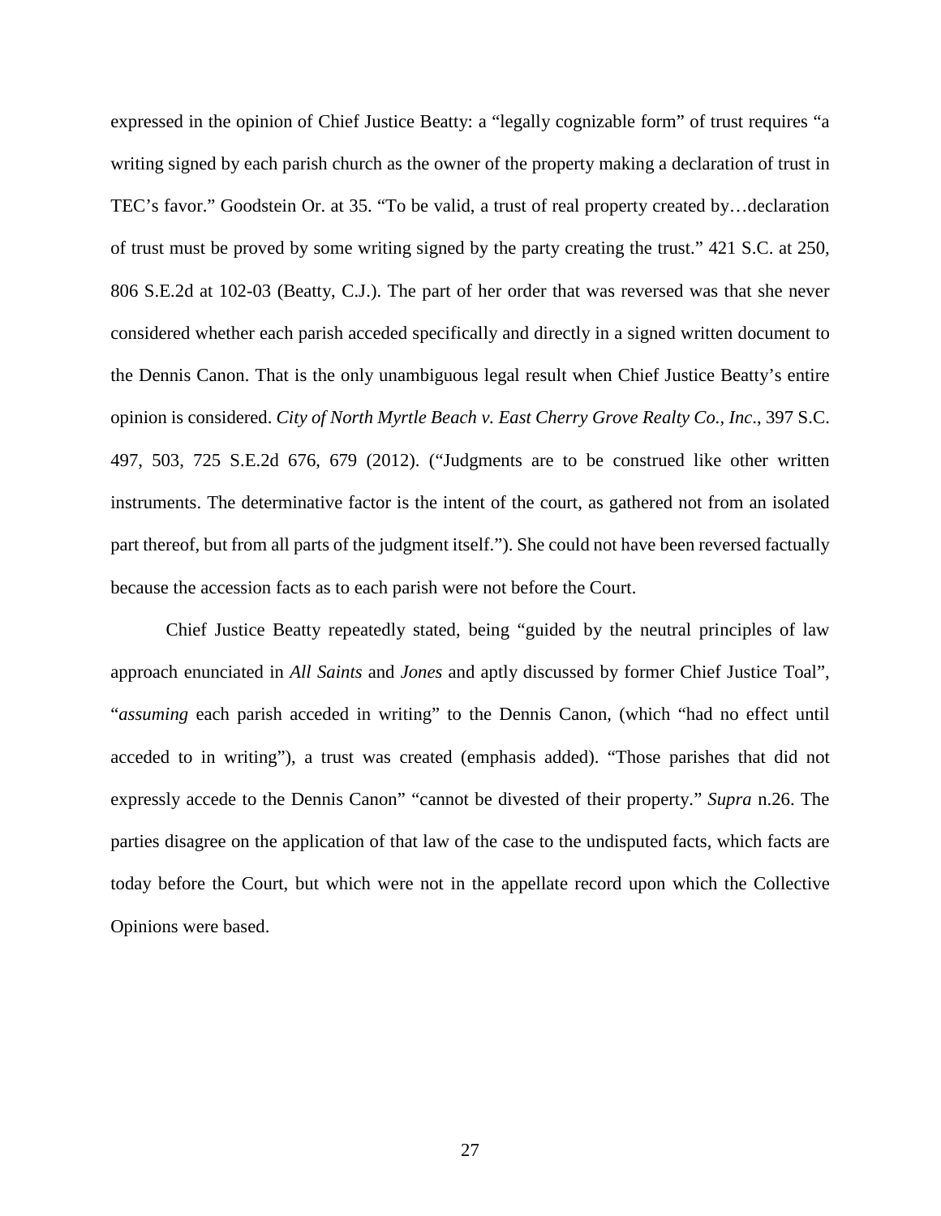expressed in the opinion of Chief Justice Beatty: a "legally cognizable form" of trust requires "a writing signed by each parish church as the owner of the property making a declaration of trust in TEC's favor." Goodstein Or. at 35. "To be valid, a trust of real property created by…declaration of trust must be proved by some writing signed by the party creating the trust." 421 S.C. at 250, 806 S.E.2d at 102-03 (Beatty, C.J.). The part of her order that was reversed was that she never considered whether each parish acceded specifically and directly in a signed written document to the Dennis Canon. That is the only unambiguous legal result when Chief Justice Beatty's entire opinion is considered. *City of North Myrtle Beach v. East Cherry Grove Realty Co., Inc*., 397 S.C. 497, 503, 725 S.E.2d 676, 679 (2012). ("Judgments are to be construed like other written instruments. The determinative factor is the intent of the court, as gathered not from an isolated part thereof, but from all parts of the judgment itself."). She could not have been reversed factually because the accession facts as to each parish were not before the Court.

Chief Justice Beatty repeatedly stated, being "guided by the neutral principles of law approach enunciated in *All Saints* and *Jones* and aptly discussed by former Chief Justice Toal", "*assuming* each parish acceded in writing" to the Dennis Canon, (which "had no effect until acceded to in writing"), a trust was created (emphasis added). "Those parishes that did not expressly accede to the Dennis Canon" "cannot be divested of their property." *Supra* n.26. The parties disagree on the application of that law of the case to the undisputed facts, which facts are today before the Court, but which were not in the appellate record upon which the Collective Opinions were based.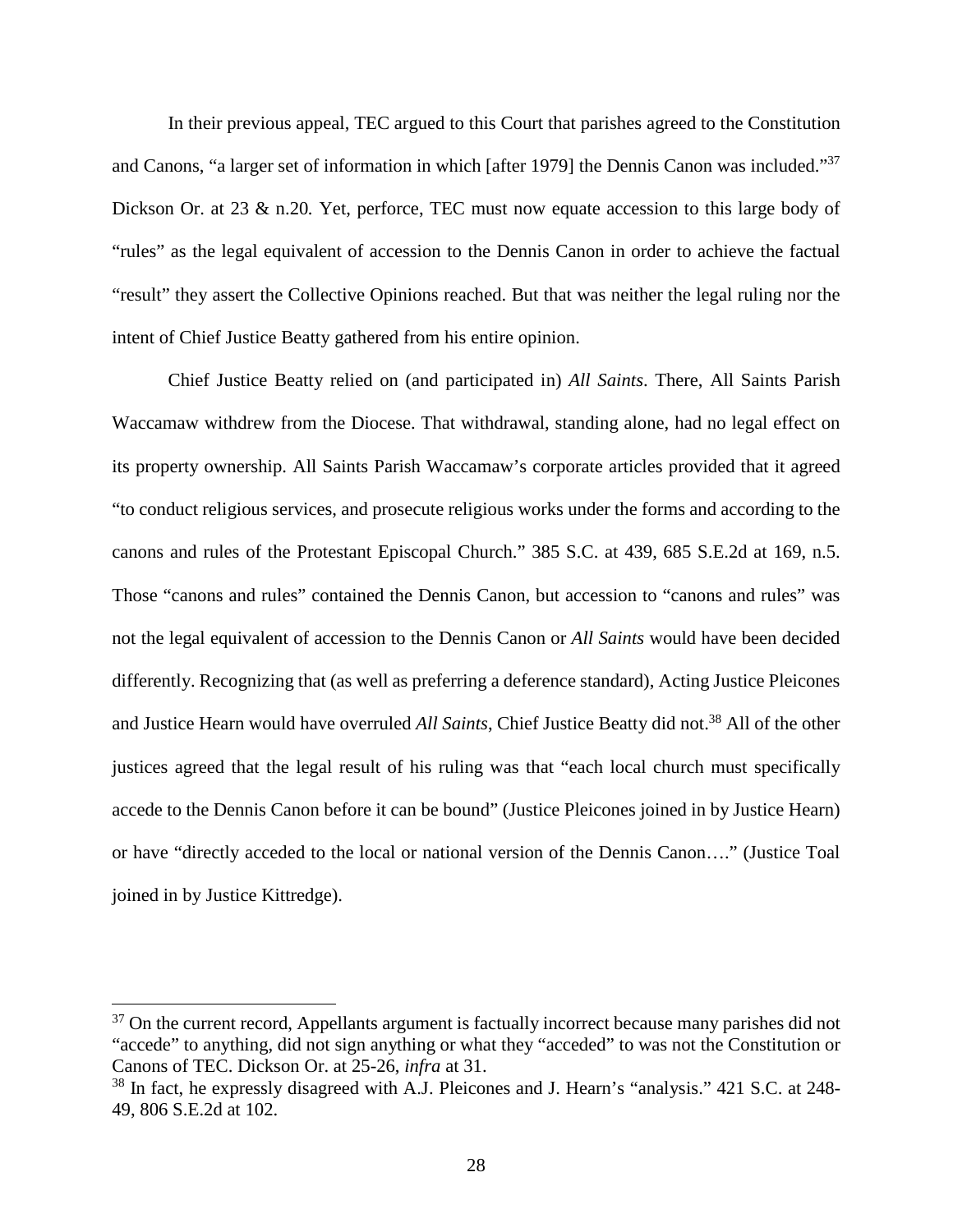In their previous appeal, TEC argued to this Court that parishes agreed to the Constitution and Canons, "a larger set of information in which [after 1979] the Dennis Canon was included."[37] Dickson Or. at 23 & n.20. Yet, perforce, TEC must now equate accession to this large body of "rules" as the legal equivalent of accession to the Dennis Canon in order to achieve the factual "result" they assert the Collective Opinions reached. But that was neither the legal ruling nor the intent of Chief Justice Beatty gathered from his entire opinion.

Chief Justice Beatty relied on (and participated in) *All Saints*. There, All Saints Parish Waccamaw withdrew from the Diocese. That withdrawal, standing alone, had no legal effect on its property ownership. All Saints Parish Waccamaw's corporate articles provided that it agreed "to conduct religious services, and prosecute religious works under the forms and according to the canons and rules of the Protestant Episcopal Church." 385 S.C. at 439, 685 S.E.2d at 169, n.5. Those "canons and rules" contained the Dennis Canon, but accession to "canons and rules" was not the legal equivalent of accession to the Dennis Canon or *All Saints* would have been decided differently. Recognizing that (as well as preferring a deference standard), Acting Justice Pleicones and Justice Hearn would have overruled *All Saints*, Chief Justice Beatty did not.[38] All of the other justices agreed that the legal result of his ruling was that "each local church must specifically accede to the Dennis Canon before it can be bound" (Justice Pleicones joined in by Justice Hearn) or have "directly acceded to the local or national version of the Dennis Canon…." (Justice Toal joined in by Justice Kittredge).

[37] On the current record, Appellants argument is factually incorrect because many parishes did not "accede" to anything, did not sign anything or what they "acceded" to was not the Constitution or Canons of TEC. Dickson Or. at 25-26, *infra* at 31.

[38] In fact, he expressly disagreed with A.J. Pleicones and J. Hearn's "analysis." 421 S.C. at 248-49, 806 S.E.2d at 102.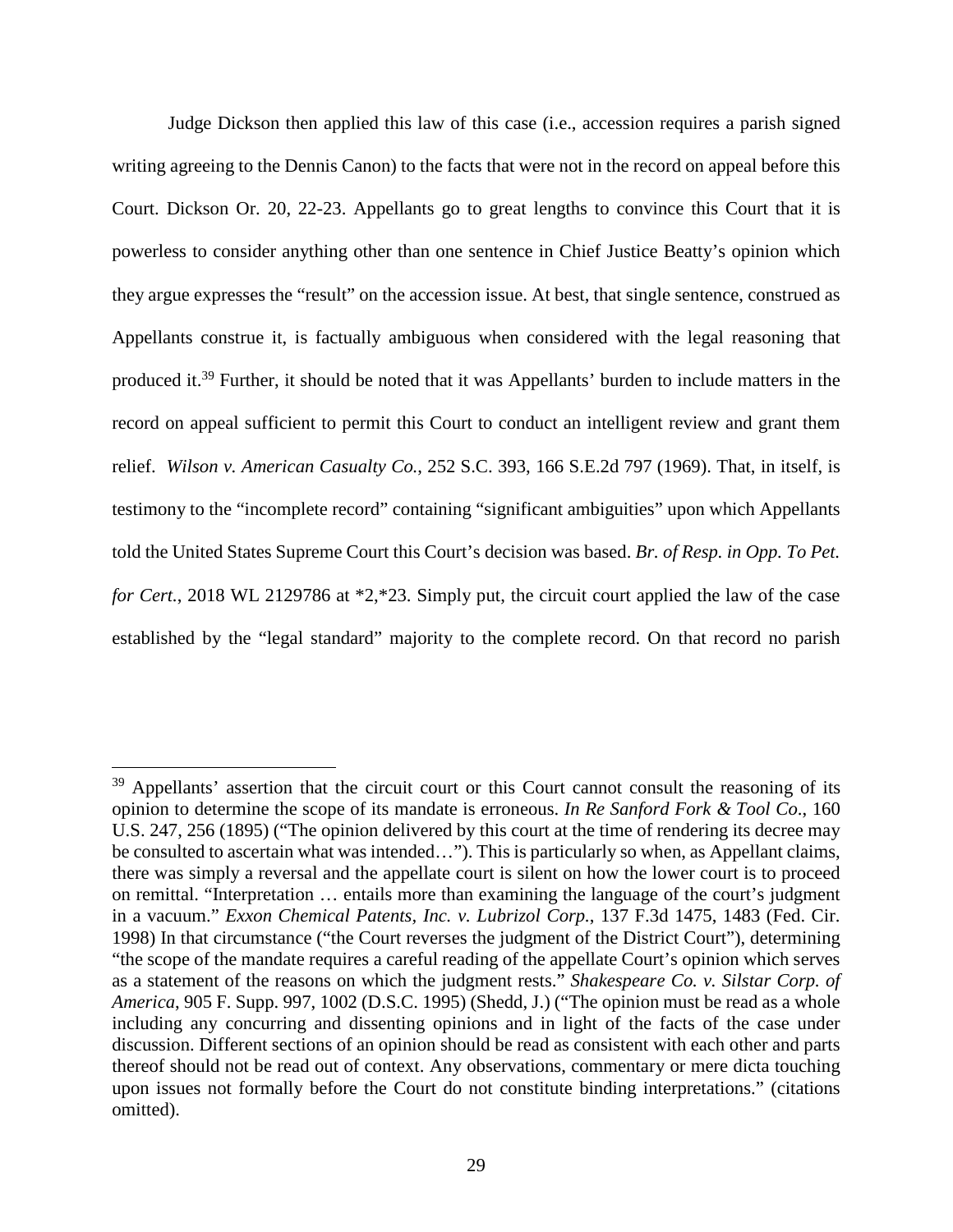Judge Dickson then applied this law of this case (i.e., accession requires a parish signed writing agreeing to the Dennis Canon) to the facts that were not in the record on appeal before this Court. Dickson Or. 20, 22-23. Appellants go to great lengths to convince this Court that it is powerless to consider anything other than one sentence in Chief Justice Beatty's opinion which they argue expresses the "result" on the accession issue. At best, that single sentence, construed as Appellants construe it, is factually ambiguous when considered with the legal reasoning that produced it.[39] Further, it should be noted that it was Appellants' burden to include matters in the record on appeal sufficient to permit this Court to conduct an intelligent review and grant them relief. *Wilson v. American Casualty Co.*, 252 S.C. 393, 166 S.E.2d 797 (1969). That, in itself, is testimony to the "incomplete record" containing "significant ambiguities" upon which Appellants told the United States Supreme Court this Court's decision was based. *Br. of Resp. in Opp. To Pet. for Cert.*, 2018 WL 2129786 at *2,*23. Simply put, the circuit court applied the law of the case established by the "legal standard" majority to the complete record. On that record no parish

---

[39] Appellants' assertion that the circuit court or this Court cannot consult the reasoning of its opinion to determine the scope of its mandate is erroneous. *In Re Sanford Fork & Tool Co.*, 160 U.S. 247, 256 (1895) ("The opinion delivered by this court at the time of rendering its decree may be consulted to ascertain what was intended…"). This is particularly so when, as Appellant claims, there was simply a reversal and the appellate court is silent on how the lower court is to proceed on remittal. "Interpretation … entails more than examining the language of the court's judgment in a vacuum." *Exxon Chemical Patents, Inc. v. Lubrizol Corp.*, 137 F.3d 1475, 1483 (Fed. Cir. 1998) In that circumstance ("the Court reverses the judgment of the District Court"), determining "the scope of the mandate requires a careful reading of the appellate Court's opinion which serves as a statement of the reasons on which the judgment rests." *Shakespeare Co. v. Silstar Corp. of America*, 905 F. Supp. 997, 1002 (D.S.C. 1995) (Shedd, J.) ("The opinion must be read as a whole including any concurring and dissenting opinions and in light of the facts of the case under discussion. Different sections of an opinion should be read as consistent with each other and parts thereof should not be read out of context. Any observations, commentary or mere dicta touching upon issues not formally before the Court do not constitute binding interpretations." (citations omitted).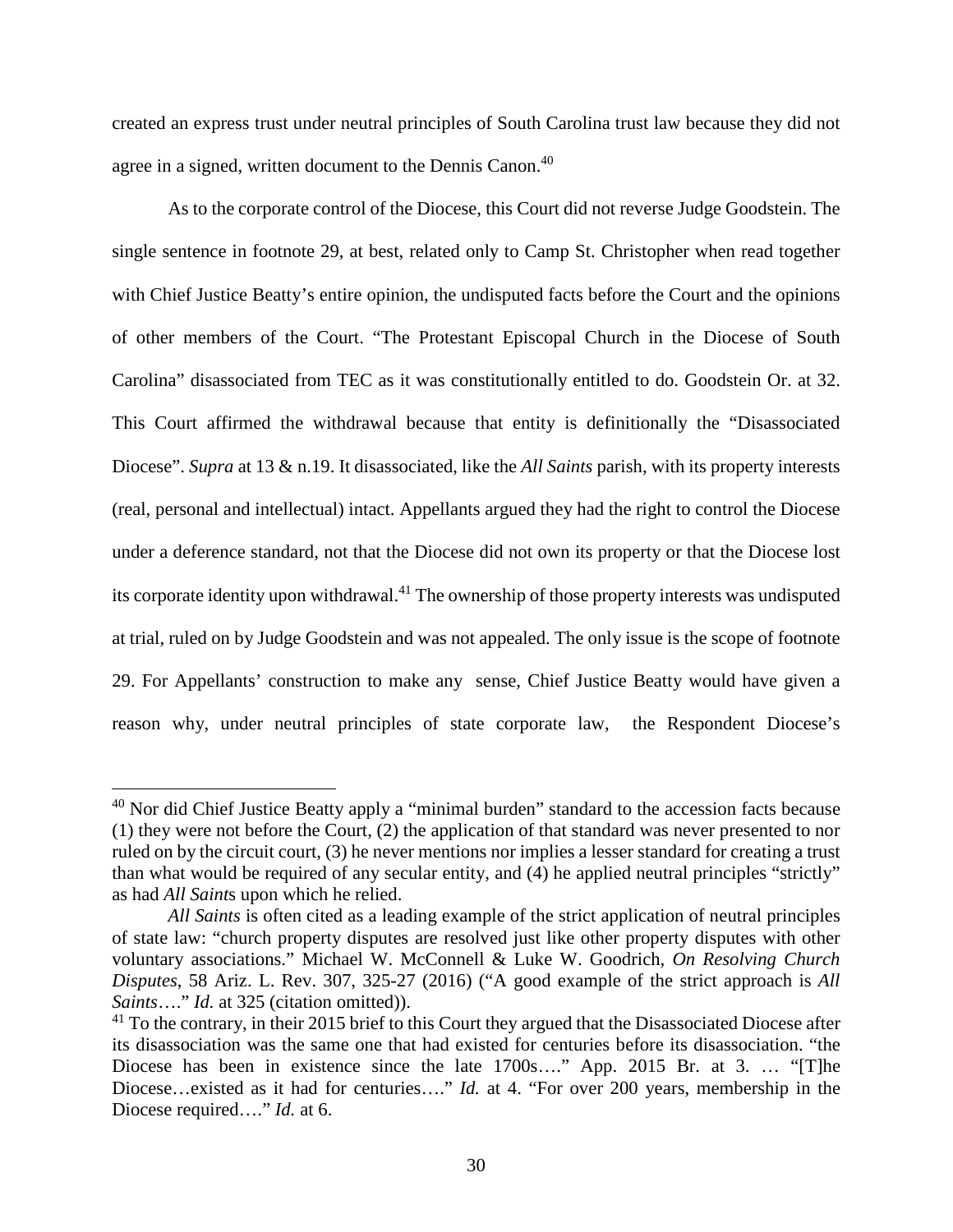created an express trust under neutral principles of South Carolina trust law because they did not agree in a signed, written document to the Dennis Canon.[40]

As to the corporate control of the Diocese, this Court did not reverse Judge Goodstein. The single sentence in footnote 29, at best, related only to Camp St. Christopher when read together with Chief Justice Beatty's entire opinion, the undisputed facts before the Court and the opinions of other members of the Court. "The Protestant Episcopal Church in the Diocese of South Carolina" disassociated from TEC as it was constitutionally entitled to do. Goodstein Or. at 32. This Court affirmed the withdrawal because that entity is definitionally the "Disassociated Diocese". *Supra* at 13 & n.19. It disassociated, like the *All Saints* parish, with its property interests (real, personal and intellectual) intact. Appellants argued they had the right to control the Diocese under a deference standard, not that the Diocese did not own its property or that the Diocese lost its corporate identity upon withdrawal.[41] The ownership of those property interests was undisputed at trial, ruled on by Judge Goodstein and was not appealed. The only issue is the scope of footnote 29. For Appellants' construction to make any sense, Chief Justice Beatty would have given a reason why, under neutral principles of state corporate law, the Respondent Diocese's

---

[40] Nor did Chief Justice Beatty apply a "minimal burden" standard to the accession facts because (1) they were not before the Court, (2) the application of that standard was never presented to nor ruled on by the circuit court, (3) he never mentions nor implies a lesser standard for creating a trust than what would be required of any secular entity, and (4) he applied neutral principles "strictly" as had *All Saints* upon which he relied.

*All Saints* is often cited as a leading example of the strict application of neutral principles of state law: "church property disputes are resolved just like other property disputes with other voluntary associations." Michael W. McConnell & Luke W. Goodrich, *On Resolving Church Disputes*, 58 Ariz. L. Rev. 307, 325-27 (2016) ("A good example of the strict approach is *All Saints*…." *Id.* at 325 (citation omitted)).

[41] To the contrary, in their 2015 brief to this Court they argued that the Disassociated Diocese after its disassociation was the same one that had existed for centuries before its disassociation. "the Diocese has been in existence since the late 1700s…." App. 2015 Br. at 3. … "[T]he Diocese…existed as it had for centuries…." *Id.* at 4. "For over 200 years, membership in the Diocese required…." *Id.* at 6.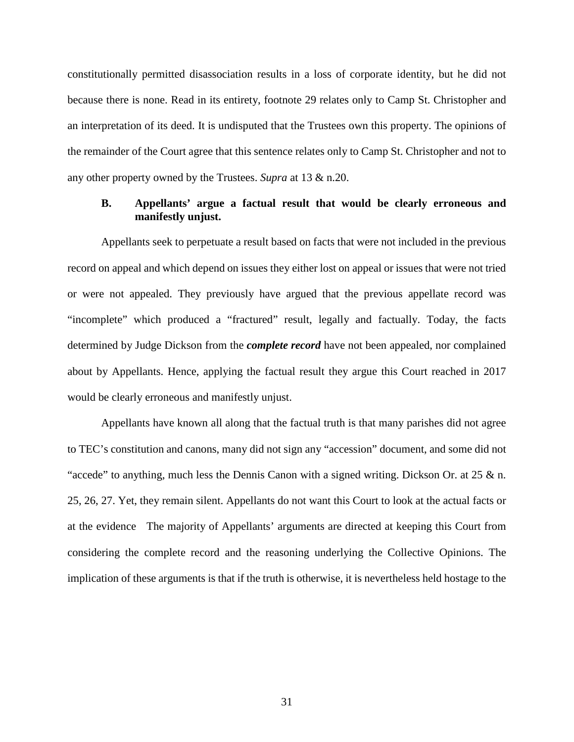constitutionally permitted disassociation results in a loss of corporate identity, but he did not because there is none. Read in its entirety, footnote 29 relates only to Camp St. Christopher and an interpretation of its deed. It is undisputed that the Trustees own this property. The opinions of the remainder of the Court agree that this sentence relates only to Camp St. Christopher and not to any other property owned by the Trustees. *Supra* at 13 & n.20.

### B. Appellants' argue a factual result that would be clearly erroneous and manifestly unjust.

Appellants seek to perpetuate a result based on facts that were not included in the previous record on appeal and which depend on issues they either lost on appeal or issues that were not tried or were not appealed. They previously have argued that the previous appellate record was "incomplete" which produced a "fractured" result, legally and factually. Today, the facts determined by Judge Dickson from the ***complete record*** have not been appealed, nor complained about by Appellants. Hence, applying the factual result they argue this Court reached in 2017 would be clearly erroneous and manifestly unjust.

Appellants have known all along that the factual truth is that many parishes did not agree to TEC's constitution and canons, many did not sign any "accession" document, and some did not "accede" to anything, much less the Dennis Canon with a signed writing. Dickson Or. at 25 & n. 25, 26, 27. Yet, they remain silent. Appellants do not want this Court to look at the actual facts or at the evidence The majority of Appellants' arguments are directed at keeping this Court from considering the complete record and the reasoning underlying the Collective Opinions. The implication of these arguments is that if the truth is otherwise, it is nevertheless held hostage to the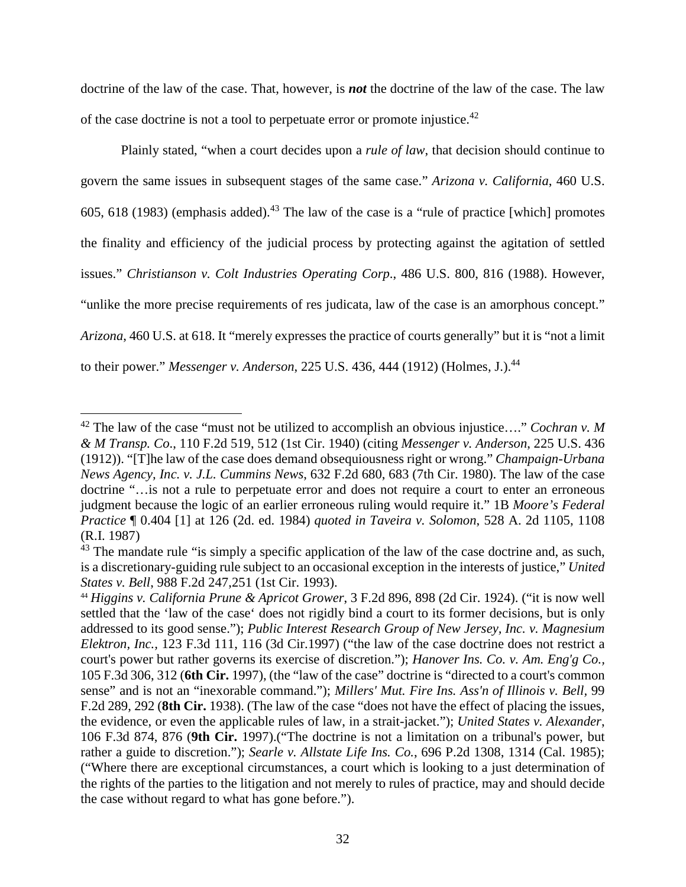doctrine of the law of the case. That, however, is ***not*** the doctrine of the law of the case. The law of the case doctrine is not a tool to perpetuate error or promote injustice.[42]

Plainly stated, "when a court decides upon a *rule of law*, that decision should continue to govern the same issues in subsequent stages of the same case." *Arizona v. California*, 460 U.S. 605, 618 (1983) (emphasis added).[43] The law of the case is a "rule of practice [which] promotes the finality and efficiency of the judicial process by protecting against the agitation of settled issues." *Christianson v. Colt Industries Operating Corp*., 486 U.S. 800, 816 (1988). However, "unlike the more precise requirements of res judicata, law of the case is an amorphous concept." *Arizona*, 460 U.S. at 618. It "merely expresses the practice of courts generally" but it is "not a limit to their power." *Messenger v. Anderson*, 225 U.S. 436, 444 (1912) (Holmes, J.).[44]

---

[42] The law of the case "must not be utilized to accomplish an obvious injustice…." *Cochran v. M & M Transp. Co*., 110 F.2d 519, 512 (1st Cir. 1940) (citing *Messenger v. Anderson*, 225 U.S. 436 (1912)). "[T]he law of the case does demand obsequiousness right or wrong." *Champaign-Urbana News Agency, Inc. v. J.L. Cummins News*, 632 F.2d 680, 683 (7th Cir. 1980). The law of the case doctrine "…is not a rule to perpetuate error and does not require a court to enter an erroneous judgment because the logic of an earlier erroneous ruling would require it." 1B *Moore's Federal Practice* ¶ 0.404 [1] at 126 (2d. ed. 1984) *quoted in Taveira v. Solomon*, 528 A. 2d 1105, 1108 (R.I. 1987)

[43] The mandate rule "is simply a specific application of the law of the case doctrine and, as such, is a discretionary-guiding rule subject to an occasional exception in the interests of justice," *United States v. Bell*, 988 F.2d 247,251 (1st Cir. 1993).

[44] *Higgins v. California Prune & Apricot Grower*, 3 F.2d 896, 898 (2d Cir. 1924). ("it is now well settled that the 'law of the case' does not rigidly bind a court to its former decisions, but is only addressed to its good sense."); *Public Interest Research Group of New Jersey, Inc. v. Magnesium Elektron, Inc.*, 123 F.3d 111, 116 (3d Cir.1997) ("the law of the case doctrine does not restrict a court's power but rather governs its exercise of discretion."); *Hanover Ins. Co. v. Am. Eng'g Co.*, 105 F.3d 306, 312 (**6th Cir.** 1997), (the "law of the case" doctrine is "directed to a court's common sense" and is not an "inexorable command."); *Millers' Mut. Fire Ins. Ass'n of Illinois v. Bell*, 99 F.2d 289, 292 (**8th Cir.** 1938). (The law of the case "does not have the effect of placing the issues, the evidence, or even the applicable rules of law, in a strait-jacket."); *United States v. Alexander*, 106 F.3d 874, 876 (**9th Cir.** 1997).("The doctrine is not a limitation on a tribunal's power, but rather a guide to discretion."); *Searle v. Allstate Life Ins. Co.*, 696 P.2d 1308, 1314 (Cal. 1985); ("Where there are exceptional circumstances, a court which is looking to a just determination of the rights of the parties to the litigation and not merely to rules of practice, may and should decide the case without regard to what has gone before.").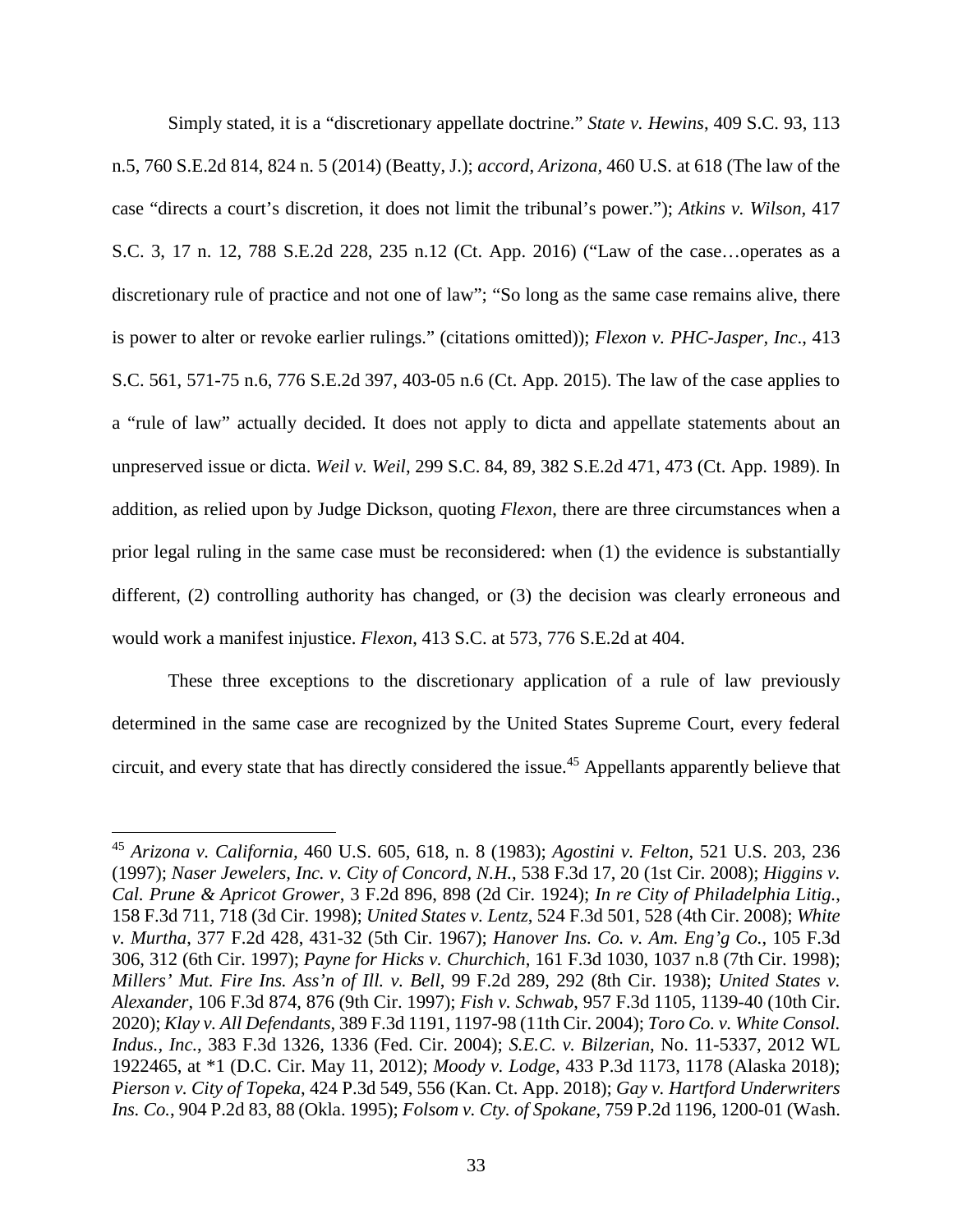Simply stated, it is a "discretionary appellate doctrine." *State v. Hewins*, 409 S.C. 93, 113 n.5, 760 S.E.2d 814, 824 n. 5 (2014) (Beatty, J.); *accord*, *Arizona*, 460 U.S. at 618 (The law of the case "directs a court's discretion, it does not limit the tribunal's power."); *Atkins v. Wilson*, 417 S.C. 3, 17 n. 12, 788 S.E.2d 228, 235 n.12 (Ct. App. 2016) ("Law of the case…operates as a discretionary rule of practice and not one of law"; "So long as the same case remains alive, there is power to alter or revoke earlier rulings." (citations omitted)); *Flexon v. PHC-Jasper, Inc*., 413 S.C. 561, 571-75 n.6, 776 S.E.2d 397, 403-05 n.6 (Ct. App. 2015). The law of the case applies to a "rule of law" actually decided. It does not apply to dicta and appellate statements about an unpreserved issue or dicta. *Weil v. Weil*, 299 S.C. 84, 89, 382 S.E.2d 471, 473 (Ct. App. 1989). In addition, as relied upon by Judge Dickson, quoting *Flexon*, there are three circumstances when a prior legal ruling in the same case must be reconsidered: when (1) the evidence is substantially different, (2) controlling authority has changed, or (3) the decision was clearly erroneous and would work a manifest injustice. *Flexon*, 413 S.C. at 573, 776 S.E.2d at 404.

These three exceptions to the discretionary application of a rule of law previously determined in the same case are recognized by the United States Supreme Court, every federal circuit, and every state that has directly considered the issue.[45] Appellants apparently believe that

---

[45] *Arizona v. California*, 460 U.S. 605, 618, n. 8 (1983); *Agostini v. Felton*, 521 U.S. 203, 236 (1997); *Naser Jewelers, Inc. v. City of Concord, N.H.*, 538 F.3d 17, 20 (1st Cir. 2008); *Higgins v. Cal. Prune & Apricot Grower*, 3 F.2d 896, 898 (2d Cir. 1924); *In re City of Philadelphia Litig.*, 158 F.3d 711, 718 (3d Cir. 1998); *United States v. Lentz*, 524 F.3d 501, 528 (4th Cir. 2008); *White v. Murtha*, 377 F.2d 428, 431-32 (5th Cir. 1967); *Hanover Ins. Co. v. Am. Eng'g Co.*, 105 F.3d 306, 312 (6th Cir. 1997); *Payne for Hicks v. Churchich*, 161 F.3d 1030, 1037 n.8 (7th Cir. 1998); *Millers' Mut. Fire Ins. Ass'n of Ill. v. Bell*, 99 F.2d 289, 292 (8th Cir. 1938); *United States v. Alexander*, 106 F.3d 874, 876 (9th Cir. 1997); *Fish v. Schwab*, 957 F.3d 1105, 1139-40 (10th Cir. 2020); *Klay v. All Defendants*, 389 F.3d 1191, 1197-98 (11th Cir. 2004); *Toro Co. v. White Consol. Indus., Inc.*, 383 F.3d 1326, 1336 (Fed. Cir. 2004); *S.E.C. v. Bilzerian*, No. 11-5337, 2012 WL 1922465, at *1 (D.C. Cir. May 11, 2012); *Moody v. Lodge*, 433 P.3d 1173, 1178 (Alaska 2018); *Pierson v. City of Topeka*, 424 P.3d 549, 556 (Kan. Ct. App. 2018); *Gay v. Hartford Underwriters Ins. Co.*, 904 P.2d 83, 88 (Okla. 1995); *Folsom v. Cty. of Spokane*, 759 P.2d 1196, 1200-01 (Wash.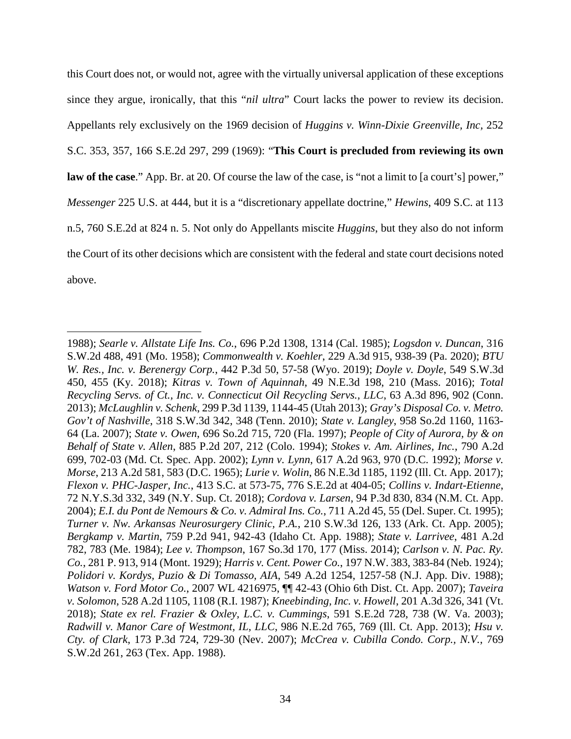this Court does not, or would not, agree with the virtually universal application of these exceptions since they argue, ironically, that this "*nil ultra*" Court lacks the power to review its decision. Appellants rely exclusively on the 1969 decision of *Huggins v. Winn-Dixie Greenville, Inc*, 252 S.C. 353, 357, 166 S.E.2d 297, 299 (1969): "**This Court is precluded from reviewing its own law of the case**." App. Br. at 20. Of course the law of the case, is "not a limit to [a court's] power," *Messenger* 225 U.S. at 444, but it is a "discretionary appellate doctrine," *Hewins*, 409 S.C. at 113 n.5, 760 S.E.2d at 824 n. 5. Not only do Appellants miscite *Huggins*, but they also do not inform the Court of its other decisions which are consistent with the federal and state court decisions noted above.

---

1988); *Searle v. Allstate Life Ins. Co.*, 696 P.2d 1308, 1314 (Cal. 1985); *Logsdon v. Duncan*, 316 S.W.2d 488, 491 (Mo. 1958); *Commonwealth v. Koehler*, 229 A.3d 915, 938-39 (Pa. 2020); *BTU W. Res., Inc. v. Berenergy Corp.*, 442 P.3d 50, 57-58 (Wyo. 2019); *Doyle v. Doyle*, 549 S.W.3d 450, 455 (Ky. 2018); *Kitras v. Town of Aquinnah*, 49 N.E.3d 198, 210 (Mass. 2016); *Total Recycling Servs. of Ct., Inc. v. Connecticut Oil Recycling Servs., LLC*, 63 A.3d 896, 902 (Conn. 2013); *McLaughlin v. Schenk*, 299 P.3d 1139, 1144-45 (Utah 2013); *Gray's Disposal Co. v. Metro. Gov't of Nashville*, 318 S.W.3d 342, 348 (Tenn. 2010); *State v. Langley*, 958 So.2d 1160, 1163-64 (La. 2007); *State v. Owen*, 696 So.2d 715, 720 (Fla. 1997); *People of City of Aurora, by & on Behalf of State v. Allen*, 885 P.2d 207, 212 (Colo. 1994); *Stokes v. Am. Airlines, Inc.*, 790 A.2d 699, 702-03 (Md. Ct. Spec. App. 2002); *Lynn v. Lynn*, 617 A.2d 963, 970 (D.C. 1992); *Morse v. Morse*, 213 A.2d 581, 583 (D.C. 1965); *Lurie v. Wolin*, 86 N.E.3d 1185, 1192 (Ill. Ct. App. 2017); *Flexon v. PHC-Jasper, Inc.*, 413 S.C. at 573-75, 776 S.E.2d at 404-05; *Collins v. Indart-Etienne*, 72 N.Y.S.3d 332, 349 (N.Y. Sup. Ct. 2018); *Cordova v. Larsen*, 94 P.3d 830, 834 (N.M. Ct. App. 2004); *E.I. du Pont de Nemours & Co. v. Admiral Ins. Co.*, 711 A.2d 45, 55 (Del. Super. Ct. 1995); *Turner v. Nw. Arkansas Neurosurgery Clinic, P.A.*, 210 S.W.3d 126, 133 (Ark. Ct. App. 2005); *Bergkamp v. Martin*, 759 P.2d 941, 942-43 (Idaho Ct. App. 1988); *State v. Larrivee*, 481 A.2d 782, 783 (Me. 1984); *Lee v. Thompson*, 167 So.3d 170, 177 (Miss. 2014); *Carlson v. N. Pac. Ry. Co.*, 281 P. 913, 914 (Mont. 1929); *Harris v. Cent. Power Co.*, 197 N.W. 383, 383-84 (Neb. 1924); *Polidori v. Kordys, Puzio & Di Tomasso, AIA*, 549 A.2d 1254, 1257-58 (N.J. App. Div. 1988); *Watson v. Ford Motor Co.*, 2007 WL 4216975, ¶¶ 42-43 (Ohio 6th Dist. Ct. App. 2007); *Taveira v. Solomon*, 528 A.2d 1105, 1108 (R.I. 1987); *Kneebinding, Inc. v. Howell*, 201 A.3d 326, 341 (Vt. 2018); *State ex rel. Frazier & Oxley, L.C. v. Cummings*, 591 S.E.2d 728, 738 (W. Va. 2003); *Radwill v. Manor Care of Westmont, IL, LLC*, 986 N.E.2d 765, 769 (Ill. Ct. App. 2013); *Hsu v. Cty. of Clark*, 173 P.3d 724, 729-30 (Nev. 2007); *McCrea v. Cubilla Condo. Corp., N.V.*, 769 S.W.2d 261, 263 (Tex. App. 1988).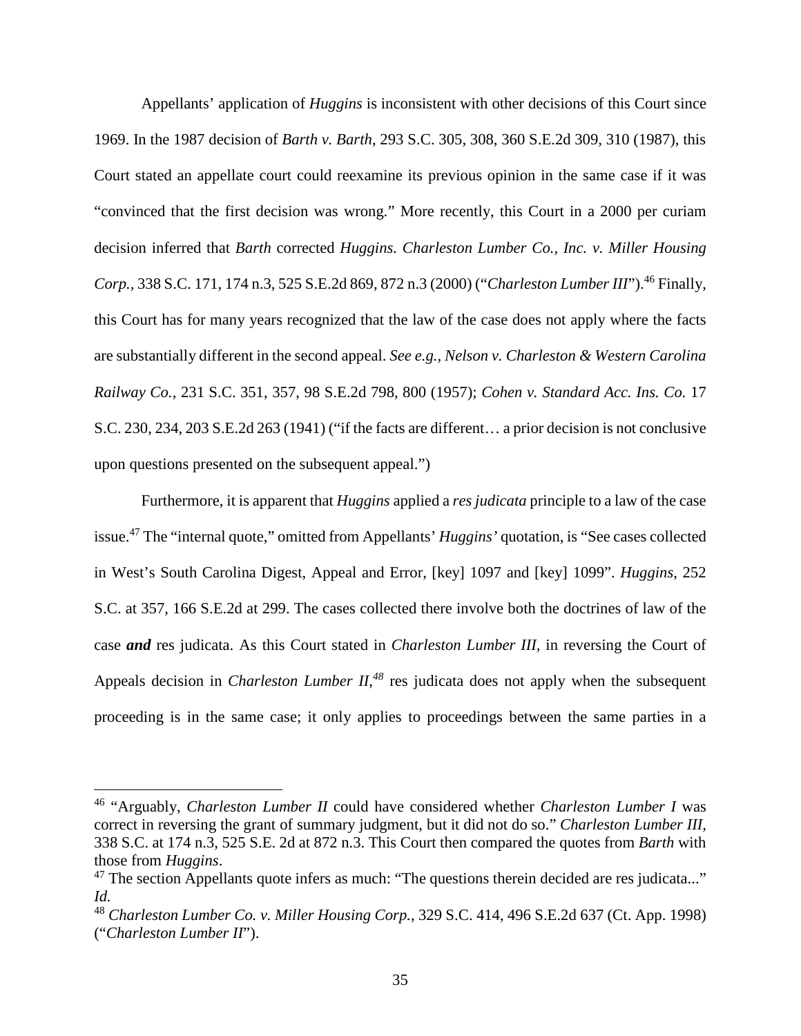Appellants' application of *Huggins* is inconsistent with other decisions of this Court since 1969. In the 1987 decision of *Barth v. Barth*, 293 S.C. 305, 308, 360 S.E.2d 309, 310 (1987), this Court stated an appellate court could reexamine its previous opinion in the same case if it was "convinced that the first decision was wrong." More recently, this Court in a 2000 per curiam decision inferred that *Barth* corrected *Huggins. Charleston Lumber Co., Inc. v. Miller Housing Corp.*, 338 S.C. 171, 174 n.3, 525 S.E.2d 869, 872 n.3 (2000) ("*Charleston Lumber III*").[46] Finally, this Court has for many years recognized that the law of the case does not apply where the facts are substantially different in the second appeal. *See e.g., Nelson v. Charleston & Western Carolina Railway Co.*, 231 S.C. 351, 357, 98 S.E.2d 798, 800 (1957); *Cohen v. Standard Acc. Ins. Co.* 17 S.C. 230, 234, 203 S.E.2d 263 (1941) ("if the facts are different… a prior decision is not conclusive upon questions presented on the subsequent appeal.")

Furthermore, it is apparent that *Huggins* applied a *res judicata* principle to a law of the case issue.[47] The "internal quote," omitted from Appellants' *Huggins'* quotation, is "See cases collected in West's South Carolina Digest, Appeal and Error, [key] 1097 and [key] 1099". *Huggins*, 252 S.C. at 357, 166 S.E.2d at 299. The cases collected there involve both the doctrines of law of the case ***and*** res judicata. As this Court stated in *Charleston Lumber III*, in reversing the Court of Appeals decision in *Charleston Lumber II*,[48] res judicata does not apply when the subsequent proceeding is in the same case; it only applies to proceedings between the same parties in a

---

[46] "Arguably, *Charleston Lumber II* could have considered whether *Charleston Lumber I* was correct in reversing the grant of summary judgment, but it did not do so." *Charleston Lumber III*, 338 S.C. at 174 n.3, 525 S.E. 2d at 872 n.3. This Court then compared the quotes from *Barth* with those from *Huggins*.

[47] The section Appellants quote infers as much: "The questions therein decided are res judicata..." *Id.*

[48] *Charleston Lumber Co. v. Miller Housing Corp.*, 329 S.C. 414, 496 S.E.2d 637 (Ct. App. 1998) ("*Charleston Lumber II*").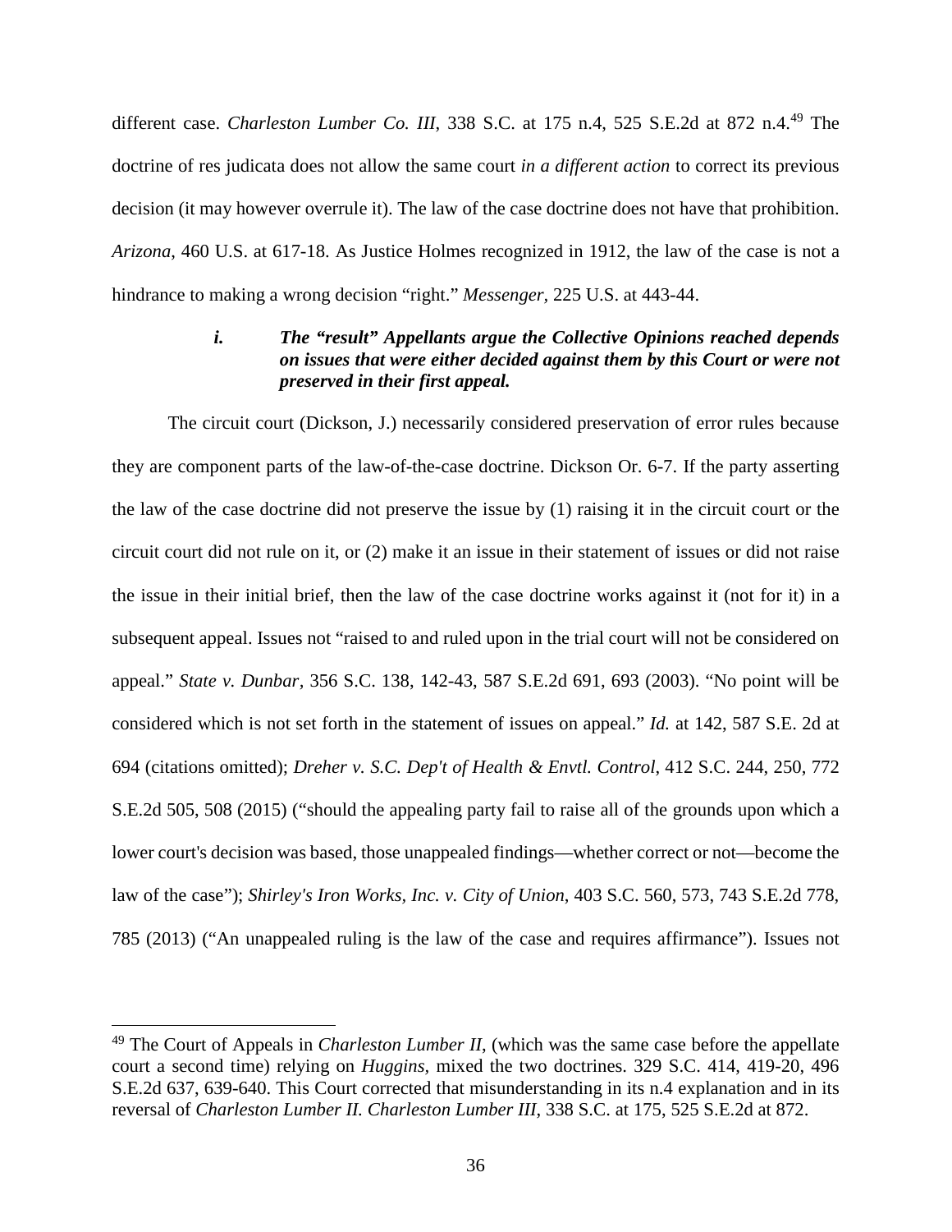different case. *Charleston Lumber Co. III*, 338 S.C. at 175 n.4, 525 S.E.2d at 872 n.4.[49] The doctrine of res judicata does not allow the same court *in a different action* to correct its previous decision (it may however overrule it). The law of the case doctrine does not have that prohibition. *Arizona*, 460 U.S. at 617-18. As Justice Holmes recognized in 1912, the law of the case is not a hindrance to making a wrong decision "right." *Messenger,* 225 U.S. at 443-44.

#### ***i. The "result" Appellants argue the Collective Opinions reached depends on issues that were either decided against them by this Court or were not preserved in their first appeal.***

The circuit court (Dickson, J.) necessarily considered preservation of error rules because they are component parts of the law-of-the-case doctrine. Dickson Or. 6-7. If the party asserting the law of the case doctrine did not preserve the issue by (1) raising it in the circuit court or the circuit court did not rule on it, or (2) make it an issue in their statement of issues or did not raise the issue in their initial brief, then the law of the case doctrine works against it (not for it) in a subsequent appeal. Issues not "raised to and ruled upon in the trial court will not be considered on appeal." *State v. Dunbar,* 356 S.C. 138, 142-43, 587 S.E.2d 691, 693 (2003). "No point will be considered which is not set forth in the statement of issues on appeal." *Id.* at 142, 587 S.E. 2d at 694 (citations omitted); *Dreher v. S.C. Dep't of Health & Envtl. Control*, 412 S.C. 244, 250, 772 S.E.2d 505, 508 (2015) ("should the appealing party fail to raise all of the grounds upon which a lower court's decision was based, those unappealed findings—whether correct or not—become the law of the case"); *Shirley's Iron Works, Inc. v. City of Union*, 403 S.C. 560, 573, 743 S.E.2d 778, 785 (2013) ("An unappealed ruling is the law of the case and requires affirmance"). Issues not

---

[49] The Court of Appeals in *Charleston Lumber II*, (which was the same case before the appellate court a second time) relying on *Huggins,* mixed the two doctrines. 329 S.C. 414, 419-20, 496 S.E.2d 637, 639-640. This Court corrected that misunderstanding in its n.4 explanation and in its reversal of *Charleston Lumber II. Charleston Lumber III,* 338 S.C. at 175, 525 S.E.2d at 872.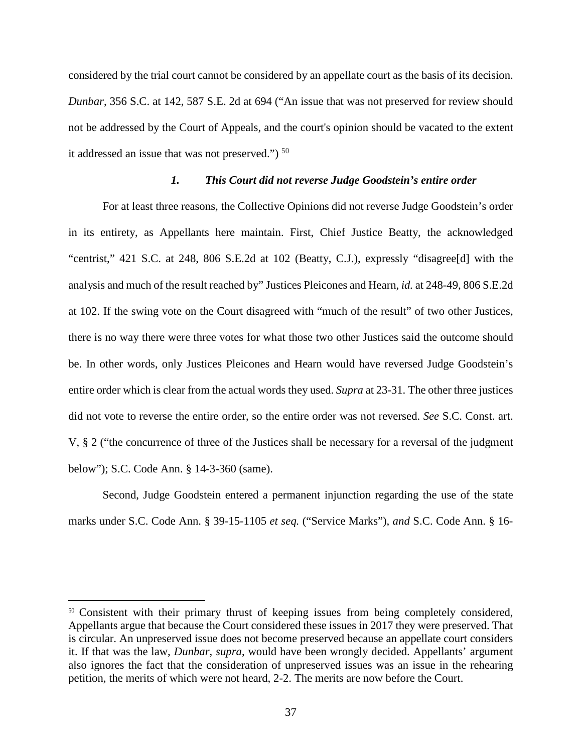considered by the trial court cannot be considered by an appellate court as the basis of its decision. *Dunbar*, 356 S.C. at 142, 587 S.E. 2d at 694 ("An issue that was not preserved for review should not be addressed by the Court of Appeals, and the court's opinion should be vacated to the extent it addressed an issue that was not preserved.") [50]

### *1. This Court did not reverse Judge Goodstein's entire order*

For at least three reasons, the Collective Opinions did not reverse Judge Goodstein's order in its entirety, as Appellants here maintain. First, Chief Justice Beatty, the acknowledged "centrist," 421 S.C. at 248, 806 S.E.2d at 102 (Beatty, C.J.), expressly "disagree[d] with the analysis and much of the result reached by" Justices Pleicones and Hearn, *id.* at 248-49, 806 S.E.2d at 102. If the swing vote on the Court disagreed with "much of the result" of two other Justices, there is no way there were three votes for what those two other Justices said the outcome should be. In other words, only Justices Pleicones and Hearn would have reversed Judge Goodstein's entire order which is clear from the actual words they used. *Supra* at 23-31. The other three justices did not vote to reverse the entire order, so the entire order was not reversed. *See* S.C. Const. art. V, § 2 ("the concurrence of three of the Justices shall be necessary for a reversal of the judgment below"); S.C. Code Ann. § 14-3-360 (same).

Second, Judge Goodstein entered a permanent injunction regarding the use of the state marks under S.C. Code Ann. § 39-15-1105 *et seq.* ("Service Marks"), *and* S.C. Code Ann. § 16-

---

[50] Consistent with their primary thrust of keeping issues from being completely considered, Appellants argue that because the Court considered these issues in 2017 they were preserved. That is circular. An unpreserved issue does not become preserved because an appellate court considers it. If that was the law, *Dunbar*, *supra*, would have been wrongly decided. Appellants' argument also ignores the fact that the consideration of unpreserved issues was an issue in the rehearing petition, the merits of which were not heard, 2-2. The merits are now before the Court.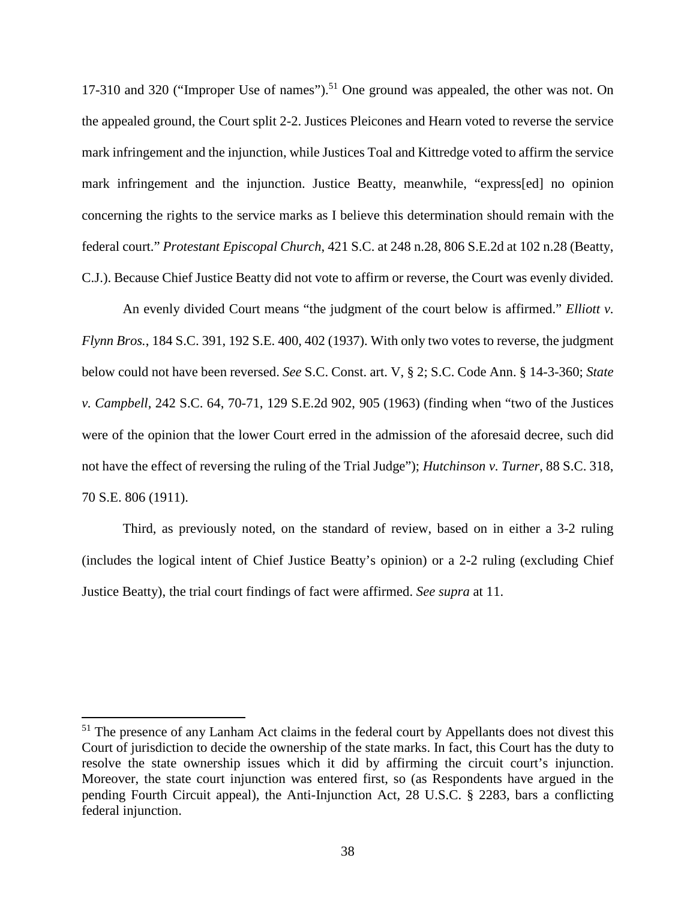17-310 and 320 ("Improper Use of names").[51] One ground was appealed, the other was not. On the appealed ground, the Court split 2-2. Justices Pleicones and Hearn voted to reverse the service mark infringement and the injunction, while Justices Toal and Kittredge voted to affirm the service mark infringement and the injunction. Justice Beatty, meanwhile, "express[ed] no opinion concerning the rights to the service marks as I believe this determination should remain with the federal court." *Protestant Episcopal Church*, 421 S.C. at 248 n.28, 806 S.E.2d at 102 n.28 (Beatty, C.J.). Because Chief Justice Beatty did not vote to affirm or reverse, the Court was evenly divided.

An evenly divided Court means "the judgment of the court below is affirmed." *Elliott v. Flynn Bros.*, 184 S.C. 391, 192 S.E. 400, 402 (1937). With only two votes to reverse, the judgment below could not have been reversed. *See* S.C. Const. art. V, § 2; S.C. Code Ann. § 14-3-360; *State v. Campbell*, 242 S.C. 64, 70-71, 129 S.E.2d 902, 905 (1963) (finding when "two of the Justices were of the opinion that the lower Court erred in the admission of the aforesaid decree, such did not have the effect of reversing the ruling of the Trial Judge"); *Hutchinson v. Turner*, 88 S.C. 318, 70 S.E. 806 (1911).

Third, as previously noted, on the standard of review, based on in either a 3-2 ruling (includes the logical intent of Chief Justice Beatty's opinion) or a 2-2 ruling (excluding Chief Justice Beatty), the trial court findings of fact were affirmed. *See supra* at 11.

---

[51] The presence of any Lanham Act claims in the federal court by Appellants does not divest this Court of jurisdiction to decide the ownership of the state marks. In fact, this Court has the duty to resolve the state ownership issues which it did by affirming the circuit court's injunction. Moreover, the state court injunction was entered first, so (as Respondents have argued in the pending Fourth Circuit appeal), the Anti-Injunction Act, 28 U.S.C. § 2283, bars a conflicting federal injunction.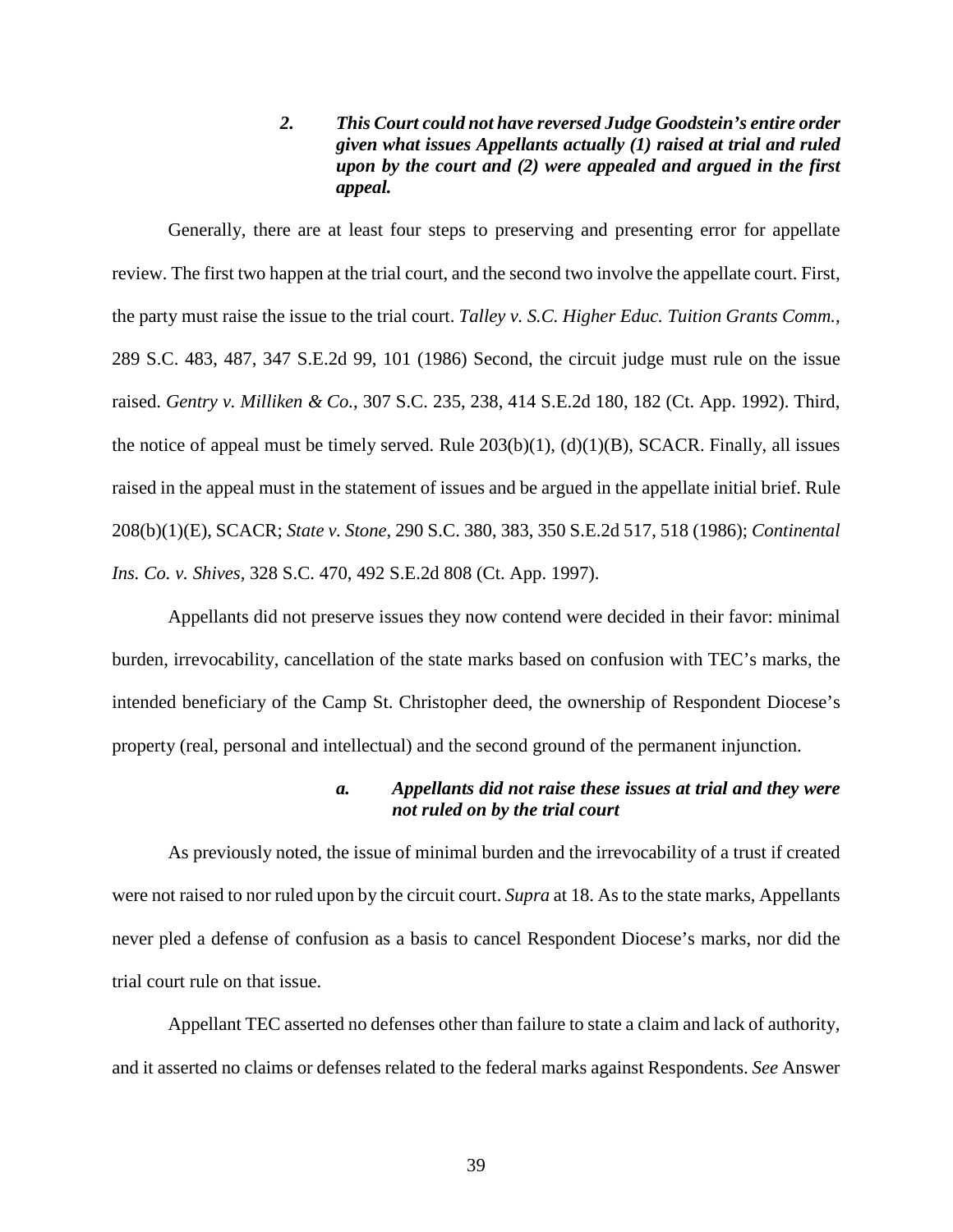### 2. *This Court could not have reversed Judge Goodstein's entire order given what issues Appellants actually (1) raised at trial and ruled upon by the court and (2) were appealed and argued in the first appeal.*

Generally, there are at least four steps to preserving and presenting error for appellate review. The first two happen at the trial court, and the second two involve the appellate court. First, the party must raise the issue to the trial court. *Talley v. S.C. Higher Educ. Tuition Grants Comm.*, 289 S.C. 483, 487, 347 S.E.2d 99, 101 (1986) Second, the circuit judge must rule on the issue raised. *Gentry v. Milliken & Co.*, 307 S.C. 235, 238, 414 S.E.2d 180, 182 (Ct. App. 1992). Third, the notice of appeal must be timely served. Rule 203(b)(1), (d)(1)(B), SCACR. Finally, all issues raised in the appeal must in the statement of issues and be argued in the appellate initial brief. Rule 208(b)(1)(E), SCACR; *State v. Stone*, 290 S.C. 380, 383, 350 S.E.2d 517, 518 (1986); *Continental Ins. Co. v. Shives*, 328 S.C. 470, 492 S.E.2d 808 (Ct. App. 1997).

Appellants did not preserve issues they now contend were decided in their favor: minimal burden, irrevocability, cancellation of the state marks based on confusion with TEC's marks, the intended beneficiary of the Camp St. Christopher deed, the ownership of Respondent Diocese's property (real, personal and intellectual) and the second ground of the permanent injunction.

#### a. *Appellants did not raise these issues at trial and they were not ruled on by the trial court*

As previously noted, the issue of minimal burden and the irrevocability of a trust if created were not raised to nor ruled upon by the circuit court. *Supra* at 18. As to the state marks, Appellants never pled a defense of confusion as a basis to cancel Respondent Diocese's marks, nor did the trial court rule on that issue.

Appellant TEC asserted no defenses other than failure to state a claim and lack of authority, and it asserted no claims or defenses related to the federal marks against Respondents. *See* Answer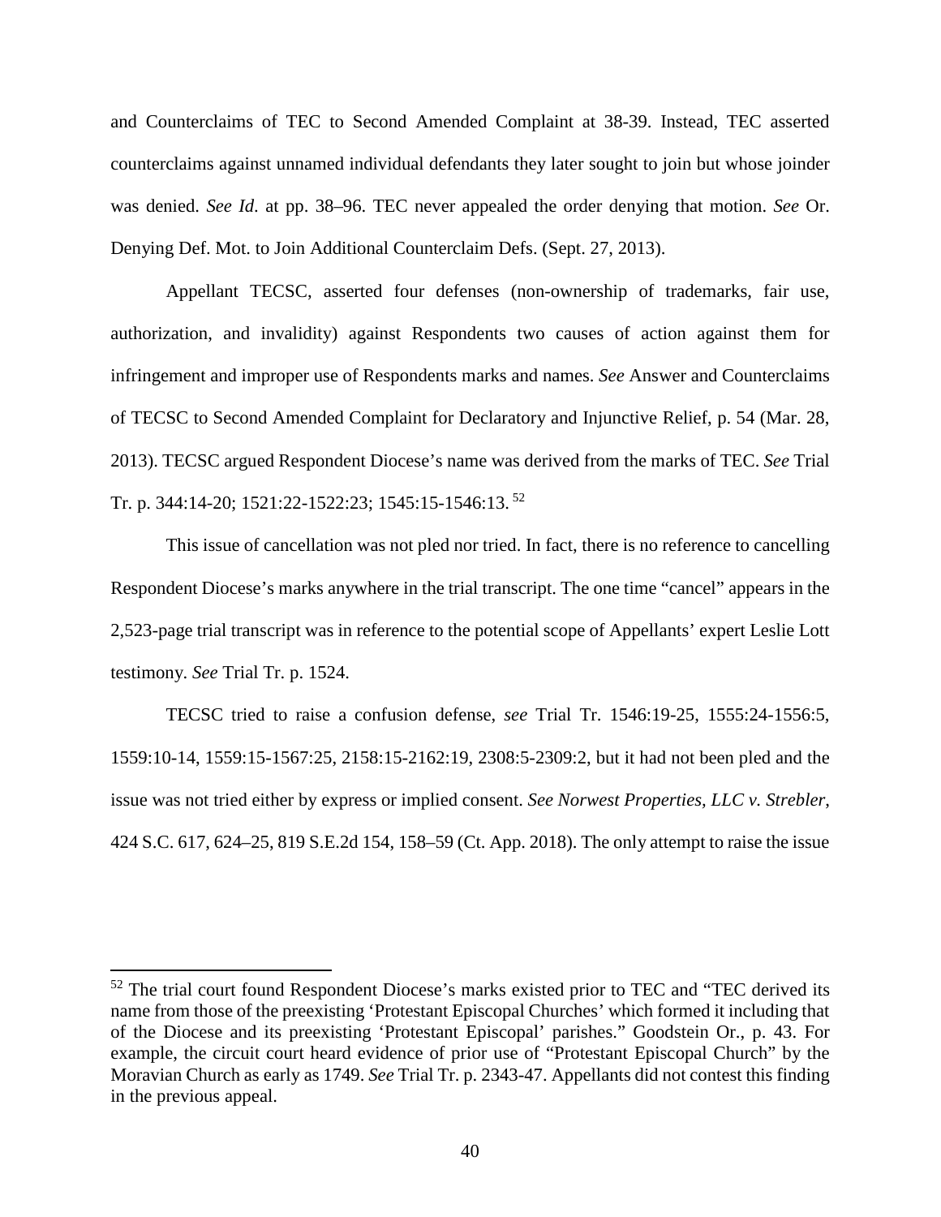and Counterclaims of TEC to Second Amended Complaint at 38-39. Instead, TEC asserted counterclaims against unnamed individual defendants they later sought to join but whose joinder was denied. *See Id*. at pp. 38–96. TEC never appealed the order denying that motion. *See* Or. Denying Def. Mot. to Join Additional Counterclaim Defs. (Sept. 27, 2013).

Appellant TECSC, asserted four defenses (non-ownership of trademarks, fair use, authorization, and invalidity) against Respondents two causes of action against them for infringement and improper use of Respondents marks and names. *See* Answer and Counterclaims of TECSC to Second Amended Complaint for Declaratory and Injunctive Relief, p. 54 (Mar. 28, 2013). TECSC argued Respondent Diocese's name was derived from the marks of TEC. *See* Trial Tr. p. 344:14-20; 1521:22-1522:23; 1545:15-1546:13. [52]

This issue of cancellation was not pled nor tried. In fact, there is no reference to cancelling Respondent Diocese's marks anywhere in the trial transcript. The one time "cancel" appears in the 2,523-page trial transcript was in reference to the potential scope of Appellants' expert Leslie Lott testimony. *See* Trial Tr. p. 1524.

TECSC tried to raise a confusion defense, *see* Trial Tr. 1546:19-25, 1555:24-1556:5, 1559:10-14, 1559:15-1567:25, 2158:15-2162:19, 2308:5-2309:2, but it had not been pled and the issue was not tried either by express or implied consent. *See Norwest Properties, LLC v. Strebler*, 424 S.C. 617, 624–25, 819 S.E.2d 154, 158–59 (Ct. App. 2018). The only attempt to raise the issue

---

[52] The trial court found Respondent Diocese's marks existed prior to TEC and "TEC derived its name from those of the preexisting 'Protestant Episcopal Churches' which formed it including that of the Diocese and its preexisting 'Protestant Episcopal' parishes." Goodstein Or., p. 43. For example, the circuit court heard evidence of prior use of "Protestant Episcopal Church" by the Moravian Church as early as 1749. *See* Trial Tr. p. 2343-47. Appellants did not contest this finding in the previous appeal.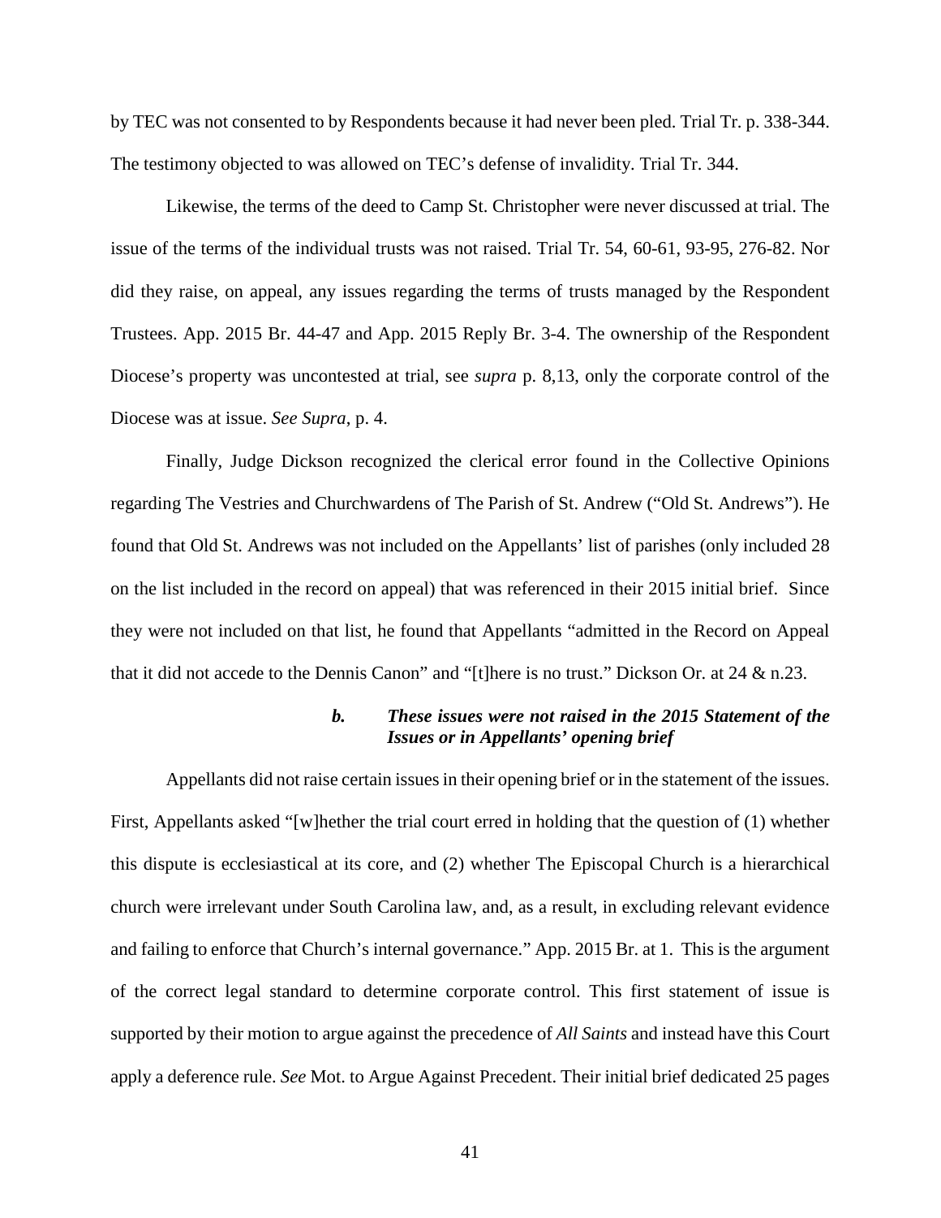by TEC was not consented to by Respondents because it had never been pled. Trial Tr. p. 338-344. The testimony objected to was allowed on TEC's defense of invalidity. Trial Tr. 344.

Likewise, the terms of the deed to Camp St. Christopher were never discussed at trial. The issue of the terms of the individual trusts was not raised. Trial Tr. 54, 60-61, 93-95, 276-82. Nor did they raise, on appeal, any issues regarding the terms of trusts managed by the Respondent Trustees. App. 2015 Br. 44-47 and App. 2015 Reply Br. 3-4. The ownership of the Respondent Diocese's property was uncontested at trial, see *supra* p. 8,13, only the corporate control of the Diocese was at issue. *See Supra*, p. 4.

Finally, Judge Dickson recognized the clerical error found in the Collective Opinions regarding The Vestries and Churchwardens of The Parish of St. Andrew ("Old St. Andrews"). He found that Old St. Andrews was not included on the Appellants' list of parishes (only included 28 on the list included in the record on appeal) that was referenced in their 2015 initial brief. Since they were not included on that list, he found that Appellants "admitted in the Record on Appeal that it did not accede to the Dennis Canon" and "[t]here is no trust." Dickson Or. at 24 & n.23.

#### ***b. These issues were not raised in the 2015 Statement of the Issues or in Appellants' opening brief***

Appellants did not raise certain issues in their opening brief or in the statement of the issues. First, Appellants asked "[w]hether the trial court erred in holding that the question of (1) whether this dispute is ecclesiastical at its core, and (2) whether The Episcopal Church is a hierarchical church were irrelevant under South Carolina law, and, as a result, in excluding relevant evidence and failing to enforce that Church's internal governance." App. 2015 Br. at 1. This is the argument of the correct legal standard to determine corporate control. This first statement of issue is supported by their motion to argue against the precedence of *All Saints* and instead have this Court apply a deference rule. *See* Mot. to Argue Against Precedent. Their initial brief dedicated 25 pages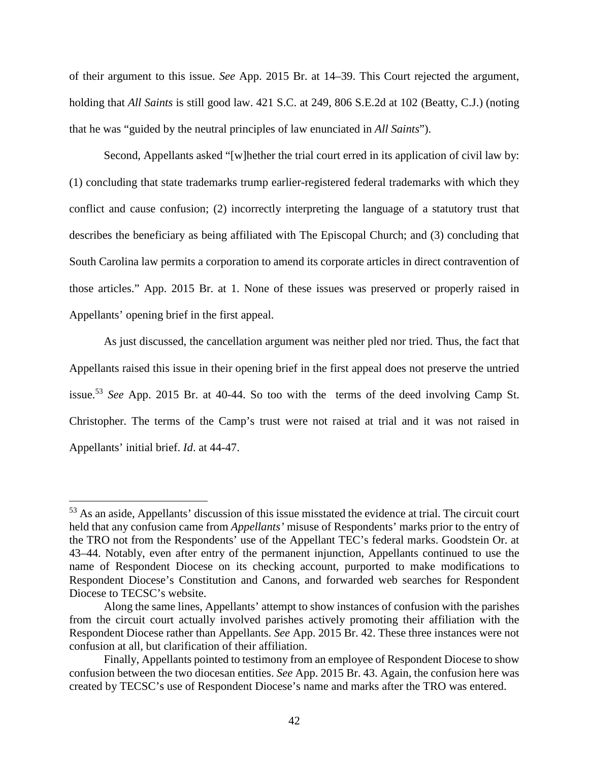of their argument to this issue. *See* App. 2015 Br. at 14–39. This Court rejected the argument, holding that *All Saints* is still good law. 421 S.C. at 249, 806 S.E.2d at 102 (Beatty, C.J.) (noting that he was "guided by the neutral principles of law enunciated in *All Saints*").

Second, Appellants asked "[w]hether the trial court erred in its application of civil law by: (1) concluding that state trademarks trump earlier-registered federal trademarks with which they conflict and cause confusion; (2) incorrectly interpreting the language of a statutory trust that describes the beneficiary as being affiliated with The Episcopal Church; and (3) concluding that South Carolina law permits a corporation to amend its corporate articles in direct contravention of those articles." App. 2015 Br. at 1. None of these issues was preserved or properly raised in Appellants' opening brief in the first appeal.

As just discussed, the cancellation argument was neither pled nor tried. Thus, the fact that Appellants raised this issue in their opening brief in the first appeal does not preserve the untried issue.[53] *See* App. 2015 Br. at 40-44. So too with the terms of the deed involving Camp St. Christopher. The terms of the Camp's trust were not raised at trial and it was not raised in Appellants' initial brief. *Id*. at 44-47.

---

[53] As an aside, Appellants' discussion of this issue misstated the evidence at trial. The circuit court held that any confusion came from *Appellants'* misuse of Respondents' marks prior to the entry of the TRO not from the Respondents' use of the Appellant TEC's federal marks. Goodstein Or. at 43–44. Notably, even after entry of the permanent injunction, Appellants continued to use the name of Respondent Diocese on its checking account, purported to make modifications to Respondent Diocese's Constitution and Canons, and forwarded web searches for Respondent Diocese to TECSC's website.

Along the same lines, Appellants' attempt to show instances of confusion with the parishes from the circuit court actually involved parishes actively promoting their affiliation with the Respondent Diocese rather than Appellants. *See* App. 2015 Br. 42. These three instances were not confusion at all, but clarification of their affiliation.

Finally, Appellants pointed to testimony from an employee of Respondent Diocese to show confusion between the two diocesan entities. *See* App. 2015 Br. 43. Again, the confusion here was created by TECSC's use of Respondent Diocese's name and marks after the TRO was entered.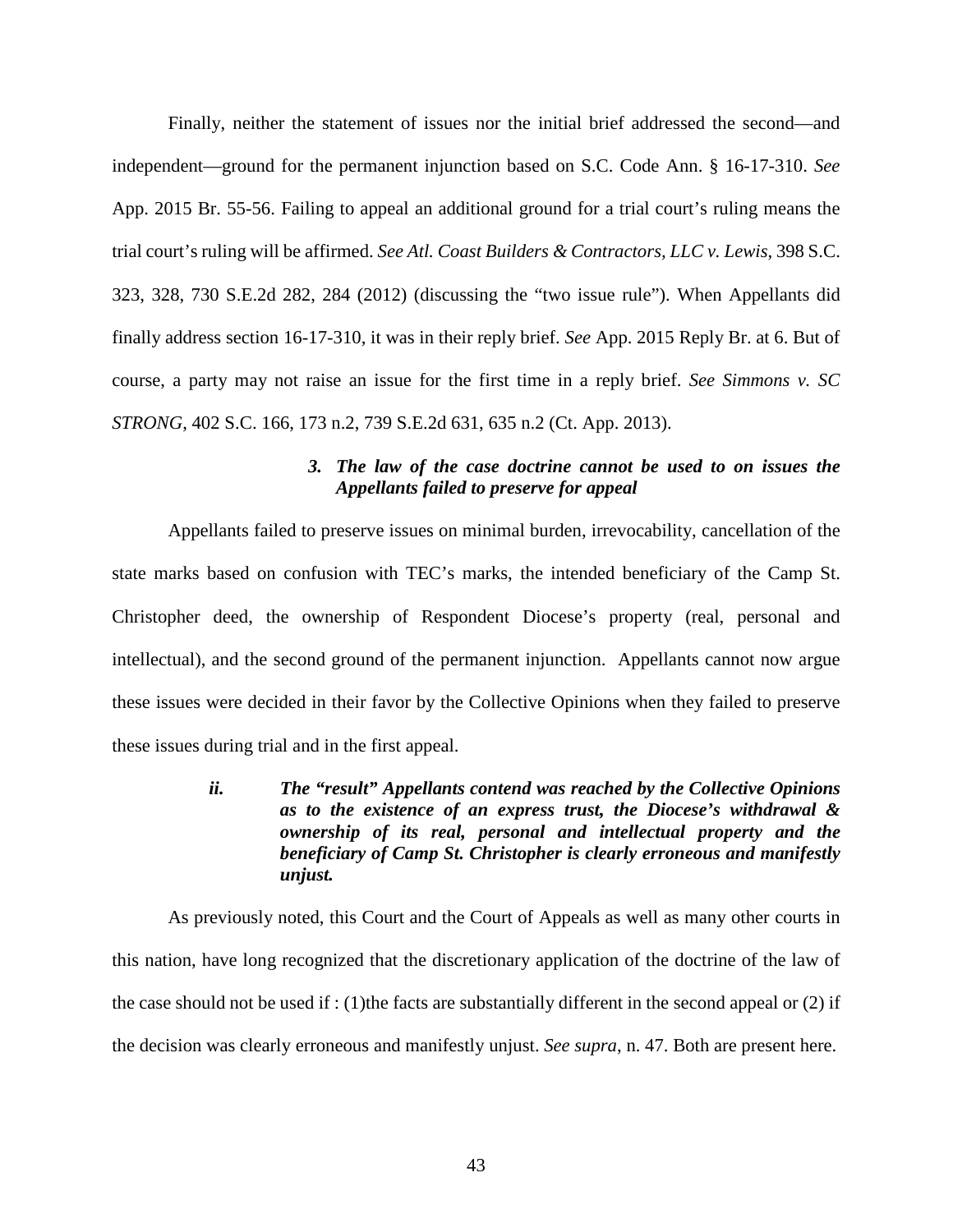Finally, neither the statement of issues nor the initial brief addressed the second—and independent—ground for the permanent injunction based on S.C. Code Ann. § 16-17-310. *See* App. 2015 Br. 55-56. Failing to appeal an additional ground for a trial court's ruling means the trial court's ruling will be affirmed. *See Atl. Coast Builders & Contractors, LLC v. Lewis*, 398 S.C. 323, 328, 730 S.E.2d 282, 284 (2012) (discussing the "two issue rule"). When Appellants did finally address section 16-17-310, it was in their reply brief. *See* App. 2015 Reply Br. at 6. But of course, a party may not raise an issue for the first time in a reply brief. *See Simmons v. SC STRONG*, 402 S.C. 166, 173 n.2, 739 S.E.2d 631, 635 n.2 (Ct. App. 2013).

#### ***3. The law of the case doctrine cannot be used to on issues the Appellants failed to preserve for appeal***

Appellants failed to preserve issues on minimal burden, irrevocability, cancellation of the state marks based on confusion with TEC's marks, the intended beneficiary of the Camp St. Christopher deed, the ownership of Respondent Diocese's property (real, personal and intellectual), and the second ground of the permanent injunction. Appellants cannot now argue these issues were decided in their favor by the Collective Opinions when they failed to preserve these issues during trial and in the first appeal.

#### ***ii. The "result" Appellants contend was reached by the Collective Opinions as to the existence of an express trust, the Diocese's withdrawal & ownership of its real, personal and intellectual property and the beneficiary of Camp St. Christopher is clearly erroneous and manifestly unjust.***

As previously noted, this Court and the Court of Appeals as well as many other courts in this nation, have long recognized that the discretionary application of the doctrine of the law of the case should not be used if : (1)the facts are substantially different in the second appeal or (2) if the decision was clearly erroneous and manifestly unjust. *See supra*, n. 47. Both are present here.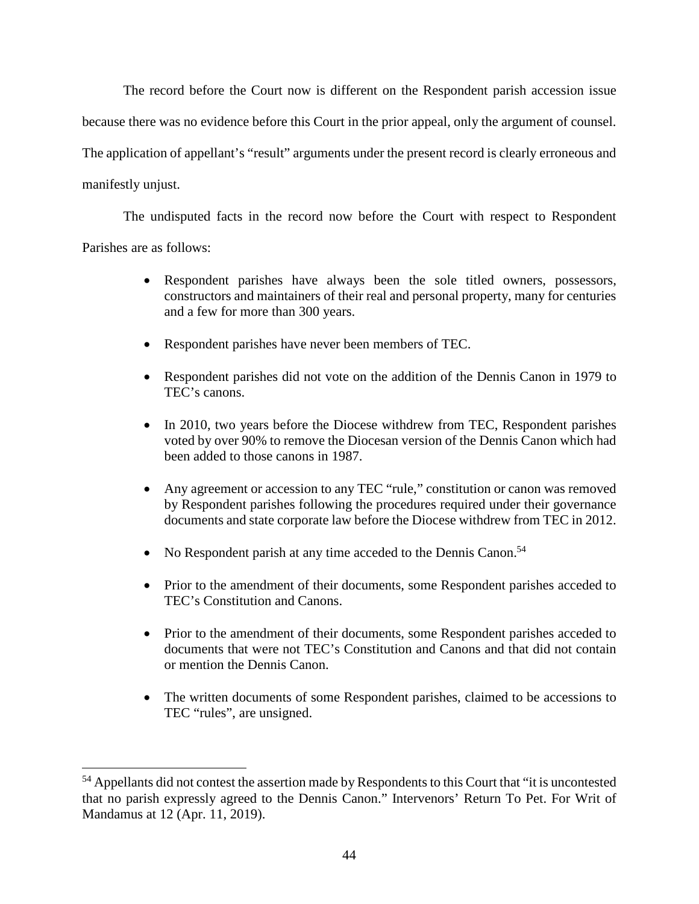The record before the Court now is different on the Respondent parish accession issue because there was no evidence before this Court in the prior appeal, only the argument of counsel. The application of appellant's "result" arguments under the present record is clearly erroneous and manifestly unjust.

The undisputed facts in the record now before the Court with respect to Respondent Parishes are as follows:

- Respondent parishes have always been the sole titled owners, possessors, constructors and maintainers of their real and personal property, many for centuries and a few for more than 300 years.
- Respondent parishes have never been members of TEC.
- Respondent parishes did not vote on the addition of the Dennis Canon in 1979 to TEC's canons.
- In 2010, two years before the Diocese withdrew from TEC, Respondent parishes voted by over 90% to remove the Diocesan version of the Dennis Canon which had been added to those canons in 1987.
- Any agreement or accession to any TEC "rule," constitution or canon was removed by Respondent parishes following the procedures required under their governance documents and state corporate law before the Diocese withdrew from TEC in 2012.
- No Respondent parish at any time acceded to the Dennis Canon.[54]
- Prior to the amendment of their documents, some Respondent parishes acceded to TEC's Constitution and Canons.
- Prior to the amendment of their documents, some Respondent parishes acceded to documents that were not TEC's Constitution and Canons and that did not contain or mention the Dennis Canon.
- The written documents of some Respondent parishes, claimed to be accessions to TEC "rules", are unsigned.

[54] Appellants did not contest the assertion made by Respondents to this Court that "it is uncontested that no parish expressly agreed to the Dennis Canon." Intervenors' Return To Pet. For Writ of Mandamus at 12 (Apr. 11, 2019).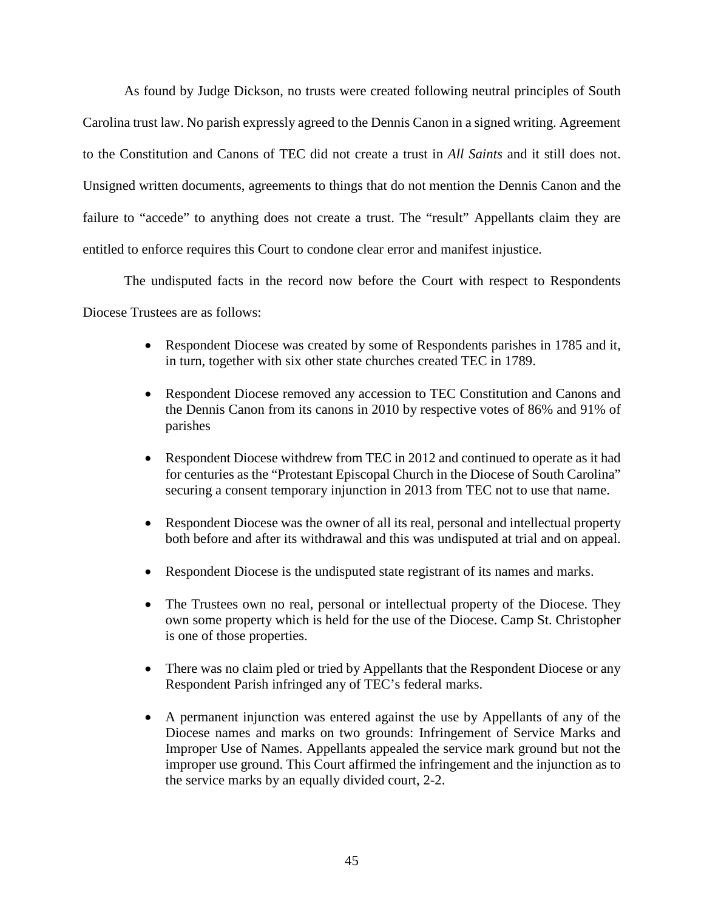As found by Judge Dickson, no trusts were created following neutral principles of South Carolina trust law. No parish expressly agreed to the Dennis Canon in a signed writing. Agreement to the Constitution and Canons of TEC did not create a trust in *All Saints* and it still does not. Unsigned written documents, agreements to things that do not mention the Dennis Canon and the failure to "accede" to anything does not create a trust. The "result" Appellants claim they are entitled to enforce requires this Court to condone clear error and manifest injustice.

The undisputed facts in the record now before the Court with respect to Respondents Diocese Trustees are as follows:

- Respondent Diocese was created by some of Respondents parishes in 1785 and it, in turn, together with six other state churches created TEC in 1789.
- Respondent Diocese removed any accession to TEC Constitution and Canons and the Dennis Canon from its canons in 2010 by respective votes of 86% and 91% of parishes
- Respondent Diocese withdrew from TEC in 2012 and continued to operate as it had for centuries as the "Protestant Episcopal Church in the Diocese of South Carolina" securing a consent temporary injunction in 2013 from TEC not to use that name.
- Respondent Diocese was the owner of all its real, personal and intellectual property both before and after its withdrawal and this was undisputed at trial and on appeal.
- Respondent Diocese is the undisputed state registrant of its names and marks.
- The Trustees own no real, personal or intellectual property of the Diocese. They own some property which is held for the use of the Diocese. Camp St. Christopher is one of those properties.
- There was no claim pled or tried by Appellants that the Respondent Diocese or any Respondent Parish infringed any of TEC's federal marks.
- A permanent injunction was entered against the use by Appellants of any of the Diocese names and marks on two grounds: Infringement of Service Marks and Improper Use of Names. Appellants appealed the service mark ground but not the improper use ground. This Court affirmed the infringement and the injunction as to the service marks by an equally divided court, 2-2.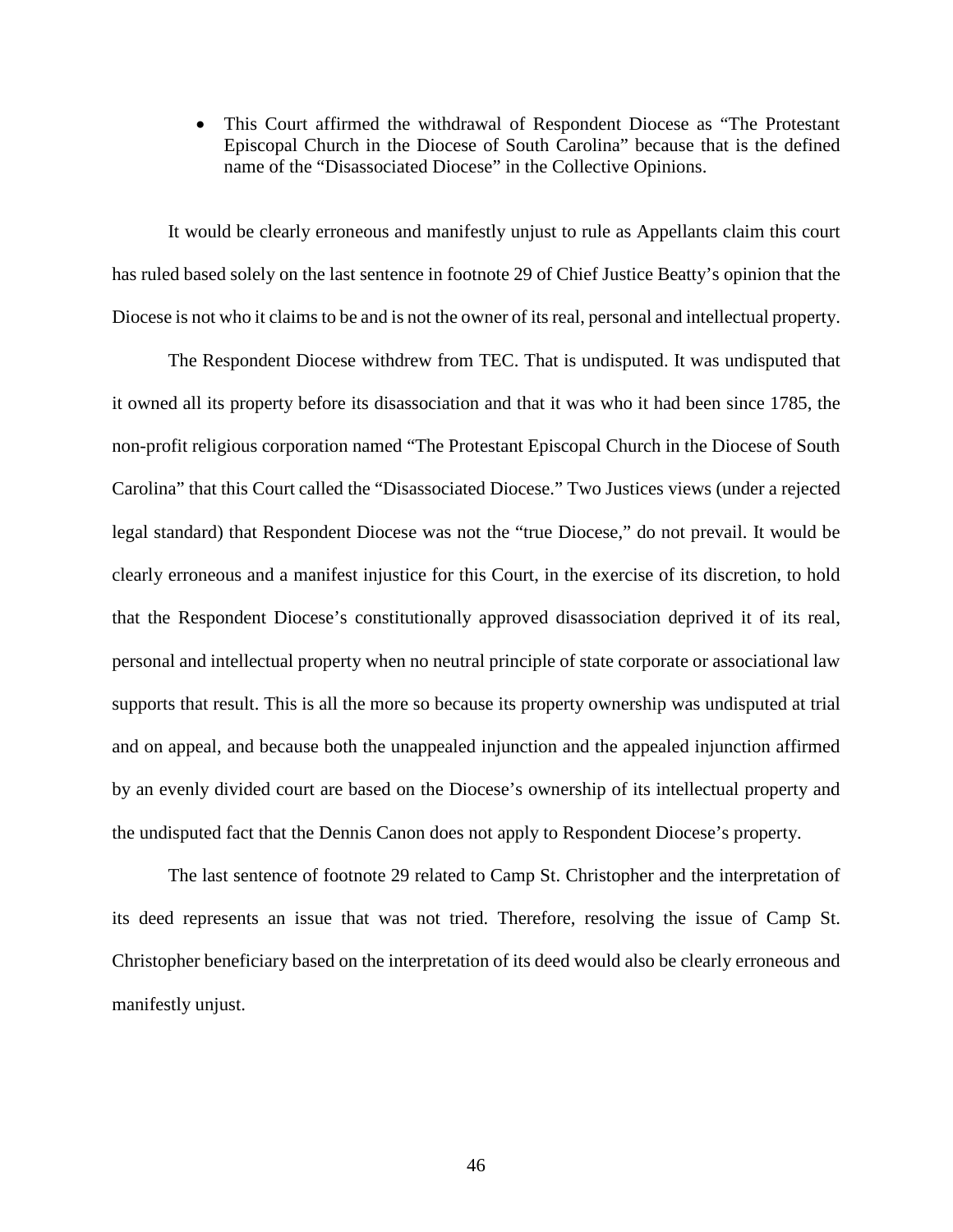- This Court affirmed the withdrawal of Respondent Diocese as "The Protestant Episcopal Church in the Diocese of South Carolina" because that is the defined name of the "Disassociated Diocese" in the Collective Opinions.

It would be clearly erroneous and manifestly unjust to rule as Appellants claim this court has ruled based solely on the last sentence in footnote 29 of Chief Justice Beatty's opinion that the Diocese is not who it claims to be and is not the owner of its real, personal and intellectual property.

The Respondent Diocese withdrew from TEC. That is undisputed. It was undisputed that it owned all its property before its disassociation and that it was who it had been since 1785, the non-profit religious corporation named "The Protestant Episcopal Church in the Diocese of South Carolina" that this Court called the "Disassociated Diocese." Two Justices views (under a rejected legal standard) that Respondent Diocese was not the "true Diocese," do not prevail. It would be clearly erroneous and a manifest injustice for this Court, in the exercise of its discretion, to hold that the Respondent Diocese's constitutionally approved disassociation deprived it of its real, personal and intellectual property when no neutral principle of state corporate or associational law supports that result. This is all the more so because its property ownership was undisputed at trial and on appeal, and because both the unappealed injunction and the appealed injunction affirmed by an evenly divided court are based on the Diocese's ownership of its intellectual property and the undisputed fact that the Dennis Canon does not apply to Respondent Diocese's property.

The last sentence of footnote 29 related to Camp St. Christopher and the interpretation of its deed represents an issue that was not tried. Therefore, resolving the issue of Camp St. Christopher beneficiary based on the interpretation of its deed would also be clearly erroneous and manifestly unjust.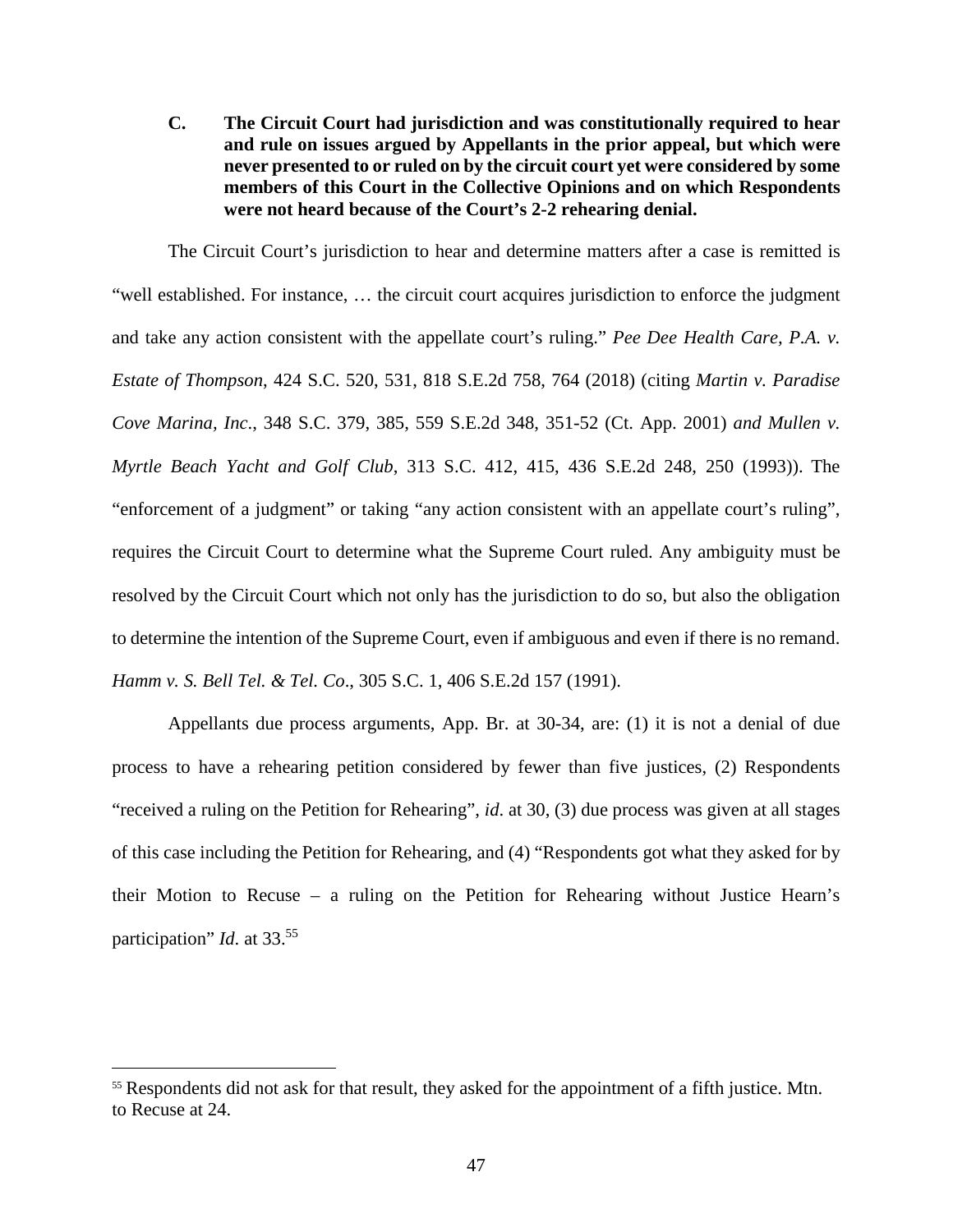**C. The Circuit Court had jurisdiction and was constitutionally required to hear and rule on issues argued by Appellants in the prior appeal, but which were never presented to or ruled on by the circuit court yet were considered by some members of this Court in the Collective Opinions and on which Respondents were not heard because of the Court's 2-2 rehearing denial.**

The Circuit Court's jurisdiction to hear and determine matters after a case is remitted is "well established. For instance, … the circuit court acquires jurisdiction to enforce the judgment and take any action consistent with the appellate court's ruling." *Pee Dee Health Care, P.A. v. Estate of Thompson*, 424 S.C. 520, 531, 818 S.E.2d 758, 764 (2018) (citing *Martin v. Paradise Cove Marina, Inc*., 348 S.C. 379, 385, 559 S.E.2d 348, 351-52 (Ct. App. 2001) *and Mullen v. Myrtle Beach Yacht and Golf Club*, 313 S.C. 412, 415, 436 S.E.2d 248, 250 (1993)). The "enforcement of a judgment" or taking "any action consistent with an appellate court's ruling", requires the Circuit Court to determine what the Supreme Court ruled. Any ambiguity must be resolved by the Circuit Court which not only has the jurisdiction to do so, but also the obligation to determine the intention of the Supreme Court, even if ambiguous and even if there is no remand. *Hamm v. S. Bell Tel. & Tel. Co*., 305 S.C. 1, 406 S.E.2d 157 (1991).

Appellants due process arguments, App. Br. at 30-34, are: (1) it is not a denial of due process to have a rehearing petition considered by fewer than five justices, (2) Respondents "received a ruling on the Petition for Rehearing", *id*. at 30, (3) due process was given at all stages of this case including the Petition for Rehearing, and (4) "Respondents got what they asked for by their Motion to Recuse – a ruling on the Petition for Rehearing without Justice Hearn's participation" *Id*. at 33.[55]

[55] Respondents did not ask for that result, they asked for the appointment of a fifth justice. Mtn. to Recuse at 24.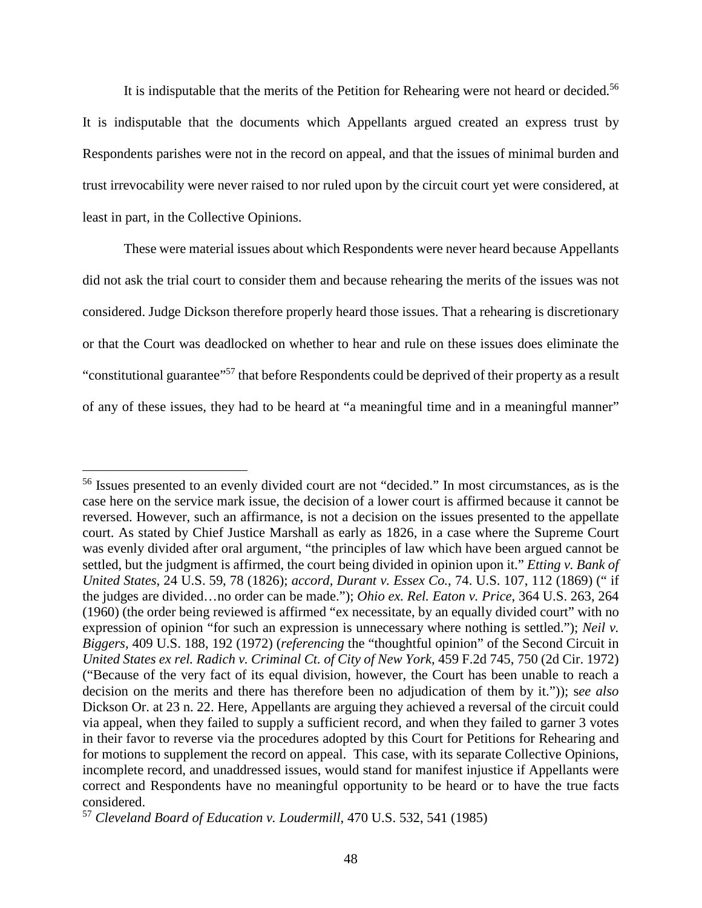It is indisputable that the merits of the Petition for Rehearing were not heard or decided.[56] It is indisputable that the documents which Appellants argued created an express trust by Respondents parishes were not in the record on appeal, and that the issues of minimal burden and trust irrevocability were never raised to nor ruled upon by the circuit court yet were considered, at least in part, in the Collective Opinions.

These were material issues about which Respondents were never heard because Appellants did not ask the trial court to consider them and because rehearing the merits of the issues was not considered. Judge Dickson therefore properly heard those issues. That a rehearing is discretionary or that the Court was deadlocked on whether to hear and rule on these issues does eliminate the "constitutional guarantee"[57] that before Respondents could be deprived of their property as a result of any of these issues, they had to be heard at "a meaningful time and in a meaningful manner"

---

[56] Issues presented to an evenly divided court are not "decided." In most circumstances, as is the case here on the service mark issue, the decision of a lower court is affirmed because it cannot be reversed. However, such an affirmance, is not a decision on the issues presented to the appellate court. As stated by Chief Justice Marshall as early as 1826, in a case where the Supreme Court was evenly divided after oral argument, "the principles of law which have been argued cannot be settled, but the judgment is affirmed, the court being divided in opinion upon it." *Etting v. Bank of United States*, 24 U.S. 59, 78 (1826); *accord*, *Durant v. Essex Co.*, 74. U.S. 107, 112 (1869) (" if the judges are divided…no order can be made."); *Ohio ex. Rel. Eaton v. Price*, 364 U.S. 263, 264 (1960) (the order being reviewed is affirmed "ex necessitate, by an equally divided court" with no expression of opinion "for such an expression is unnecessary where nothing is settled."); *Neil v. Biggers*, 409 U.S. 188, 192 (1972) (*referencing* the "thoughtful opinion" of the Second Circuit in *United States ex rel. Radich v. Criminal Ct. of City of New York*, 459 F.2d 745, 750 (2d Cir. 1972) ("Because of the very fact of its equal division, however, the Court has been unable to reach a decision on the merits and there has therefore been no adjudication of them by it.")); *see also* Dickson Or. at 23 n. 22. Here, Appellants are arguing they achieved a reversal of the circuit could via appeal, when they failed to supply a sufficient record, and when they failed to garner 3 votes in their favor to reverse via the procedures adopted by this Court for Petitions for Rehearing and for motions to supplement the record on appeal. This case, with its separate Collective Opinions, incomplete record, and unaddressed issues, would stand for manifest injustice if Appellants were correct and Respondents have no meaningful opportunity to be heard or to have the true facts considered.

[57] *Cleveland Board of Education v. Loudermill*, 470 U.S. 532, 541 (1985)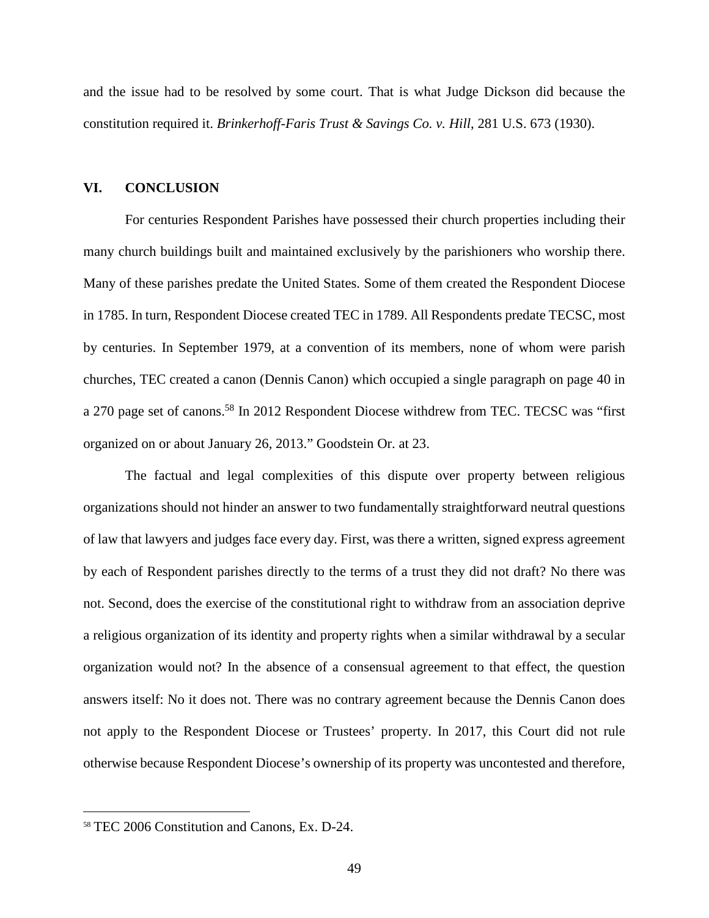and the issue had to be resolved by some court. That is what Judge Dickson did because the constitution required it. *Brinkerhoff-Faris Trust & Savings Co. v. Hill*, 281 U.S. 673 (1930).

## VI. CONCLUSION

For centuries Respondent Parishes have possessed their church properties including their many church buildings built and maintained exclusively by the parishioners who worship there. Many of these parishes predate the United States. Some of them created the Respondent Diocese in 1785. In turn, Respondent Diocese created TEC in 1789. All Respondents predate TECSC, most by centuries. In September 1979, at a convention of its members, none of whom were parish churches, TEC created a canon (Dennis Canon) which occupied a single paragraph on page 40 in a 270 page set of canons.[58] In 2012 Respondent Diocese withdrew from TEC. TECSC was "first organized on or about January 26, 2013." Goodstein Or. at 23.

The factual and legal complexities of this dispute over property between religious organizations should not hinder an answer to two fundamentally straightforward neutral questions of law that lawyers and judges face every day. First, was there a written, signed express agreement by each of Respondent parishes directly to the terms of a trust they did not draft? No there was not. Second, does the exercise of the constitutional right to withdraw from an association deprive a religious organization of its identity and property rights when a similar withdrawal by a secular organization would not? In the absence of a consensual agreement to that effect, the question answers itself: No it does not. There was no contrary agreement because the Dennis Canon does not apply to the Respondent Diocese or Trustees' property. In 2017, this Court did not rule otherwise because Respondent Diocese's ownership of its property was uncontested and therefore,

---

[58] TEC 2006 Constitution and Canons, Ex. D-24.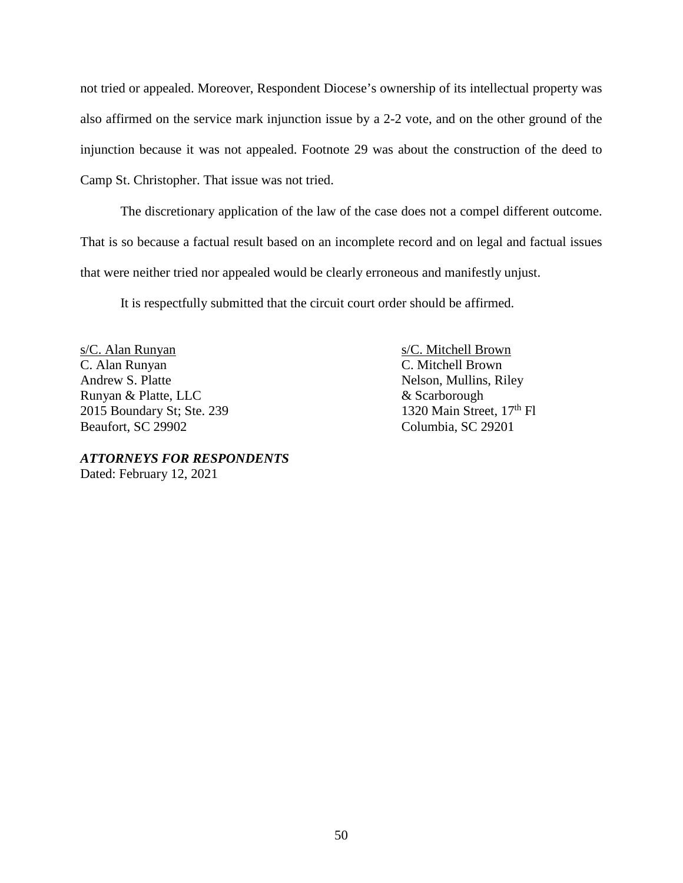not tried or appealed. Moreover, Respondent Diocese's ownership of its intellectual property was also affirmed on the service mark injunction issue by a 2-2 vote, and on the other ground of the injunction because it was not appealed. Footnote 29 was about the construction of the deed to Camp St. Christopher. That issue was not tried.

The discretionary application of the law of the case does not a compel different outcome. That is so because a factual result based on an incomplete record and on legal and factual issues that were neither tried nor appealed would be clearly erroneous and manifestly unjust.

It is respectfully submitted that the circuit court order should be affirmed.

s/C. Alan Runyan
C. Alan Runyan
Andrew S. Platte
Runyan & Platte, LLC
2015 Boundary St; Ste. 239
Beaufort, SC 29902

s/C. Mitchell Brown
C. Mitchell Brown
Nelson, Mullins, Riley
& Scarborough
1320 Main Street, 17th Fl
Columbia, SC 29201

***ATTORNEYS FOR RESPONDENTS***
Dated: February 12, 2021